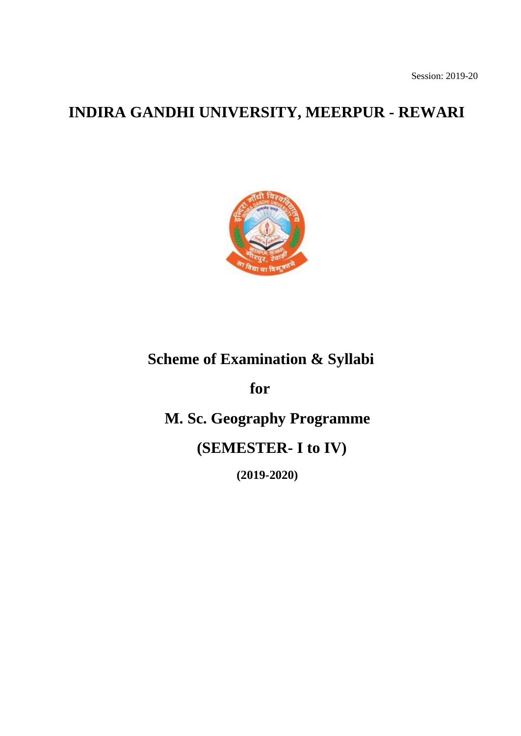Session: 2019-20

# INDIRA GANDHI UNIVERSITY, MEERPUR - REWARI

## Scheme of Examination & Syllabi

## for

## M. Sc. Geography Programme

## (SEMESTER- I to IV)

**(2019-2020)**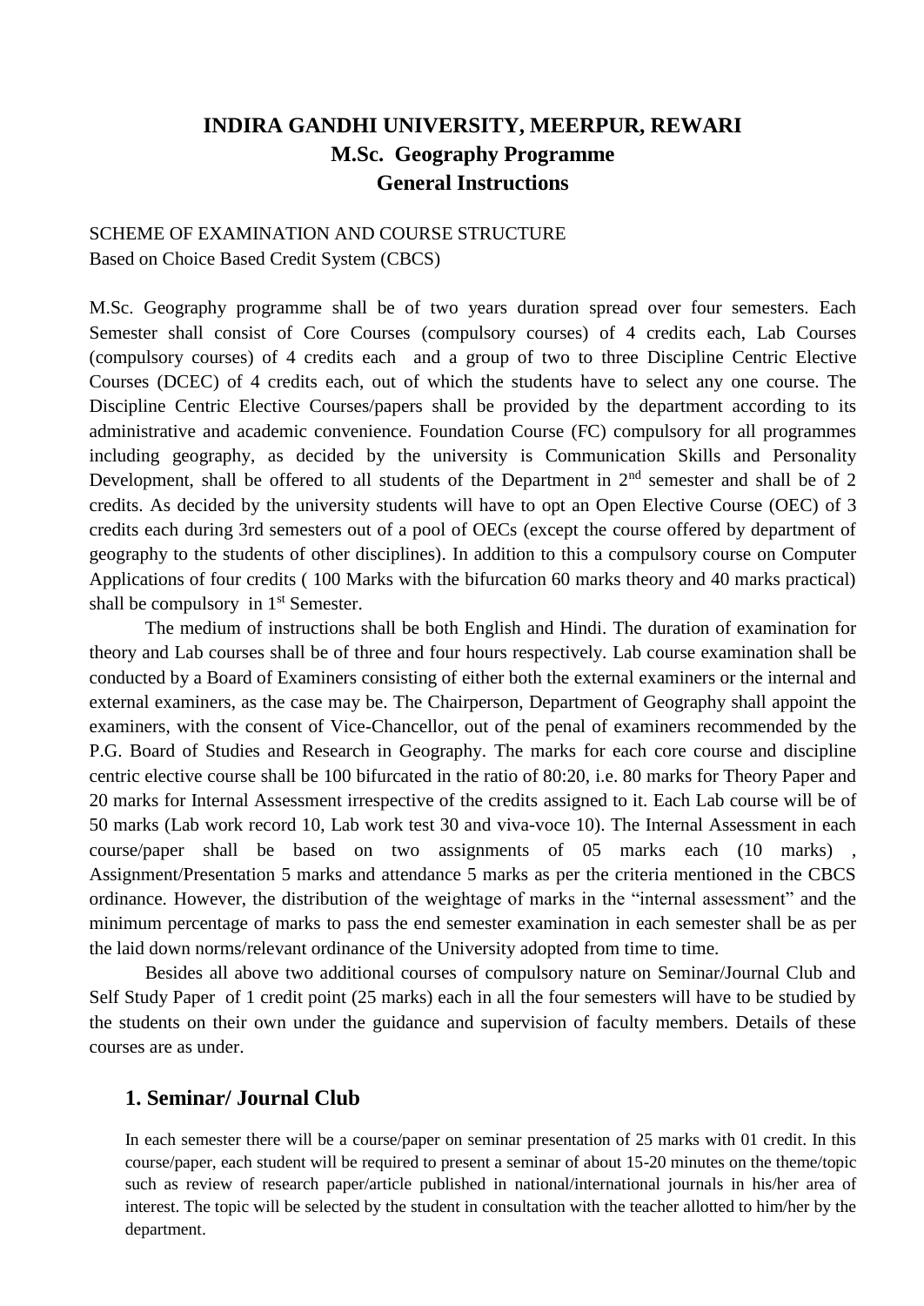# INDIRA GANDHI UNIVERSITY, MEERPUR, REWARI
## M.Sc. Geography Programme
## General Instructions

SCHEME OF EXAMINATION AND COURSE STRUCTURE
Based on Choice Based Credit System (CBCS)

M.Sc. Geography programme shall be of two years duration spread over four semesters. Each Semester shall consist of Core Courses (compulsory courses) of 4 credits each, Lab Courses (compulsory courses) of 4 credits each and a group of two to three Discipline Centric Elective Courses (DCEC) of 4 credits each, out of which the students have to select any one course. The Discipline Centric Elective Courses/papers shall be provided by the department according to its administrative and academic convenience. Foundation Course (FC) compulsory for all programmes including geography, as decided by the university is Communication Skills and Personality Development, shall be offered to all students of the Department in 2nd semester and shall be of 2 credits. As decided by the university students will have to opt an Open Elective Course (OEC) of 3 credits each during 3rd semesters out of a pool of OECs (except the course offered by department of geography to the students of other disciplines). In addition to this a compulsory course on Computer Applications of four credits ( 100 Marks with the bifurcation 60 marks theory and 40 marks practical) shall be compulsory in 1st Semester.

The medium of instructions shall be both English and Hindi. The duration of examination for theory and Lab courses shall be of three and four hours respectively. Lab course examination shall be conducted by a Board of Examiners consisting of either both the external examiners or the internal and external examiners, as the case may be. The Chairperson, Department of Geography shall appoint the examiners, with the consent of Vice-Chancellor, out of the penal of examiners recommended by the P.G. Board of Studies and Research in Geography. The marks for each core course and discipline centric elective course shall be 100 bifurcated in the ratio of 80:20, i.e. 80 marks for Theory Paper and 20 marks for Internal Assessment irrespective of the credits assigned to it. Each Lab course will be of 50 marks (Lab work record 10, Lab work test 30 and viva-voce 10). The Internal Assessment in each course/paper shall be based on two assignments of 05 marks each (10 marks) , Assignment/Presentation 5 marks and attendance 5 marks as per the criteria mentioned in the CBCS ordinance. However, the distribution of the weightage of marks in the "internal assessment" and the minimum percentage of marks to pass the end semester examination in each semester shall be as per the laid down norms/relevant ordinance of the University adopted from time to time.

Besides all above two additional courses of compulsory nature on Seminar/Journal Club and Self Study Paper of 1 credit point (25 marks) each in all the four semesters will have to be studied by the students on their own under the guidance and supervision of faculty members. Details of these courses are as under.

## 1. Seminar/ Journal Club

In each semester there will be a course/paper on seminar presentation of 25 marks with 01 credit. In this course/paper, each student will be required to present a seminar of about 15-20 minutes on the theme/topic such as review of research paper/article published in national/international journals in his/her area of interest. The topic will be selected by the student in consultation with the teacher allotted to him/her by the department.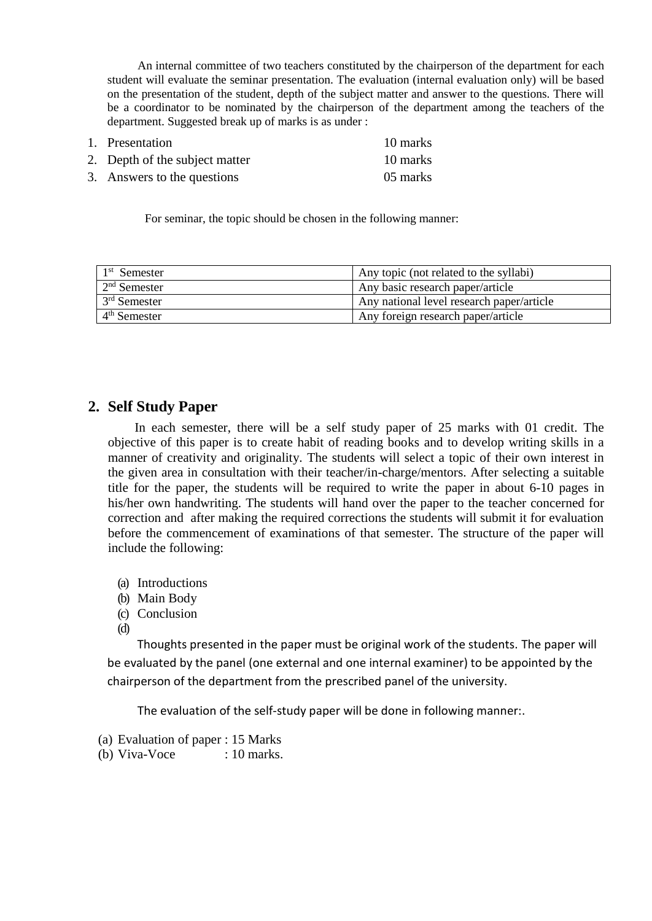An internal committee of two teachers constituted by the chairperson of the department for each student will evaluate the seminar presentation. The evaluation (internal evaluation only) will be based on the presentation of the student, depth of the subject matter and answer to the questions. There will be a coordinator to be nominated by the chairperson of the department among the teachers of the department. Suggested break up of marks is as under :

1. Presentation 10 marks
2. Depth of the subject matter 10 marks
3. Answers to the questions 05 marks

For seminar, the topic should be chosen in the following manner:

| | |
|---|---|
| 1st Semester | Any topic (not related to the syllabi) |
| 2nd Semester | Any basic research paper/article |
| 3rd Semester | Any national level research paper/article |
| 4th Semester | Any foreign research paper/article |

## 2. Self Study Paper

In each semester, there will be a self study paper of 25 marks with 01 credit. The objective of this paper is to create habit of reading books and to develop writing skills in a manner of creativity and originality. The students will select a topic of their own interest in the given area in consultation with their teacher/in-charge/mentors. After selecting a suitable title for the paper, the students will be required to write the paper in about 6-10 pages in his/her own handwriting. The students will hand over the paper to the teacher concerned for correction and after making the required corrections the students will submit it for evaluation before the commencement of examinations of that semester. The structure of the paper will include the following:

(a) Introductions
(b) Main Body
(c) Conclusion
(d)

Thoughts presented in the paper must be original work of the students. The paper will be evaluated by the panel (one external and one internal examiner) to be appointed by the chairperson of the department from the prescribed panel of the university.

The evaluation of the self-study paper will be done in following manner:.

(a) Evaluation of paper : 15 Marks
(b) Viva-Voce : 10 marks.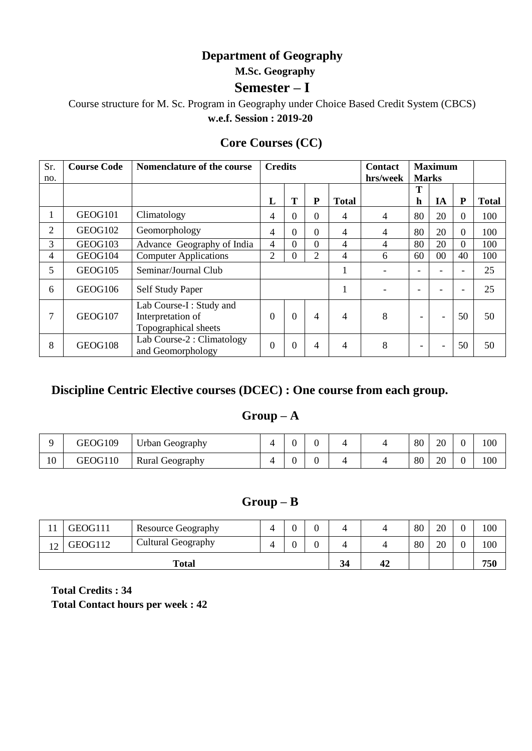# Department of Geography

### M.Sc. Geography

## Semester – I

Course structure for M. Sc. Program in Geography under Choice Based Credit System (CBCS)

**w.e.f. Session : 2019-20**

## Core Courses (CC)

| Sr. no. | Course Code | Nomenclature of the course | Credits | | | | Contact hrs/week | Maximum Marks | | | |
|---|---|---|---|---|---|---|---|---|---|---|---|
| | | | L | T | P | Total | | Th | IA | P | Total |
| 1 | GEOG101 | Climatology | 4 | 0 | 0 | 4 | 4 | 80 | 20 | 0 | 100 |
| 2 | GEOG102 | Geomorphology | 4 | 0 | 0 | 4 | 4 | 80 | 20 | 0 | 100 |
| 3 | GEOG103 | Advance Geography of India | 4 | 0 | 0 | 4 | 4 | 80 | 20 | 0 | 100 |
| 4 | GEOG104 | Computer Applications | 2 | 0 | 2 | 4 | 6 | 60 | 00 | 40 | 100 |
| 5 | GEOG105 | Seminar/Journal Club | | | | 1 | - | - | - | - | 25 |
| 6 | GEOG106 | Self Study Paper | | | | 1 | - | - | - | - | 25 |
| 7 | GEOG107 | Lab Course-I : Study and Interpretation of Topographical sheets | 0 | 0 | 4 | 4 | 8 | - | - | 50 | 50 |
| 8 | GEOG108 | Lab Course-2 : Climatology and Geomorphology | 0 | 0 | 4 | 4 | 8 | - | - | 50 | 50 |

## Discipline Centric Elective courses (DCEC) : One course from each group.

### Group – A

| | | | | | | | | | | | |
|---|---|---|---|---|---|---|---|---|---|---|---|
| 9 | GEOG109 | Urban Geography | 4 | 0 | 0 | 4 | 4 | 80 | 20 | 0 | 100 |
| 10 | GEOG110 | Rural Geography | 4 | 0 | 0 | 4 | 4 | 80 | 20 | 0 | 100 |

### Group – B

| | | | | | | | | | | | |
|---|---|---|---|---|---|---|---|---|---|---|---|
| 11 | GEOG111 | Resource Geography | 4 | 0 | 0 | 4 | 4 | 80 | 20 | 0 | 100 |
| 12 | GEOG112 | Cultural Geography | 4 | 0 | 0 | 4 | 4 | 80 | 20 | 0 | 100 |
| **Total** | | | | | | **34** | **42** | | | | **750** |

**Total Credits : 34**
**Total Contact hours per week : 42**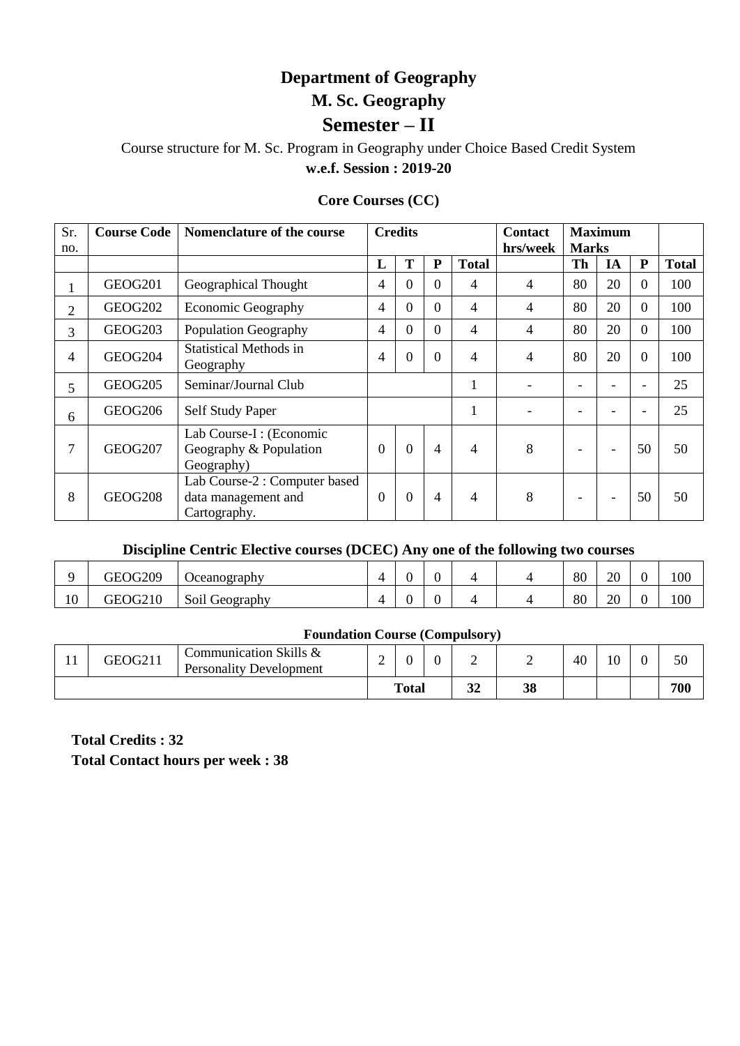# Department of Geography

## M. Sc. Geography

## Semester – II

Course structure for M. Sc. Program in Geography under Choice Based Credit System

**w.e.f. Session : 2019-20**

### Core Courses (CC)

| Sr. no. | Course Code | Nomenclature of the course | Credits | | | | Contact hrs/week | Maximum Marks | | | |
|---|---|---|---|---|---|---|---|---|---|---|---|
| | | | L | T | P | Total | | Th | IA | P | Total |
| 1 | GEOG201 | Geographical Thought | 4 | 0 | 0 | 4 | 4 | 80 | 20 | 0 | 100 |
| 2 | GEOG202 | Economic Geography | 4 | 0 | 0 | 4 | 4 | 80 | 20 | 0 | 100 |
| 3 | GEOG203 | Population Geography | 4 | 0 | 0 | 4 | 4 | 80 | 20 | 0 | 100 |
| 4 | GEOG204 | Statistical Methods in Geography | 4 | 0 | 0 | 4 | 4 | 80 | 20 | 0 | 100 |
| 5 | GEOG205 | Seminar/Journal Club | | | | 1 | - | - | - | - | 25 |
| 6 | GEOG206 | Self Study Paper | | | | 1 | - | - | - | - | 25 |
| 7 | GEOG207 | Lab Course-I : (Economic Geography & Population Geography) | 0 | 0 | 4 | 4 | 8 | - | - | 50 | 50 |
| 8 | GEOG208 | Lab Course-2 : Computer based data management and Cartography. | 0 | 0 | 4 | 4 | 8 | - | - | 50 | 50 |

### Discipline Centric Elective courses (DCEC) Any one of the following two courses

| | | | | | | | | | | | |
|---|---|---|---|---|---|---|---|---|---|---|---|
| 9 | GEOG209 | Oceanography | 4 | 0 | 0 | 4 | 4 | 80 | 20 | 0 | 100 |
| 10 | GEOG210 | Soil Geography | 4 | 0 | 0 | 4 | 4 | 80 | 20 | 0 | 100 |

### Foundation Course (Compulsory)

| | | | | | | | | | | | |
|---|---|---|---|---|---|---|---|---|---|---|---|
| 11 | GEOG211 | Communication Skills & Personality Development | 2 | 0 | 0 | 2 | 2 | 40 | 10 | 0 | 50 |
| | | | | **Total** | | **32** | **38** | | | | **700** |

**Total Credits : 32**

**Total Contact hours per week : 38**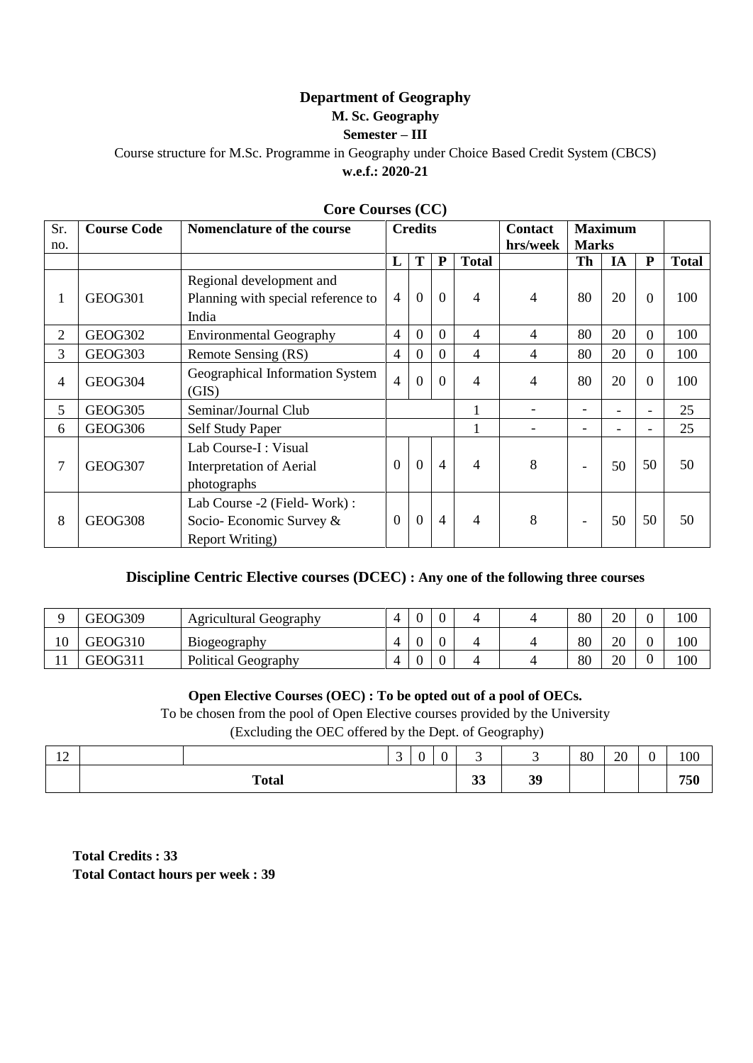**Department of Geography**

**M. Sc. Geography**

**Semester – III**

Course structure for M.Sc. Programme in Geography under Choice Based Credit System (CBCS)

**w.e.f.: 2020-21**

**Core Courses (CC)**

| Sr. no. | Course Code | Nomenclature of the course | Credits | | | | Contact hrs/week | Maximum Marks | | | |
|---|---|---|---|---|---|---|---|---|---|---|---|
| | | | **L** | **T** | **P** | **Total** | | **Th** | **IA** | **P** | **Total** |
| 1 | GEOG301 | Regional development and Planning with special reference to India | 4 | 0 | 0 | 4 | 4 | 80 | 20 | 0 | 100 |
| 2 | GEOG302 | Environmental Geography | 4 | 0 | 0 | 4 | 4 | 80 | 20 | 0 | 100 |
| 3 | GEOG303 | Remote Sensing (RS) | 4 | 0 | 0 | 4 | 4 | 80 | 20 | 0 | 100 |
| 4 | GEOG304 | Geographical Information System (GIS) | 4 | 0 | 0 | 4 | 4 | 80 | 20 | 0 | 100 |
| 5 | GEOG305 | Seminar/Journal Club | | | | 1 | - | - | - | - | 25 |
| 6 | GEOG306 | Self Study Paper | | | | 1 | - | - | - | - | 25 |
| 7 | GEOG307 | Lab Course-I : Visual Interpretation of Aerial photographs | 0 | 0 | 4 | 4 | 8 | - | 50 | 50 | 50 |
| 8 | GEOG308 | Lab Course -2 (Field- Work) : Socio- Economic Survey & Report Writing) | 0 | 0 | 4 | 4 | 8 | - | 50 | 50 | 50 |

**Discipline Centric Elective courses (DCEC) : Any one of the following three courses**

| Sr. no. | Course Code | Nomenclature of the course | L | T | P | Total | Contact hrs/week | Th | IA | P | Total |
|---|---|---|---|---|---|---|---|---|---|---|---|
| 9 | GEOG309 | Agricultural Geography | 4 | 0 | 0 | 4 | 4 | 80 | 20 | 0 | 100 |
| 10 | GEOG310 | Biogeography | 4 | 0 | 0 | 4 | 4 | 80 | 20 | 0 | 100 |
| 11 | GEOG311 | Political Geography | 4 | 0 | 0 | 4 | 4 | 80 | 20 | 0 | 100 |

**Open Elective Courses (OEC) : To be opted out of a pool of OECs.**

To be chosen from the pool of Open Elective courses provided by the University

(Excluding the OEC offered by the Dept. of Geography)

| Sr. no. | Course Code | Nomenclature of the course | L | T | P | Total | Contact hrs/week | Th | IA | P | Total |
|---|---|---|---|---|---|---|---|---|---|---|---|
| 12 | | | 3 | 0 | 0 | 3 | 3 | 80 | 20 | 0 | 100 |
| | **Total** | | | | | **33** | **39** | | | | **750** |

**Total Credits : 33**

**Total Contact hours per week : 39**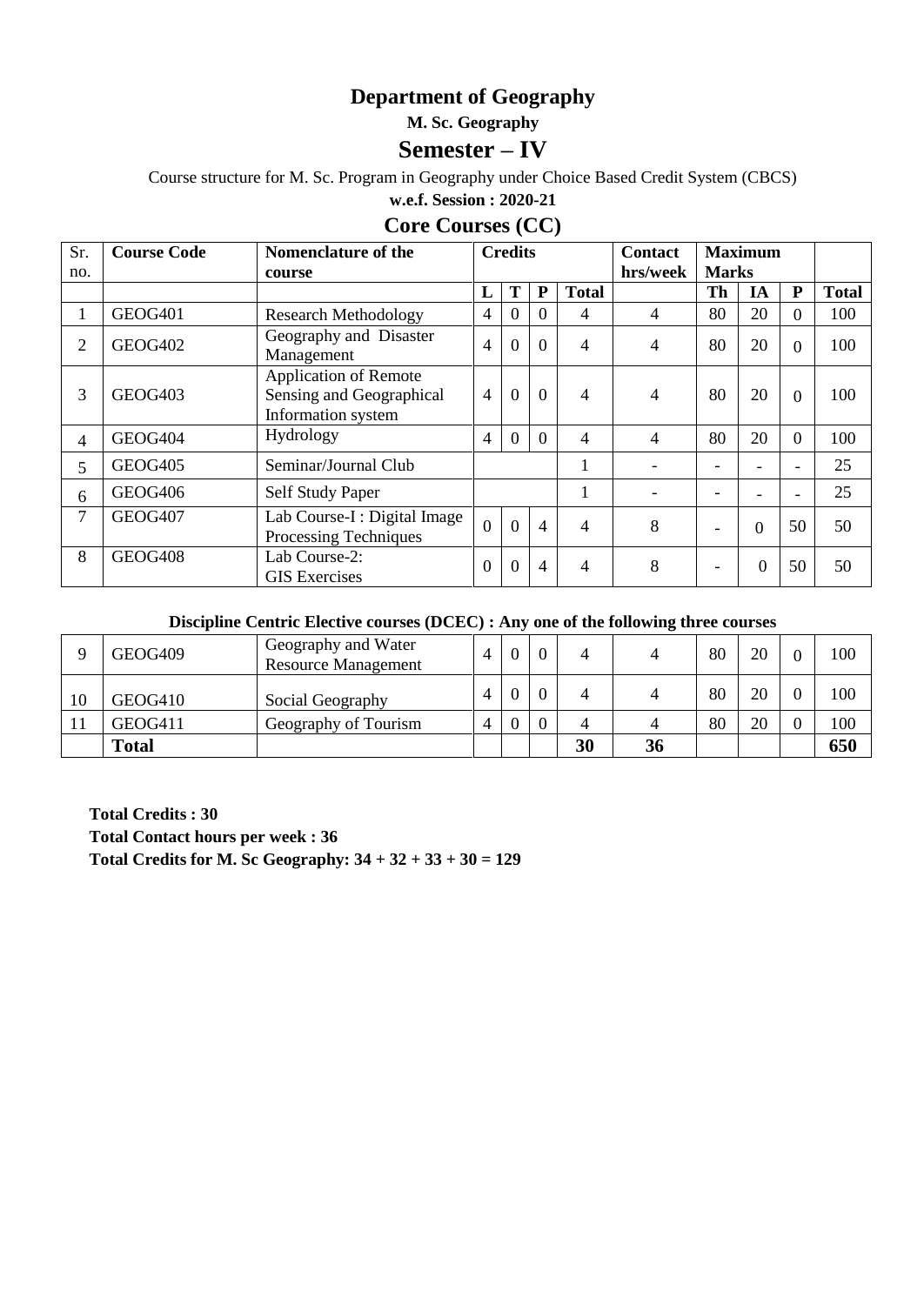# Department of Geography

**M. Sc. Geography**

## Semester – IV

Course structure for M. Sc. Program in Geography under Choice Based Credit System (CBCS)

**w.e.f. Session : 2020-21**

### Core Courses (CC)

| Sr. no. | Course Code | Nomenclature of the course | Credits | | | | Contact hrs/week | Maximum Marks | | | |
|---|---|---|---|---|---|---|---|---|---|---|---|
| | | | L | T | P | Total | | Th | IA | P | Total |
| 1 | GEOG401 | Research Methodology | 4 | 0 | 0 | 4 | 4 | 80 | 20 | 0 | 100 |
| 2 | GEOG402 | Geography and Disaster Management | 4 | 0 | 0 | 4 | 4 | 80 | 20 | 0 | 100 |
| 3 | GEOG403 | Application of Remote Sensing and Geographical Information system | 4 | 0 | 0 | 4 | 4 | 80 | 20 | 0 | 100 |
| 4 | GEOG404 | Hydrology | 4 | 0 | 0 | 4 | 4 | 80 | 20 | 0 | 100 |
| 5 | GEOG405 | Seminar/Journal Club | | | | 1 | - | - | - | - | 25 |
| 6 | GEOG406 | Self Study Paper | | | | 1 | - | - | - | - | 25 |
| 7 | GEOG407 | Lab Course-I : Digital Image Processing Techniques | 0 | 0 | 4 | 4 | 8 | - | 0 | 50 | 50 |
| 8 | GEOG408 | Lab Course-2: GIS Exercises | 0 | 0 | 4 | 4 | 8 | - | 0 | 50 | 50 |
| | | **Discipline Centric Elective courses (DCEC) : Any one of the following three courses** | | | | | | | | | |
| 9 | GEOG409 | Geography and Water Resource Management | 4 | 0 | 0 | 4 | 4 | 80 | 20 | 0 | 100 |
| 10 | GEOG410 | Social Geography | 4 | 0 | 0 | 4 | 4 | 80 | 20 | 0 | 100 |
| 11 | GEOG411 | Geography of Tourism | 4 | 0 | 0 | 4 | 4 | 80 | 20 | 0 | 100 |
| | **Total** | | | | | **30** | **36** | | | | **650** |

**Total Credits : 30**

**Total Contact hours per week : 36**

**Total Credits for M. Sc Geography: 34 + 32 + 33 + 30 = 129**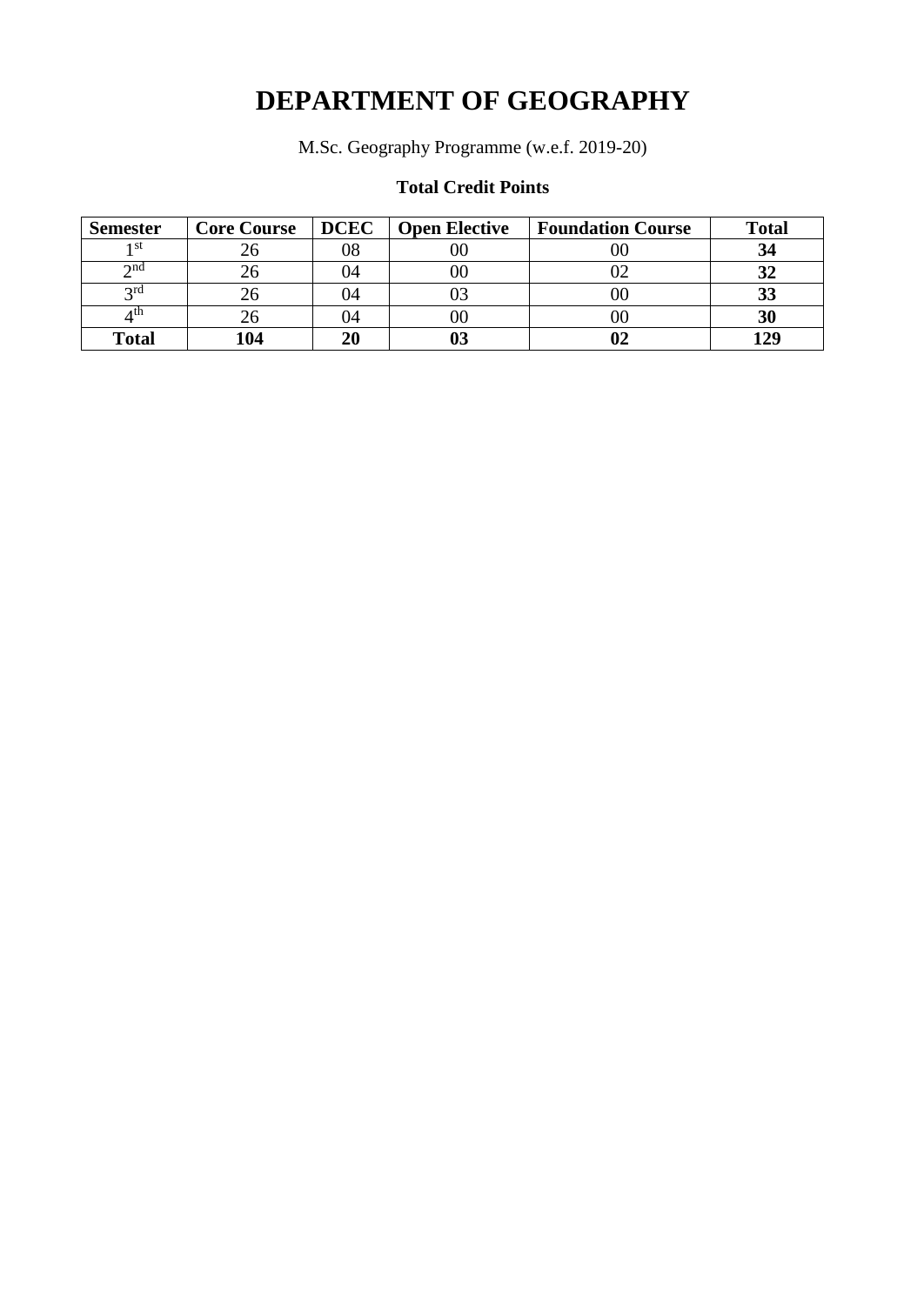# DEPARTMENT OF GEOGRAPHY

M.Sc. Geography Programme (w.e.f. 2019-20)

**Total Credit Points**

| Semester | Core Course | DCEC | Open Elective | Foundation Course | Total |
|---|---|---|---|---|---|
| 1st | 26 | 08 | 00 | 00 | **34** |
| 2nd | 26 | 04 | 00 | 02 | **32** |
| 3rd | 26 | 04 | 03 | 00 | **33** |
| 4th | 26 | 04 | 00 | 00 | **30** |
| **Total** | **104** | **20** | **03** | **02** | **129** |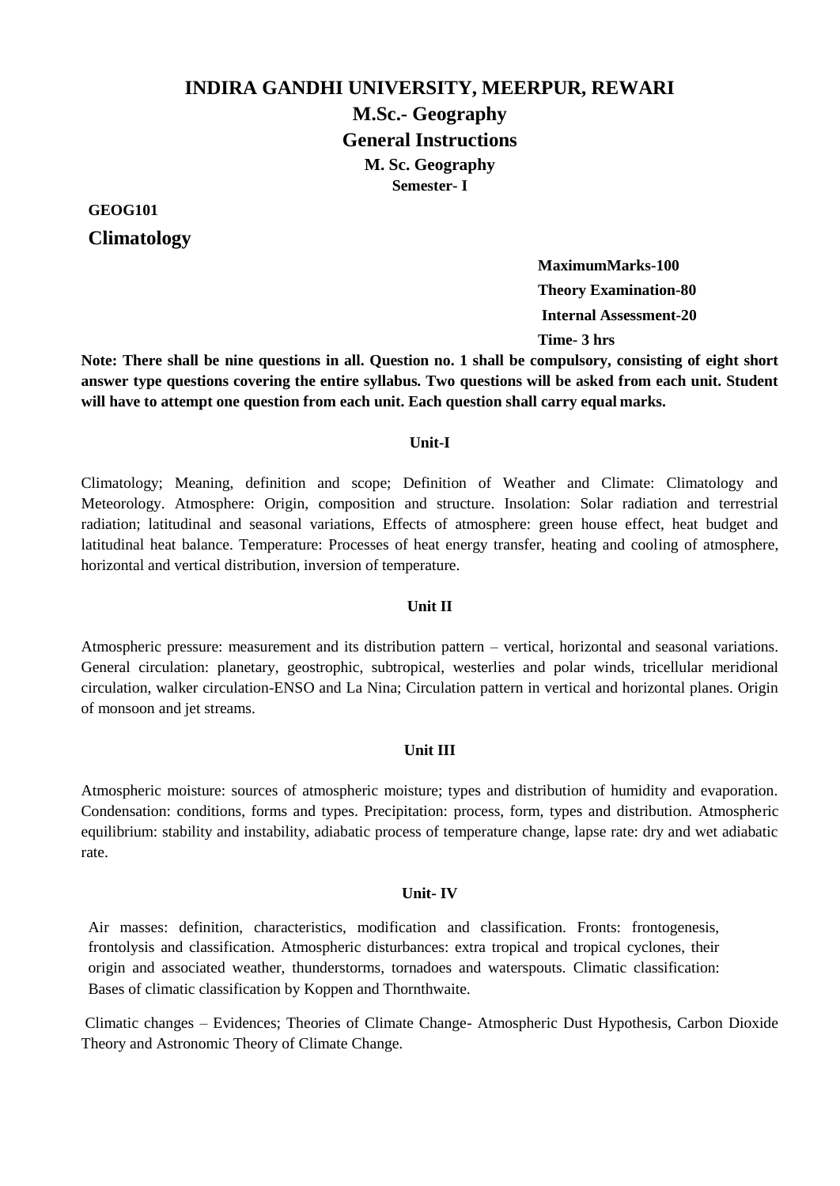# INDIRA GANDHI UNIVERSITY, MEERPUR, REWARI

## M.Sc.- Geography

## General Instructions

### M. Sc. Geography

**Semester- I**

**GEOG101**

**Climatology**

**MaximumMarks-100**

**Theory Examination-80**

**Internal Assessment-20**

**Time- 3 hrs**

**Note: There shall be nine questions in all. Question no. 1 shall be compulsory, consisting of eight short answer type questions covering the entire syllabus. Two questions will be asked from each unit. Student will have to attempt one question from each unit. Each question shall carry equal marks.**

**Unit-I**

Climatology; Meaning, definition and scope; Definition of Weather and Climate: Climatology and Meteorology. Atmosphere: Origin, composition and structure. Insolation: Solar radiation and terrestrial radiation; latitudinal and seasonal variations, Effects of atmosphere: green house effect, heat budget and latitudinal heat balance. Temperature: Processes of heat energy transfer, heating and cooling of atmosphere, horizontal and vertical distribution, inversion of temperature.

**Unit II**

Atmospheric pressure: measurement and its distribution pattern – vertical, horizontal and seasonal variations. General circulation: planetary, geostrophic, subtropical, westerlies and polar winds, tricellular meridional circulation, walker circulation-ENSO and La Nina; Circulation pattern in vertical and horizontal planes. Origin of monsoon and jet streams.

**Unit III**

Atmospheric moisture: sources of atmospheric moisture; types and distribution of humidity and evaporation. Condensation: conditions, forms and types. Precipitation: process, form, types and distribution. Atmospheric equilibrium: stability and instability, adiabatic process of temperature change, lapse rate: dry and wet adiabatic rate.

**Unit- IV**

Air masses: definition, characteristics, modification and classification. Fronts: frontogenesis, frontolysis and classification. Atmospheric disturbances: extra tropical and tropical cyclones, their origin and associated weather, thunderstorms, tornadoes and waterspouts. Climatic classification: Bases of climatic classification by Koppen and Thornthwaite.

Climatic changes – Evidences; Theories of Climate Change- Atmospheric Dust Hypothesis, Carbon Dioxide Theory and Astronomic Theory of Climate Change.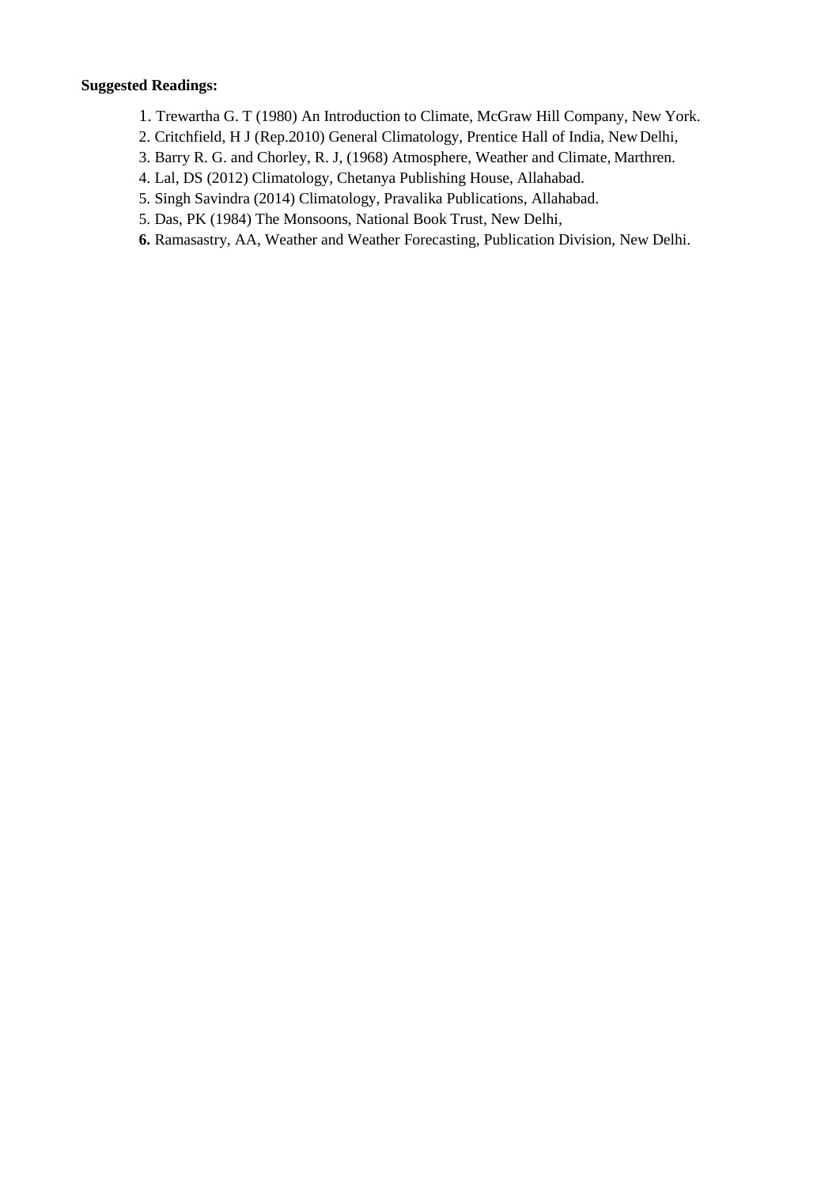**Suggested Readings:**

1. Trewartha G. T (1980) An Introduction to Climate, McGraw Hill Company, New York.
2. Critchfield, H J (Rep.2010) General Climatology, Prentice Hall of India, New Delhi,
3. Barry R. G. and Chorley, R. J, (1968) Atmosphere, Weather and Climate, Marthren.
4. Lal, DS (2012) Climatology, Chetanya Publishing House, Allahabad.
5. Singh Savindra (2014) Climatology, Pravalika Publications, Allahabad.
5. Das, PK (1984) The Monsoons, National Book Trust, New Delhi,
**6.** Ramasastry, AA, Weather and Weather Forecasting, Publication Division, New Delhi.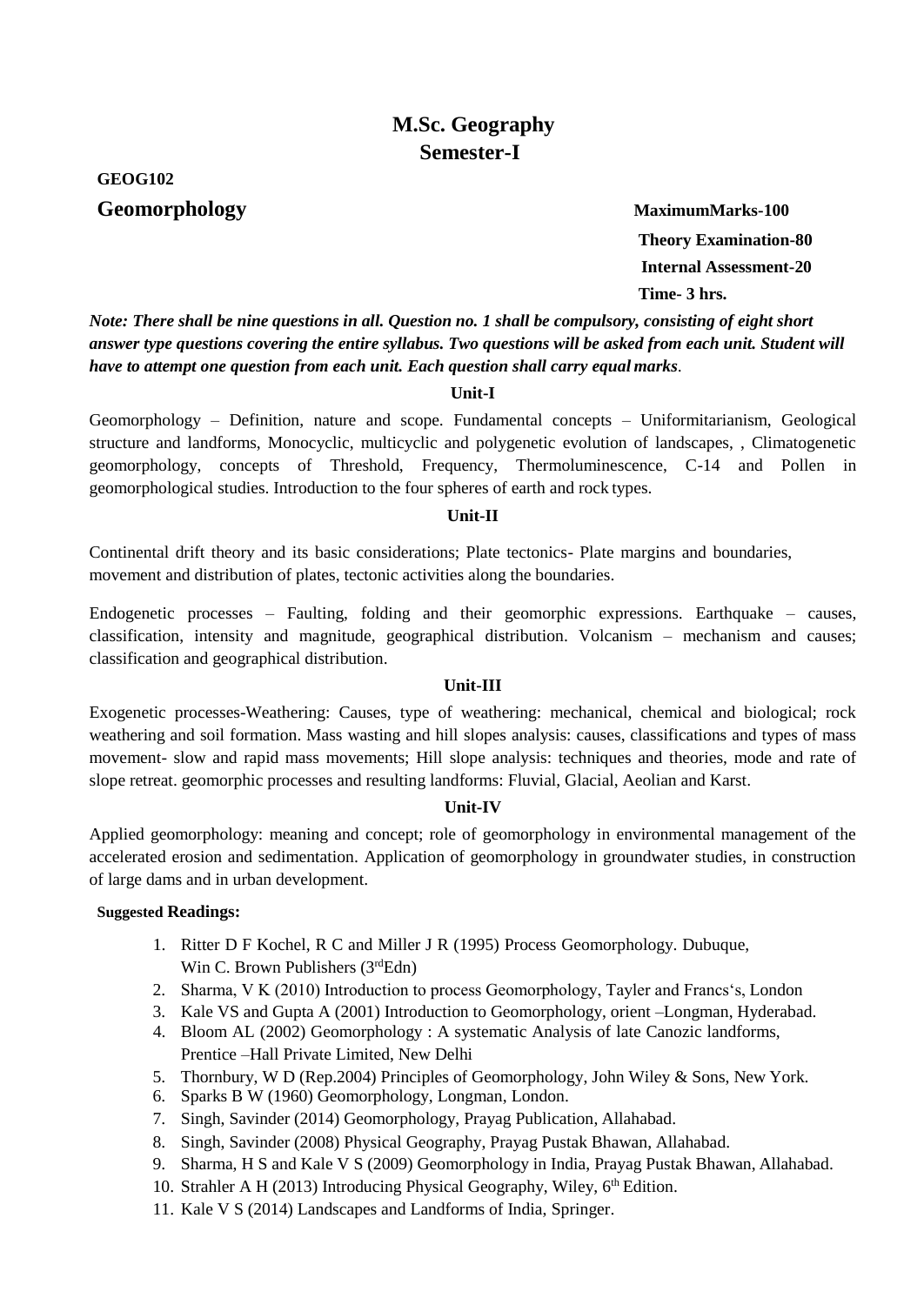# M.Sc. Geography
## Semester-I

**GEOG102**

**Geomorphology**

**MaximumMarks-100**

**Theory Examination-80**

**Internal Assessment-20**

**Time- 3 hrs.**

***Note: There shall be nine questions in all. Question no. 1 shall be compulsory, consisting of eight short answer type questions covering the entire syllabus. Two questions will be asked from each unit. Student will have to attempt one question from each unit. Each question shall carry equal marks*.**

### Unit-I

Geomorphology – Definition, nature and scope. Fundamental concepts – Uniformitarianism, Geological structure and landforms, Monocyclic, multicyclic and polygenetic evolution of landscapes, , Climatogenetic geomorphology, concepts of Threshold, Frequency, Thermoluminescence, C-14 and Pollen in geomorphological studies. Introduction to the four spheres of earth and rock types.

### Unit-II

Continental drift theory and its basic considerations; Plate tectonics- Plate margins and boundaries, movement and distribution of plates, tectonic activities along the boundaries.

Endogenetic processes – Faulting, folding and their geomorphic expressions. Earthquake – causes, classification, intensity and magnitude, geographical distribution. Volcanism – mechanism and causes; classification and geographical distribution.

### Unit-III

Exogenetic processes-Weathering: Causes, type of weathering: mechanical, chemical and biological; rock weathering and soil formation. Mass wasting and hill slopes analysis: causes, classifications and types of mass movement- slow and rapid mass movements; Hill slope analysis: techniques and theories, mode and rate of slope retreat. geomorphic processes and resulting landforms: Fluvial, Glacial, Aeolian and Karst.

### Unit-IV

Applied geomorphology: meaning and concept; role of geomorphology in environmental management of the accelerated erosion and sedimentation. Application of geomorphology in groundwater studies, in construction of large dams and in urban development.

**Suggested Readings:**

1. Ritter D F Kochel, R C and Miller J R (1995) Process Geomorphology. Dubuque, Win C. Brown Publishers (3rdEdn)
2. Sharma, V K (2010) Introduction to process Geomorphology, Tayler and Francs's, London
3. Kale VS and Gupta A (2001) Introduction to Geomorphology, orient –Longman, Hyderabad.
4. Bloom AL (2002) Geomorphology : A systematic Analysis of late Canozic landforms, Prentice –Hall Private Limited, New Delhi
5. Thornbury, W D (Rep.2004) Principles of Geomorphology, John Wiley & Sons, New York.
6. Sparks B W (1960) Geomorphology, Longman, London.
7. Singh, Savinder (2014) Geomorphology, Prayag Publication, Allahabad.
8. Singh, Savinder (2008) Physical Geography, Prayag Pustak Bhawan, Allahabad.
9. Sharma, H S and Kale V S (2009) Geomorphology in India, Prayag Pustak Bhawan, Allahabad.
10. Strahler A H (2013) Introducing Physical Geography, Wiley, 6th Edition.
11. Kale V S (2014) Landscapes and Landforms of India, Springer.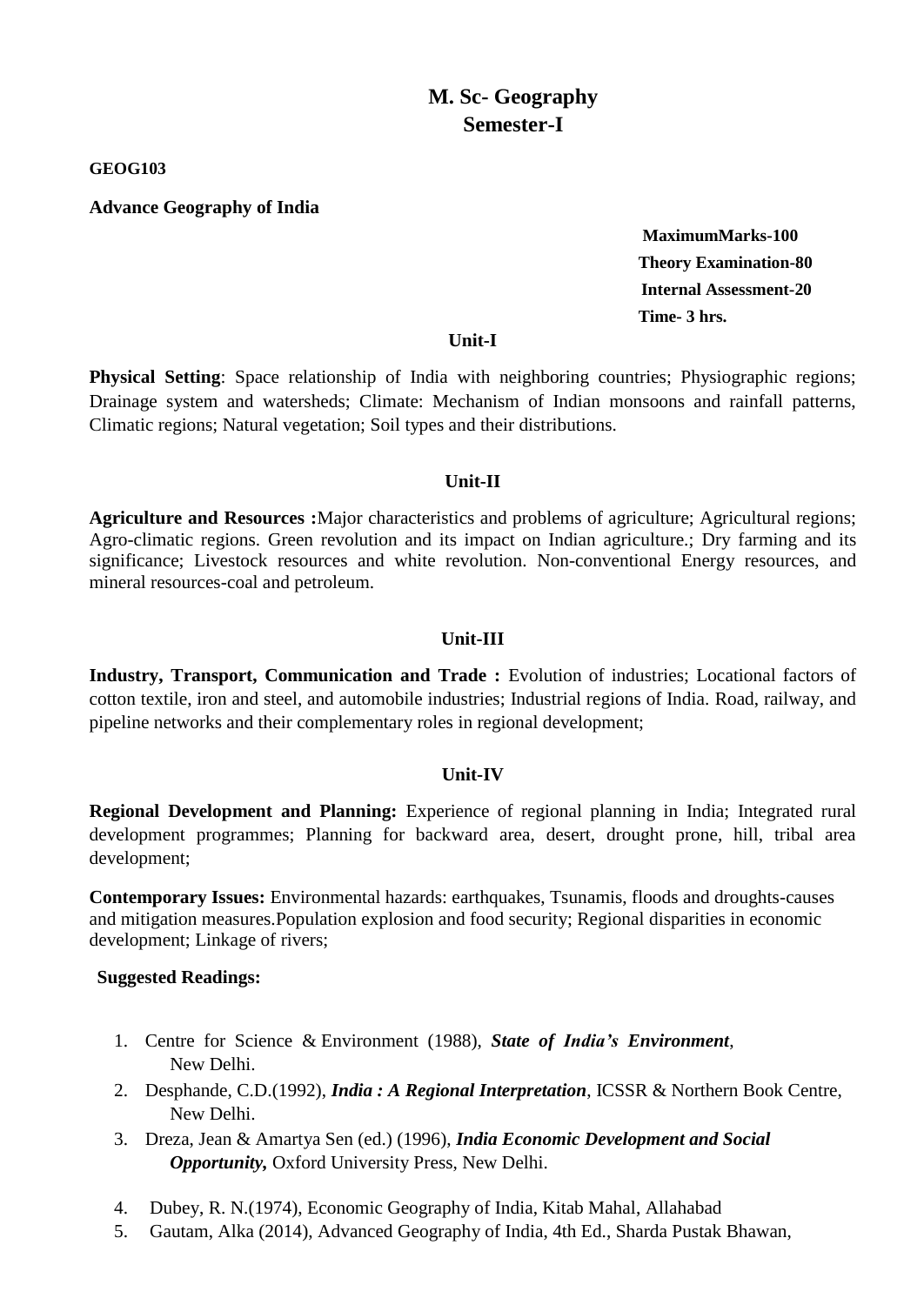# M. Sc- Geography
## Semester-I

**GEOG103**

**Advance Geography of India**

**MaximumMarks-100**
**Theory Examination-80**
**Internal Assessment-20**
**Time- 3 hrs.**

### Unit-I

**Physical Setting**: Space relationship of India with neighboring countries; Physiographic regions; Drainage system and watersheds; Climate: Mechanism of Indian monsoons and rainfall patterns, Climatic regions; Natural vegetation; Soil types and their distributions.

### Unit-II

**Agriculture and Resources :**Major characteristics and problems of agriculture; Agricultural regions; Agro-climatic regions. Green revolution and its impact on Indian agriculture.; Dry farming and its significance; Livestock resources and white revolution. Non-conventional Energy resources, and mineral resources-coal and petroleum.

### Unit-III

**Industry, Transport, Communication and Trade :** Evolution of industries; Locational factors of cotton textile, iron and steel, and automobile industries; Industrial regions of India. Road, railway, and pipeline networks and their complementary roles in regional development;

### Unit-IV

**Regional Development and Planning:** Experience of regional planning in India; Integrated rural development programmes; Planning for backward area, desert, drought prone, hill, tribal area development;

**Contemporary Issues:** Environmental hazards: earthquakes, Tsunamis, floods and droughts-causes and mitigation measures.Population explosion and food security; Regional disparities in economic development; Linkage of rivers;

**Suggested Readings:**

1. Centre for Science & Environment (1988), ***State of India's Environment***, New Delhi.
2. Desphande, C.D.(1992), ***India : A Regional Interpretation***, ICSSR & Northern Book Centre, New Delhi.
3. Dreza, Jean & Amartya Sen (ed.) (1996), ***India Economic Development and Social Opportunity,*** Oxford University Press, New Delhi.
4. Dubey, R. N.(1974), Economic Geography of India, Kitab Mahal, Allahabad
5. Gautam, Alka (2014), Advanced Geography of India, 4th Ed., Sharda Pustak Bhawan,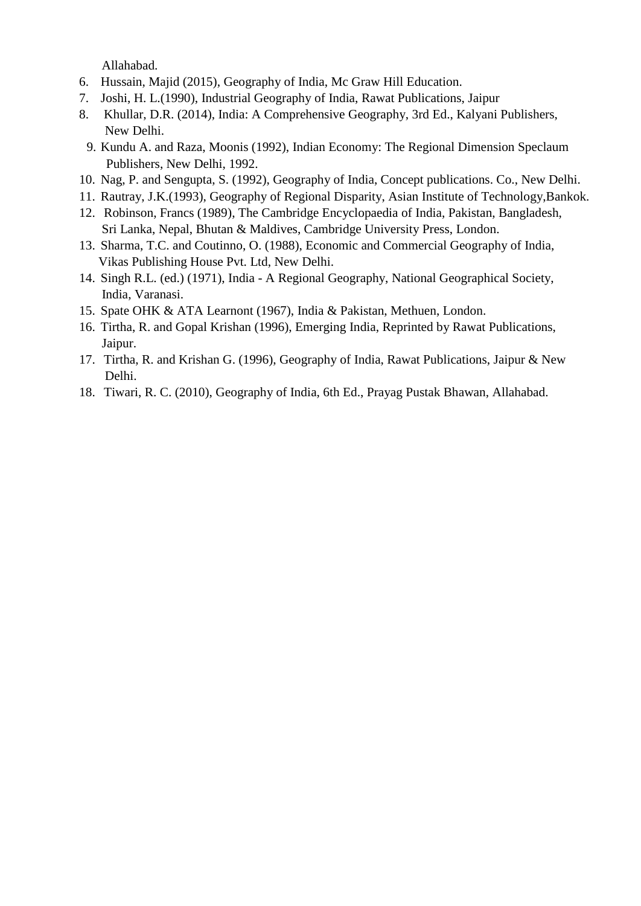Allahabad.

6. Hussain, Majid (2015), Geography of India, Mc Graw Hill Education.
7. Joshi, H. L.(1990), Industrial Geography of India, Rawat Publications, Jaipur
8. Khullar, D.R. (2014), India: A Comprehensive Geography, 3rd Ed., Kalyani Publishers, New Delhi.
9. Kundu A. and Raza, Moonis (1992), Indian Economy: The Regional Dimension Speclaum Publishers, New Delhi, 1992.
10. Nag, P. and Sengupta, S. (1992), Geography of India, Concept publications. Co., New Delhi.
11. Rautray, J.K.(1993), Geography of Regional Disparity, Asian Institute of Technology,Bankok.
12. Robinson, Francs (1989), The Cambridge Encyclopaedia of India, Pakistan, Bangladesh, Sri Lanka, Nepal, Bhutan & Maldives, Cambridge University Press, London.
13. Sharma, T.C. and Coutinno, O. (1988), Economic and Commercial Geography of India, Vikas Publishing House Pvt. Ltd, New Delhi.
14. Singh R.L. (ed.) (1971), India - A Regional Geography, National Geographical Society, India, Varanasi.
15. Spate OHK & ATA Learnont (1967), India & Pakistan, Methuen, London.
16. Tirtha, R. and Gopal Krishan (1996), Emerging India, Reprinted by Rawat Publications, Jaipur.
17. Tirtha, R. and Krishan G. (1996), Geography of India, Rawat Publications, Jaipur & New Delhi.
18. Tiwari, R. C. (2010), Geography of India, 6th Ed., Prayag Pustak Bhawan, Allahabad.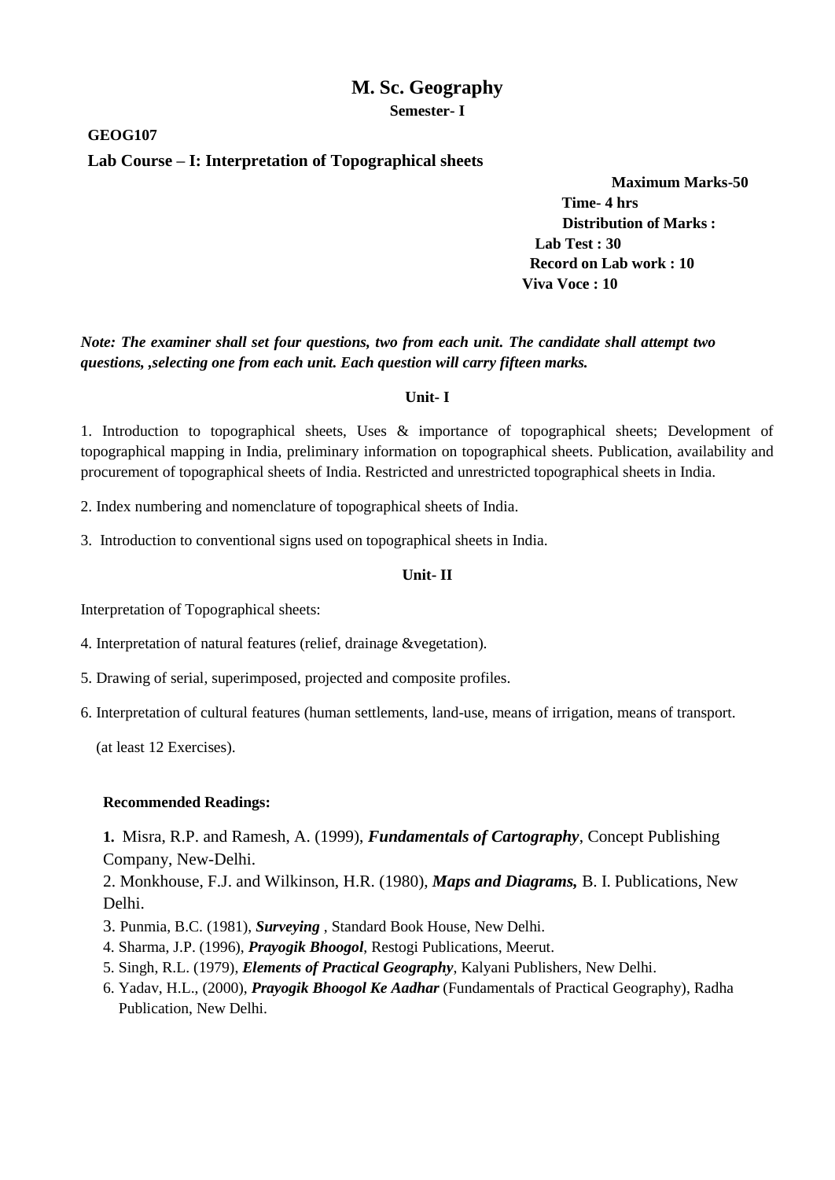# M. Sc. Geography

**Semester- I**

**GEOG107**

**Lab Course – I: Interpretation of Topographical sheets**

**Maximum Marks-50**
**Time- 4 hrs**
**Distribution of Marks :**
**Lab Test : 30**
**Record on Lab work : 10**
**Viva Voce : 10**

***Note: The examiner shall set four questions, two from each unit. The candidate shall attempt two questions, ,selecting one from each unit. Each question will carry fifteen marks.***

**Unit- I**

1. Introduction to topographical sheets, Uses & importance of topographical sheets; Development of topographical mapping in India, preliminary information on topographical sheets. Publication, availability and procurement of topographical sheets of India. Restricted and unrestricted topographical sheets in India.

2. Index numbering and nomenclature of topographical sheets of India.

3. Introduction to conventional signs used on topographical sheets in India.

**Unit- II**

Interpretation of Topographical sheets:

4. Interpretation of natural features (relief, drainage &vegetation).

5. Drawing of serial, superimposed, projected and composite profiles.

6. Interpretation of cultural features (human settlements, land-use, means of irrigation, means of transport.

(at least 12 Exercises).

**Recommended Readings:**

1. Misra, R.P. and Ramesh, A. (1999), ***Fundamentals of Cartography***, Concept Publishing Company, New-Delhi.
2. Monkhouse, F.J. and Wilkinson, H.R. (1980), ***Maps and Diagrams,*** B. I. Publications, New Delhi.
3. Punmia, B.C. (1981), ***Surveying*** , Standard Book House, New Delhi.
4. Sharma, J.P. (1996), ***Prayogik Bhoogol***, Restogi Publications, Meerut.
5. Singh, R.L. (1979), ***Elements of Practical Geography***, Kalyani Publishers, New Delhi.
6. Yadav, H.L., (2000), ***Prayogik Bhoogol Ke Aadhar*** (Fundamentals of Practical Geography), Radha Publication, New Delhi.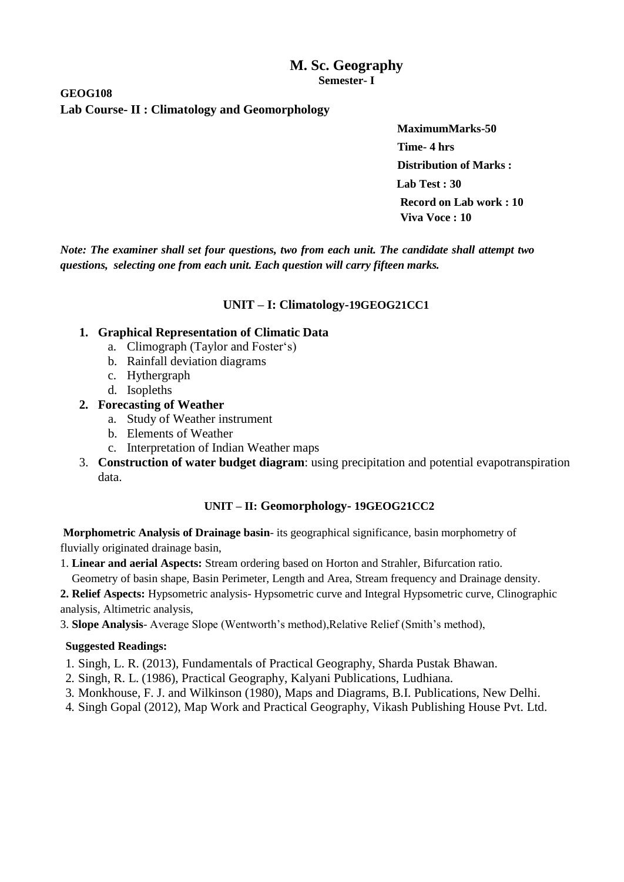# M. Sc. Geography

**Semester- I**

**GEOG108**

**Lab Course- II : Climatology and Geomorphology**

**MaximumMarks-50**

**Time- 4 hrs**

**Distribution of Marks :**

**Lab Test : 30**

**Record on Lab work : 10**

**Viva Voce : 10**

***Note: The examiner shall set four questions, two from each unit. The candidate shall attempt two questions, selecting one from each unit. Each question will carry fifteen marks.***

## UNIT – I: Climatology-19GEOG21CC1

1. **Graphical Representation of Climatic Data**
   a. Climograph (Taylor and Foster's)
   b. Rainfall deviation diagrams
   c. Hythergraph
   d. Isopleths
2. **Forecasting of Weather**
   a. Study of Weather instrument
   b. Elements of Weather
   c. Interpretation of Indian Weather maps
3. **Construction of water budget diagram**: using precipitation and potential evapotranspiration data.

## UNIT – II: Geomorphology- 19GEOG21CC2

**Morphometric Analysis of Drainage basin**- its geographical significance, basin morphometry of fluvially originated drainage basin,

1. **Linear and aerial Aspects:** Stream ordering based on Horton and Strahler, Bifurcation ratio. Geometry of basin shape, Basin Perimeter, Length and Area, Stream frequency and Drainage density.

**2. Relief Aspects:** Hypsometric analysis- Hypsometric curve and Integral Hypsometric curve, Clinographic analysis, Altimetric analysis,

3. **Slope Analysis**- Average Slope (Wentworth's method),Relative Relief (Smith's method),

**Suggested Readings:**

1. Singh, L. R. (2013), Fundamentals of Practical Geography, Sharda Pustak Bhawan.
2. Singh, R. L. (1986), Practical Geography, Kalyani Publications, Ludhiana.
3. Monkhouse, F. J. and Wilkinson (1980), Maps and Diagrams, B.I. Publications, New Delhi.
4. Singh Gopal (2012), Map Work and Practical Geography, Vikash Publishing House Pvt. Ltd.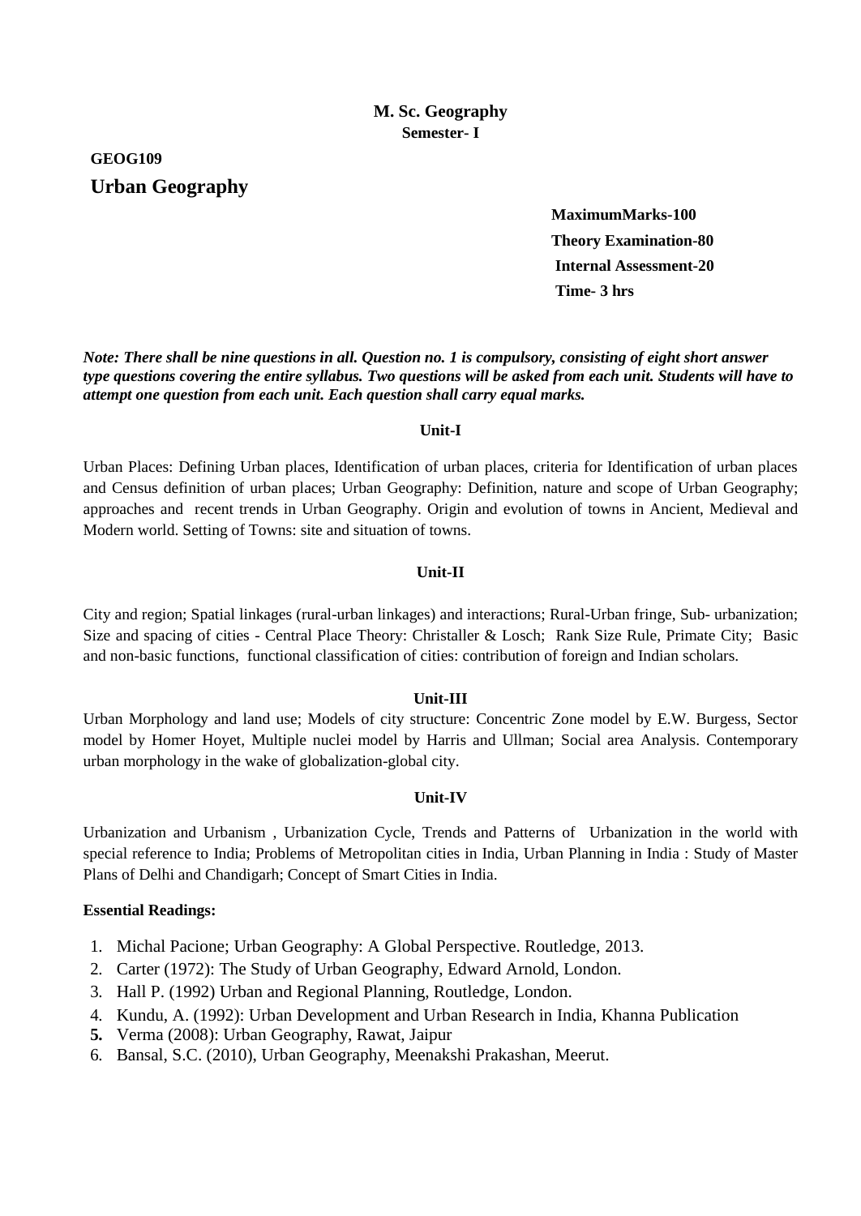**M. Sc. Geography**
**Semester- I**

**GEOG109**

## Urban Geography

**MaximumMarks-100**
**Theory Examination-80**
**Internal Assessment-20**
**Time- 3 hrs**

***Note: There shall be nine questions in all. Question no. 1 is compulsory, consisting of eight short answer type questions covering the entire syllabus. Two questions will be asked from each unit. Students will have to attempt one question from each unit. Each question shall carry equal marks.***

### Unit-I

Urban Places: Defining Urban places, Identification of urban places, criteria for Identification of urban places and Census definition of urban places; Urban Geography: Definition, nature and scope of Urban Geography; approaches and recent trends in Urban Geography. Origin and evolution of towns in Ancient, Medieval and Modern world. Setting of Towns: site and situation of towns.

### Unit-II

City and region; Spatial linkages (rural-urban linkages) and interactions; Rural-Urban fringe, Sub- urbanization; Size and spacing of cities - Central Place Theory: Christaller & Losch; Rank Size Rule, Primate City; Basic and non-basic functions, functional classification of cities: contribution of foreign and Indian scholars.

### Unit-III

Urban Morphology and land use; Models of city structure: Concentric Zone model by E.W. Burgess, Sector model by Homer Hoyet, Multiple nuclei model by Harris and Ullman; Social area Analysis. Contemporary urban morphology in the wake of globalization-global city.

### Unit-IV

Urbanization and Urbanism , Urbanization Cycle, Trends and Patterns of Urbanization in the world with special reference to India; Problems of Metropolitan cities in India, Urban Planning in India : Study of Master Plans of Delhi and Chandigarh; Concept of Smart Cities in India.

**Essential Readings:**

1. Michal Pacione; Urban Geography: A Global Perspective. Routledge, 2013.
2. Carter (1972): The Study of Urban Geography, Edward Arnold, London.
3. Hall P. (1992) Urban and Regional Planning, Routledge, London.
4. Kundu, A. (1992): Urban Development and Urban Research in India, Khanna Publication
5. Verma (2008): Urban Geography, Rawat, Jaipur
6. Bansal, S.C. (2010), Urban Geography, Meenakshi Prakashan, Meerut.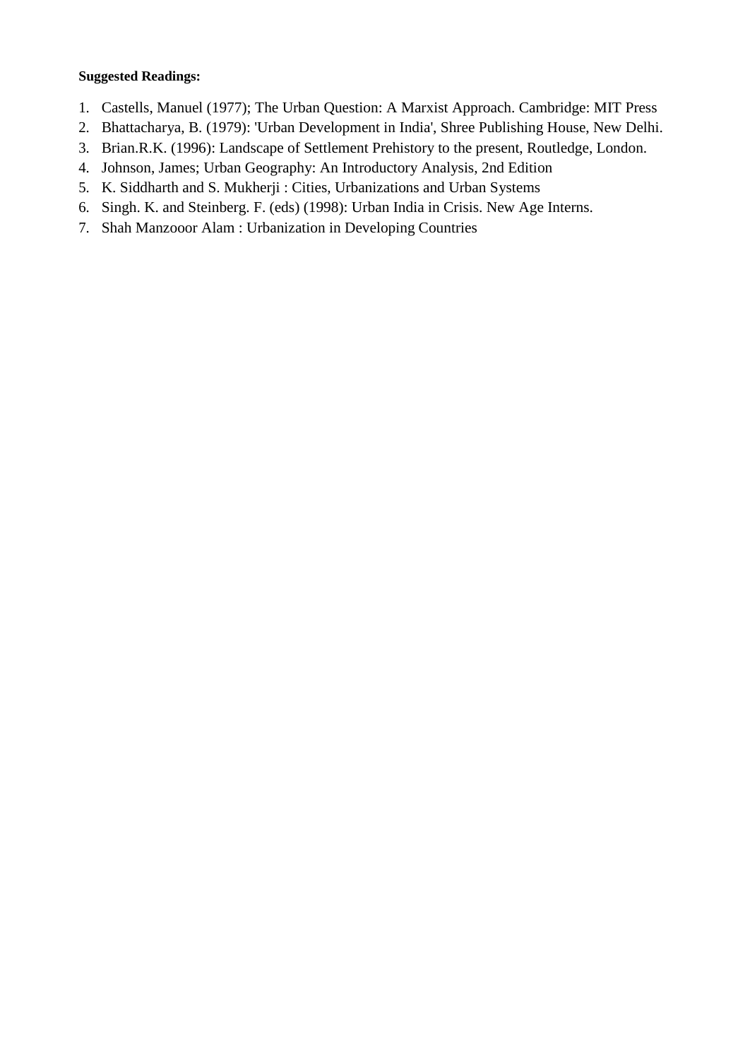**Suggested Readings:**

1. Castells, Manuel (1977); The Urban Question: A Marxist Approach. Cambridge: MIT Press
2. Bhattacharya, B. (1979): 'Urban Development in India', Shree Publishing House, New Delhi.
3. Brian.R.K. (1996): Landscape of Settlement Prehistory to the present, Routledge, London.
4. Johnson, James; Urban Geography: An Introductory Analysis, 2nd Edition
5. K. Siddharth and S. Mukherji : Cities, Urbanizations and Urban Systems
6. Singh. K. and Steinberg. F. (eds) (1998): Urban India in Crisis. New Age Interns.
7. Shah Manzooor Alam : Urbanization in Developing Countries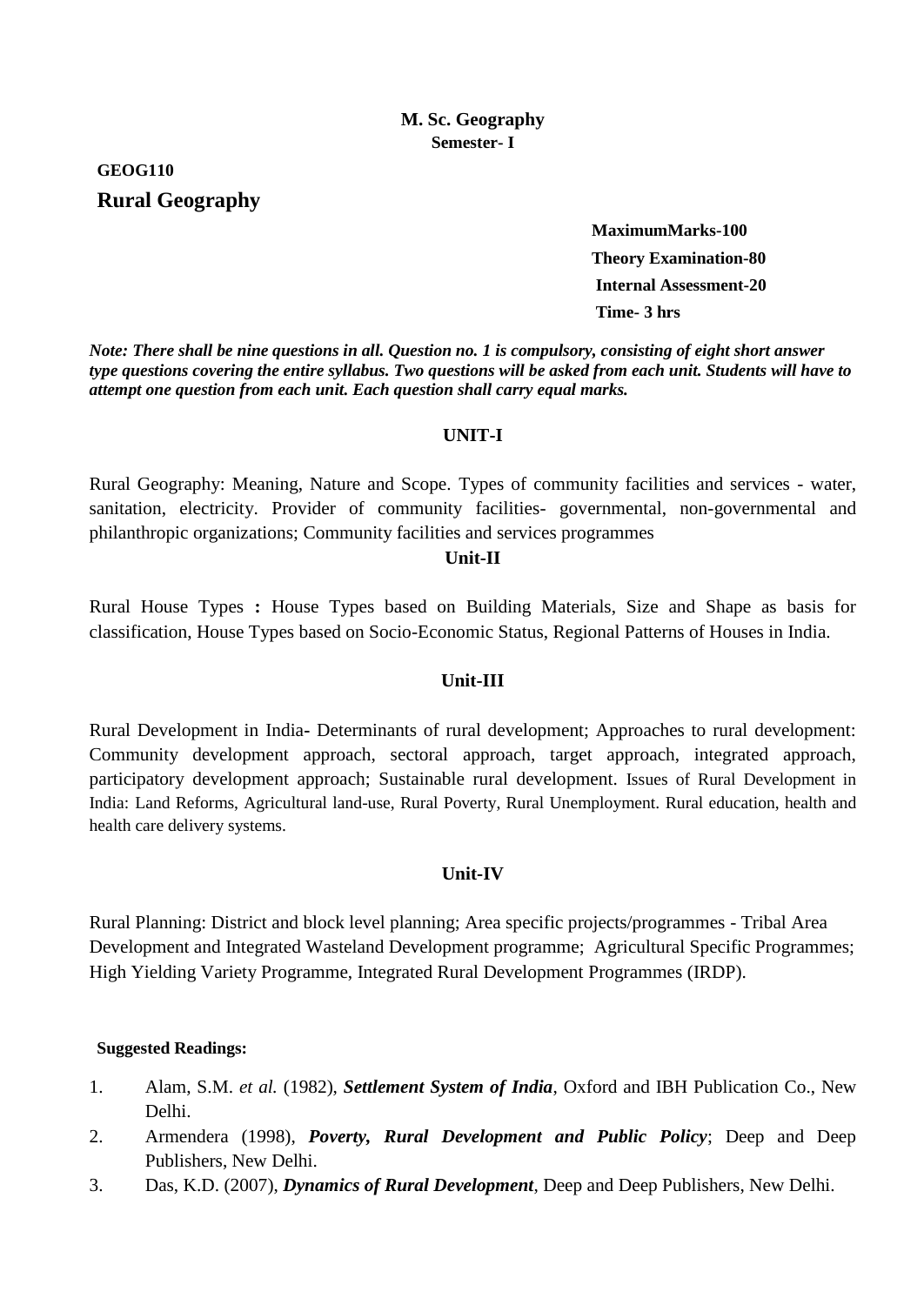**M. Sc. Geography**
**Semester- I**

**GEOG110**

## Rural Geography

**MaximumMarks-100**
**Theory Examination-80**
**Internal Assessment-20**
**Time- 3 hrs**

***Note: There shall be nine questions in all. Question no. 1 is compulsory, consisting of eight short answer type questions covering the entire syllabus. Two questions will be asked from each unit. Students will have to attempt one question from each unit. Each question shall carry equal marks.***

### UNIT-I

Rural Geography: Meaning, Nature and Scope. Types of community facilities and services - water, sanitation, electricity. Provider of community facilities- governmental, non-governmental and philanthropic organizations; Community facilities and services programmes

### Unit-II

Rural House Types **:** House Types based on Building Materials, Size and Shape as basis for classification, House Types based on Socio-Economic Status, Regional Patterns of Houses in India.

### Unit-III

Rural Development in India- Determinants of rural development; Approaches to rural development: Community development approach, sectoral approach, target approach, integrated approach, participatory development approach; Sustainable rural development. Issues of Rural Development in India: Land Reforms, Agricultural land-use, Rural Poverty, Rural Unemployment. Rural education, health and health care delivery systems.

### Unit-IV

Rural Planning: District and block level planning; Area specific projects/programmes - Tribal Area Development and Integrated Wasteland Development programme; Agricultural Specific Programmes; High Yielding Variety Programme, Integrated Rural Development Programmes (IRDP).

**Suggested Readings:**

1. Alam, S.M. *et al.* (1982), ***Settlement System of India***, Oxford and IBH Publication Co., New Delhi.
2. Armendera (1998), ***Poverty, Rural Development and Public Policy***; Deep and Deep Publishers, New Delhi.
3. Das, K.D. (2007), ***Dynamics of Rural Development***, Deep and Deep Publishers, New Delhi.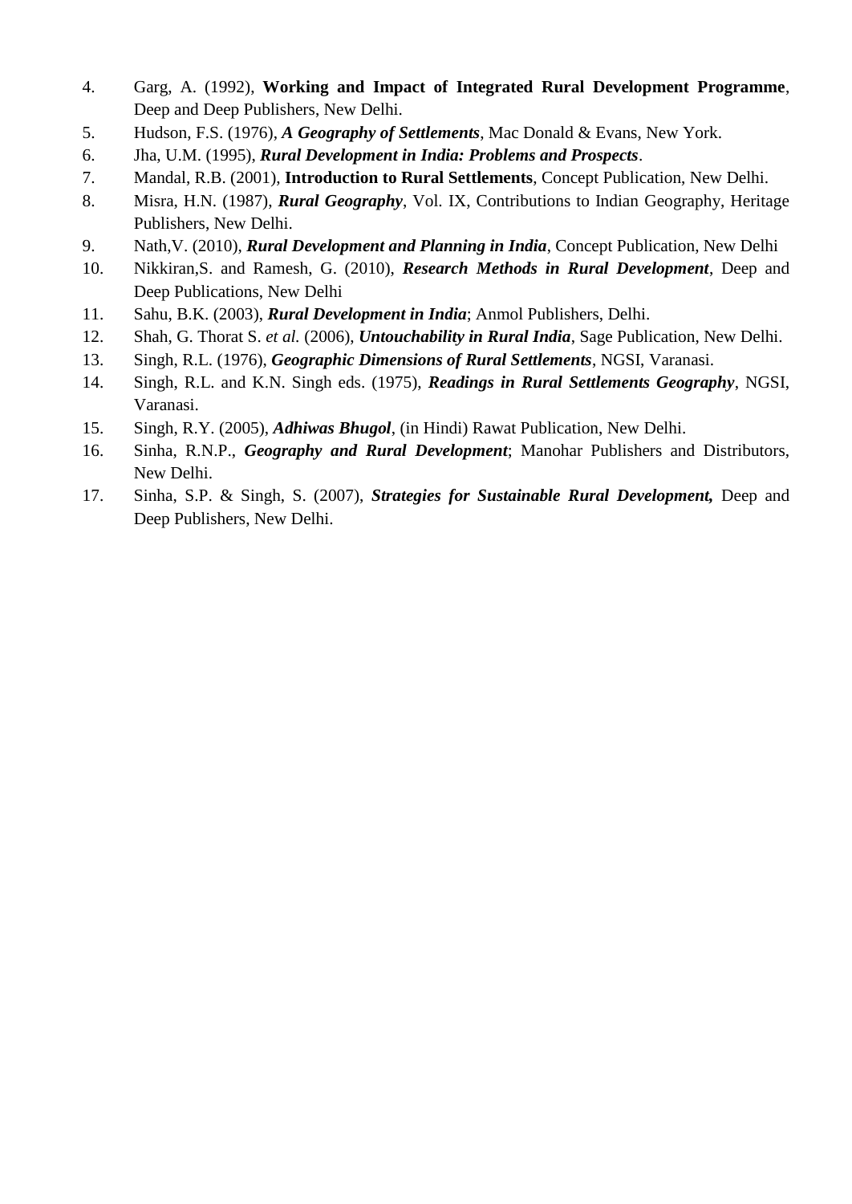4. Garg, A. (1992), **Working and Impact of Integrated Rural Development Programme**, Deep and Deep Publishers, New Delhi.
5. Hudson, F.S. (1976), ***A Geography of Settlements***, Mac Donald & Evans, New York.
6. Jha, U.M. (1995), ***Rural Development in India: Problems and Prospects***.
7. Mandal, R.B. (2001), **Introduction to Rural Settlements**, Concept Publication, New Delhi.
8. Misra, H.N. (1987), ***Rural Geography***, Vol. IX, Contributions to Indian Geography, Heritage Publishers, New Delhi.
9. Nath,V. (2010), ***Rural Development and Planning in India***, Concept Publication, New Delhi
10. Nikkiran,S. and Ramesh, G. (2010), ***Research Methods in Rural Development***, Deep and Deep Publications, New Delhi
11. Sahu, B.K. (2003), ***Rural Development in India***; Anmol Publishers, Delhi.
12. Shah, G. Thorat S. *et al.* (2006), ***Untouchability in Rural India***, Sage Publication, New Delhi.
13. Singh, R.L. (1976), ***Geographic Dimensions of Rural Settlements***, NGSI, Varanasi.
14. Singh, R.L. and K.N. Singh eds. (1975), ***Readings in Rural Settlements Geography***, NGSI, Varanasi.
15. Singh, R.Y. (2005), ***Adhiwas Bhugol***, (in Hindi) Rawat Publication, New Delhi.
16. Sinha, R.N.P., ***Geography and Rural Development***; Manohar Publishers and Distributors, New Delhi.
17. Sinha, S.P. & Singh, S. (2007), ***Strategies for Sustainable Rural Development,*** Deep and Deep Publishers, New Delhi.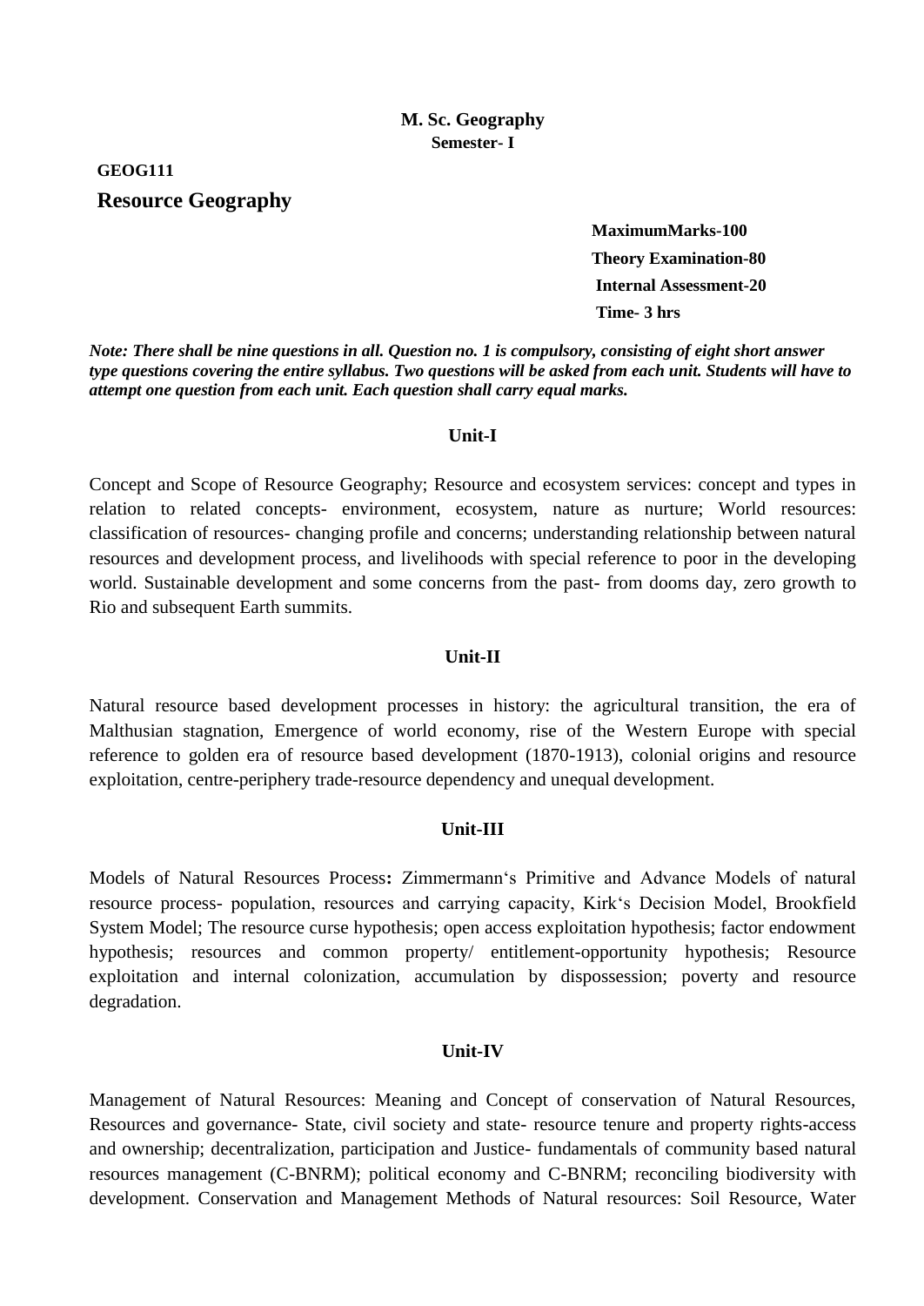**M. Sc. Geography**
**Semester- I**

**GEOG111**

## Resource Geography

**MaximumMarks-100**
**Theory Examination-80**
**Internal Assessment-20**
**Time- 3 hrs**

***Note: There shall be nine questions in all. Question no. 1 is compulsory, consisting of eight short answer type questions covering the entire syllabus. Two questions will be asked from each unit. Students will have to attempt one question from each unit. Each question shall carry equal marks.***

### Unit-I

Concept and Scope of Resource Geography; Resource and ecosystem services: concept and types in relation to related concepts- environment, ecosystem, nature as nurture; World resources: classification of resources- changing profile and concerns; understanding relationship between natural resources and development process, and livelihoods with special reference to poor in the developing world. Sustainable development and some concerns from the past- from dooms day, zero growth to Rio and subsequent Earth summits.

### Unit-II

Natural resource based development processes in history: the agricultural transition, the era of Malthusian stagnation, Emergence of world economy, rise of the Western Europe with special reference to golden era of resource based development (1870-1913), colonial origins and resource exploitation, centre-periphery trade-resource dependency and unequal development.

### Unit-III

Models of Natural Resources Process**:** Zimmermann's Primitive and Advance Models of natural resource process- population, resources and carrying capacity, Kirk's Decision Model, Brookfield System Model; The resource curse hypothesis; open access exploitation hypothesis; factor endowment hypothesis; resources and common property/ entitlement-opportunity hypothesis; Resource exploitation and internal colonization, accumulation by dispossession; poverty and resource degradation.

### Unit-IV

Management of Natural Resources: Meaning and Concept of conservation of Natural Resources, Resources and governance- State, civil society and state- resource tenure and property rights-access and ownership; decentralization, participation and Justice- fundamentals of community based natural resources management (C-BNRM); political economy and C-BNRM; reconciling biodiversity with development. Conservation and Management Methods of Natural resources: Soil Resource, Water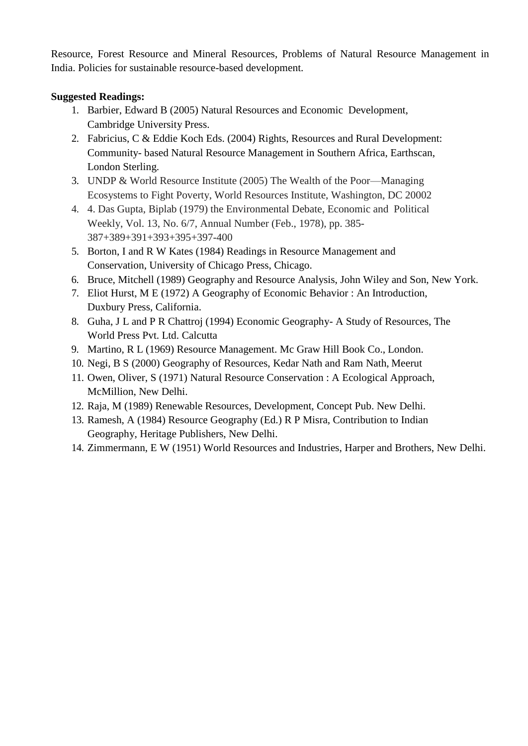Resource, Forest Resource and Mineral Resources, Problems of Natural Resource Management in India. Policies for sustainable resource-based development.

**Suggested Readings:**

1. Barbier, Edward B (2005) Natural Resources and Economic Development, Cambridge University Press.
2. Fabricius, C & Eddie Koch Eds. (2004) Rights, Resources and Rural Development: Community- based Natural Resource Management in Southern Africa, Earthscan, London Sterling.
3. UNDP & World Resource Institute (2005) The Wealth of the Poor—Managing Ecosystems to Fight Poverty, World Resources Institute, Washington, DC 20002
4. 4. Das Gupta, Biplab (1979) the Environmental Debate, Economic and Political Weekly, Vol. 13, No. 6/7, Annual Number (Feb., 1978), pp. 385-387+389+391+393+395+397-400
5. Borton, I and R W Kates (1984) Readings in Resource Management and Conservation, University of Chicago Press, Chicago.
6. Bruce, Mitchell (1989) Geography and Resource Analysis, John Wiley and Son, New York.
7. Eliot Hurst, M E (1972) A Geography of Economic Behavior : An Introduction, Duxbury Press, California.
8. Guha, J L and P R Chattroj (1994) Economic Geography- A Study of Resources, The World Press Pvt. Ltd. Calcutta
9. Martino, R L (1969) Resource Management. Mc Graw Hill Book Co., London.
10. Negi, B S (2000) Geography of Resources, Kedar Nath and Ram Nath, Meerut
11. Owen, Oliver, S (1971) Natural Resource Conservation : A Ecological Approach, McMillion, New Delhi.
12. Raja, M (1989) Renewable Resources, Development, Concept Pub. New Delhi.
13. Ramesh, A (1984) Resource Geography (Ed.) R P Misra, Contribution to Indian Geography, Heritage Publishers, New Delhi.
14. Zimmermann, E W (1951) World Resources and Industries, Harper and Brothers, New Delhi.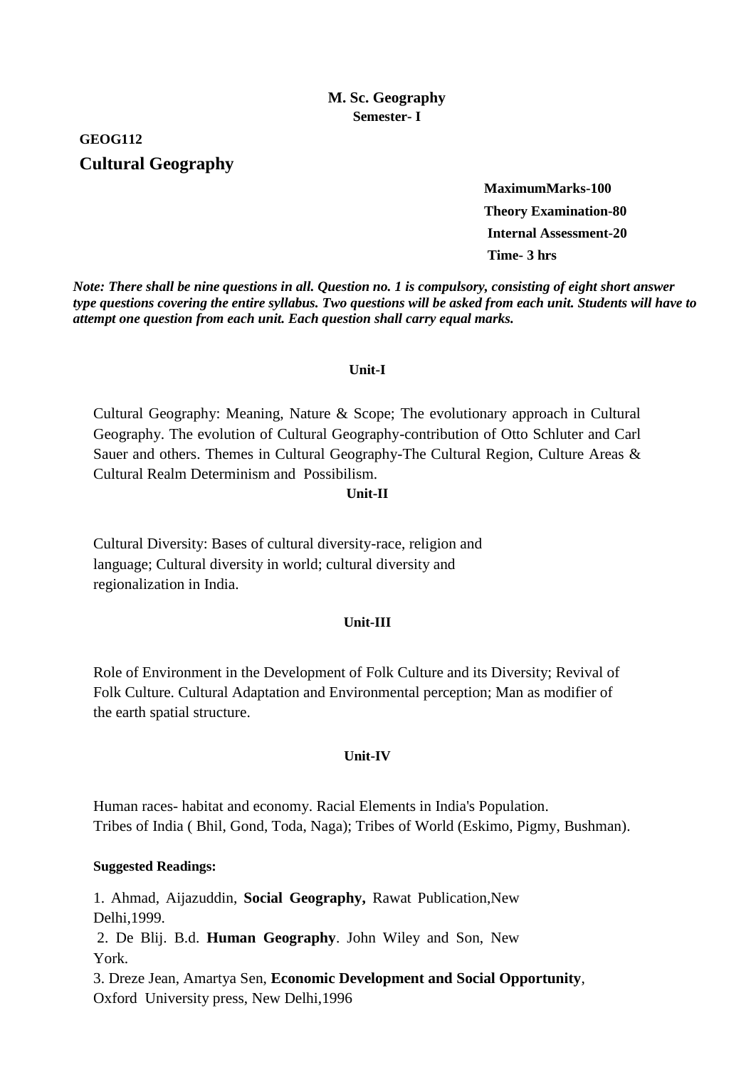**M. Sc. Geography**
**Semester- I**

**GEOG112**

## Cultural Geography

**MaximumMarks-100**
**Theory Examination-80**
**Internal Assessment-20**
**Time- 3 hrs**

***Note: There shall be nine questions in all. Question no. 1 is compulsory, consisting of eight short answer type questions covering the entire syllabus. Two questions will be asked from each unit. Students will have to attempt one question from each unit. Each question shall carry equal marks.***

### Unit-I

Cultural Geography: Meaning, Nature & Scope; The evolutionary approach in Cultural Geography. The evolution of Cultural Geography-contribution of Otto Schluter and Carl Sauer and others. Themes in Cultural Geography-The Cultural Region, Culture Areas & Cultural Realm Determinism and Possibilism.

### Unit-II

Cultural Diversity: Bases of cultural diversity-race, religion and language; Cultural diversity in world; cultural diversity and regionalization in India.

### Unit-III

Role of Environment in the Development of Folk Culture and its Diversity; Revival of Folk Culture. Cultural Adaptation and Environmental perception; Man as modifier of the earth spatial structure.

### Unit-IV

Human races- habitat and economy. Racial Elements in India's Population.
Tribes of India ( Bhil, Gond, Toda, Naga); Tribes of World (Eskimo, Pigmy, Bushman).

**Suggested Readings:**

1. Ahmad, Aijazuddin, **Social Geography,** Rawat Publication,New Delhi,1999.
2. De Blij. B.d. **Human Geography**. John Wiley and Son, New York.
3. Dreze Jean, Amartya Sen, **Economic Development and Social Opportunity**, Oxford University press, New Delhi,1996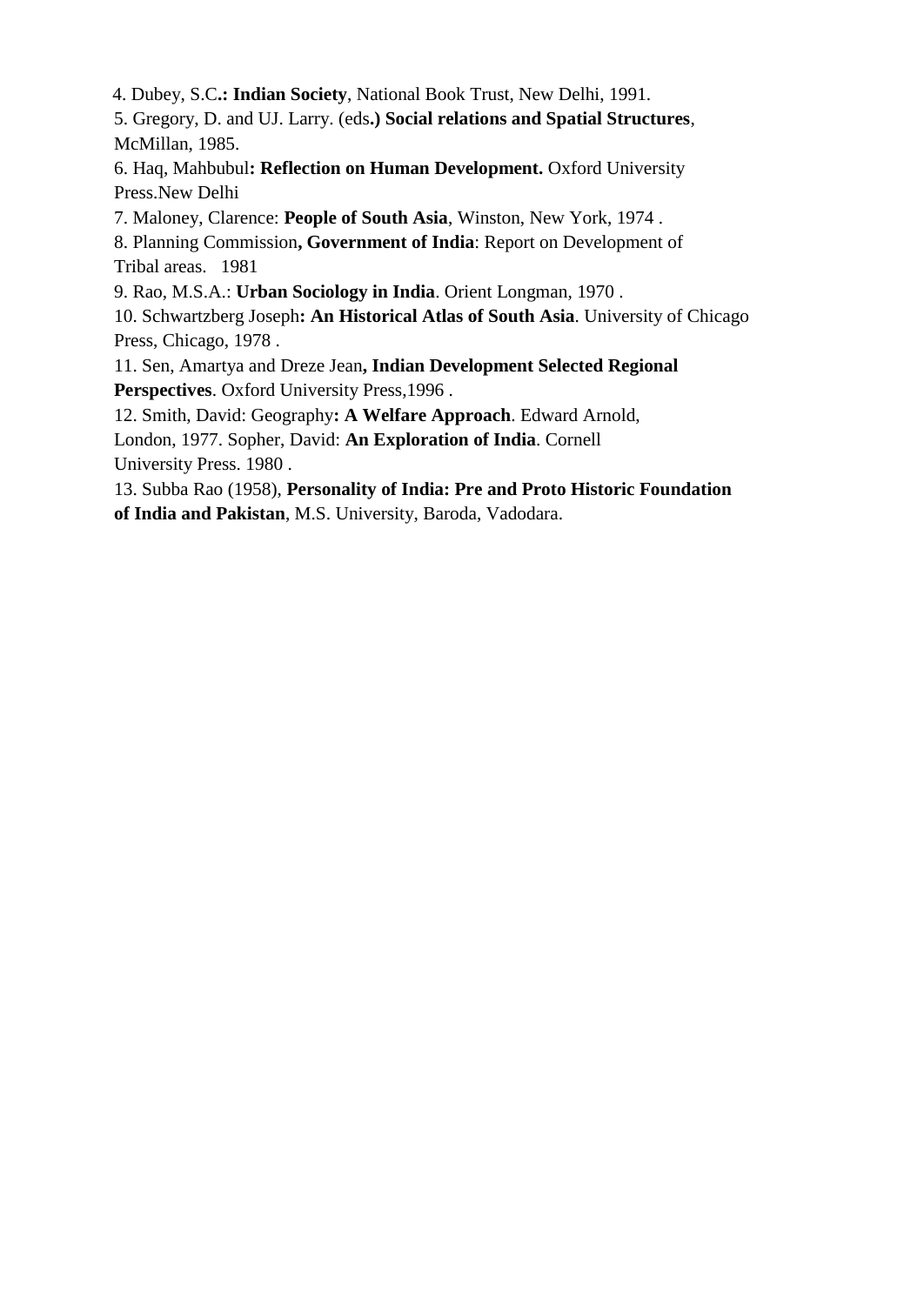4. Dubey, S.C.**: Indian Society**, National Book Trust, New Delhi, 1991.

5. Gregory, D. and UJ. Larry. (eds**.) Social relations and Spatial Structures**, McMillan, 1985.

6. Haq, Mahbubul**: Reflection on Human Development.** Oxford University Press.New Delhi

7. Maloney, Clarence: **People of South Asia**, Winston, New York, 1974 .

8. Planning Commission**, Government of India**: Report on Development of Tribal areas. 1981

9. Rao, M.S.A.: **Urban Sociology in India**. Orient Longman, 1970 .

10. Schwartzberg Joseph**: An Historical Atlas of South Asia**. University of Chicago Press, Chicago, 1978 .

11. Sen, Amartya and Dreze Jean**, Indian Development Selected Regional Perspectives**. Oxford University Press,1996 .

12. Smith, David: Geography**: A Welfare Approach**. Edward Arnold, London, 1977. Sopher, David: **An Exploration of India**. Cornell University Press. 1980 .

13. Subba Rao (1958), **Personality of India: Pre and Proto Historic Foundation of India and Pakistan**, M.S. University, Baroda, Vadodara.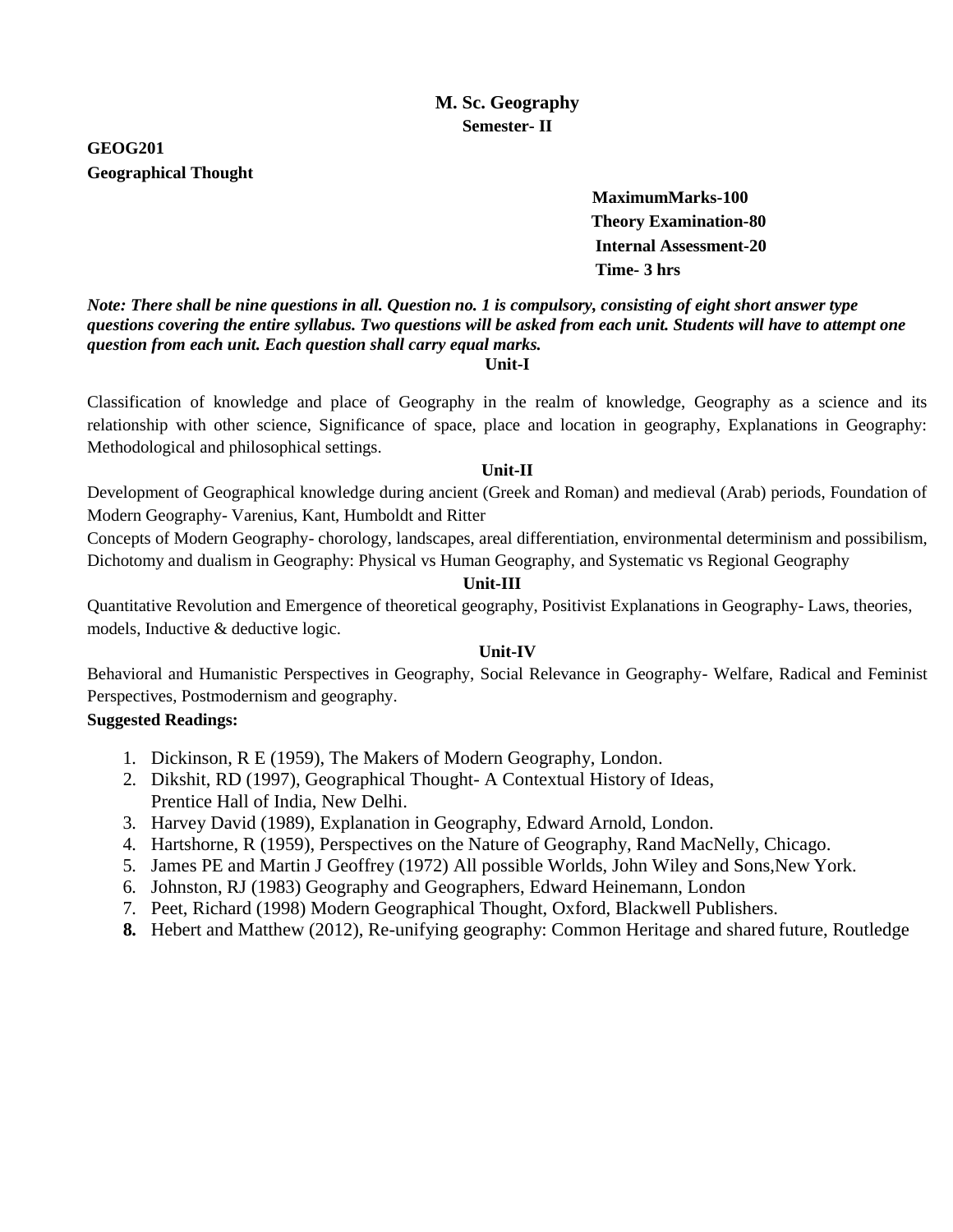## M. Sc. Geography
### Semester- II

**GEOG201**
**Geographical Thought**

**MaximumMarks-100**
**Theory Examination-80**
**Internal Assessment-20**
**Time- 3 hrs**

***Note: There shall be nine questions in all. Question no. 1 is compulsory, consisting of eight short answer type questions covering the entire syllabus. Two questions will be asked from each unit. Students will have to attempt one question from each unit. Each question shall carry equal marks.***

**Unit-I**

Classification of knowledge and place of Geography in the realm of knowledge, Geography as a science and its relationship with other science, Significance of space, place and location in geography, Explanations in Geography: Methodological and philosophical settings.

**Unit-II**

Development of Geographical knowledge during ancient (Greek and Roman) and medieval (Arab) periods, Foundation of Modern Geography- Varenius, Kant, Humboldt and Ritter

Concepts of Modern Geography- chorology, landscapes, areal differentiation, environmental determinism and possibilism, Dichotomy and dualism in Geography: Physical vs Human Geography, and Systematic vs Regional Geography

**Unit-III**

Quantitative Revolution and Emergence of theoretical geography, Positivist Explanations in Geography- Laws, theories, models, Inductive & deductive logic.

**Unit-IV**

Behavioral and Humanistic Perspectives in Geography, Social Relevance in Geography- Welfare, Radical and Feminist Perspectives, Postmodernism and geography.

**Suggested Readings:**

1. Dickinson, R E (1959), The Makers of Modern Geography, London.
2. Dikshit, RD (1997), Geographical Thought- A Contextual History of Ideas, Prentice Hall of India, New Delhi.
3. Harvey David (1989), Explanation in Geography, Edward Arnold, London.
4. Hartshorne, R (1959), Perspectives on the Nature of Geography, Rand MacNelly, Chicago.
5. James PE and Martin J Geoffrey (1972) All possible Worlds, John Wiley and Sons,New York.
6. Johnston, RJ (1983) Geography and Geographers, Edward Heinemann, London
7. Peet, Richard (1998) Modern Geographical Thought, Oxford, Blackwell Publishers.
8. Hebert and Matthew (2012), Re-unifying geography: Common Heritage and shared future, Routledge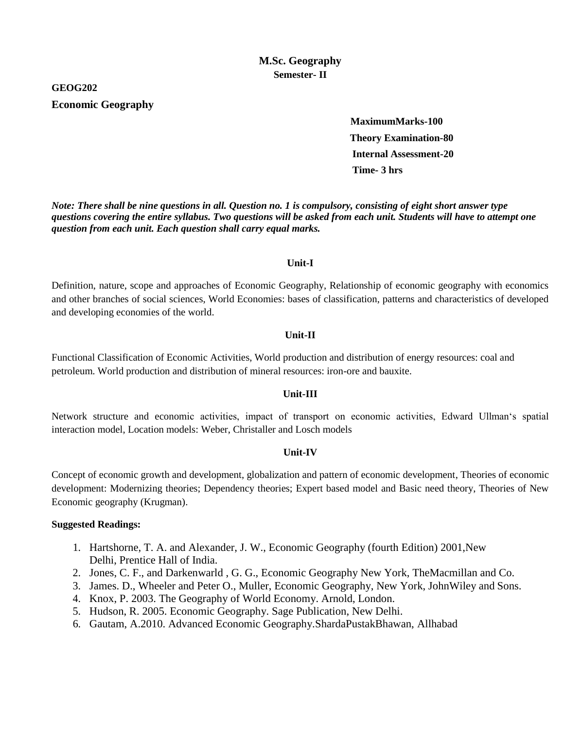**M.Sc. Geography**
**Semester- II**

**GEOG202**

**Economic Geography**

**MaximumMarks-100**
**Theory Examination-80**
**Internal Assessment-20**
**Time- 3 hrs**

***Note: There shall be nine questions in all. Question no. 1 is compulsory, consisting of eight short answer type questions covering the entire syllabus. Two questions will be asked from each unit. Students will have to attempt one question from each unit. Each question shall carry equal marks.***

**Unit-I**

Definition, nature, scope and approaches of Economic Geography, Relationship of economic geography with economics and other branches of social sciences, World Economies: bases of classification, patterns and characteristics of developed and developing economies of the world.

**Unit-II**

Functional Classification of Economic Activities, World production and distribution of energy resources: coal and petroleum. World production and distribution of mineral resources: iron-ore and bauxite.

**Unit-III**

Network structure and economic activities, impact of transport on economic activities, Edward Ullman's spatial interaction model, Location models: Weber, Christaller and Losch models

**Unit-IV**

Concept of economic growth and development, globalization and pattern of economic development, Theories of economic development: Modernizing theories; Dependency theories; Expert based model and Basic need theory, Theories of New Economic geography (Krugman).

**Suggested Readings:**

1. Hartshorne, T. A. and Alexander, J. W., Economic Geography (fourth Edition) 2001,New Delhi, Prentice Hall of India.
2. Jones, C. F., and Darkenwarld , G. G., Economic Geography New York, TheMacmillan and Co.
3. James. D., Wheeler and Peter O., Muller, Economic Geography, New York, JohnWiley and Sons.
4. Knox, P. 2003. The Geography of World Economy. Arnold, London.
5. Hudson, R. 2005. Economic Geography. Sage Publication, New Delhi.
6. Gautam, A.2010. Advanced Economic Geography.ShardaPustakBhawan, Allhabad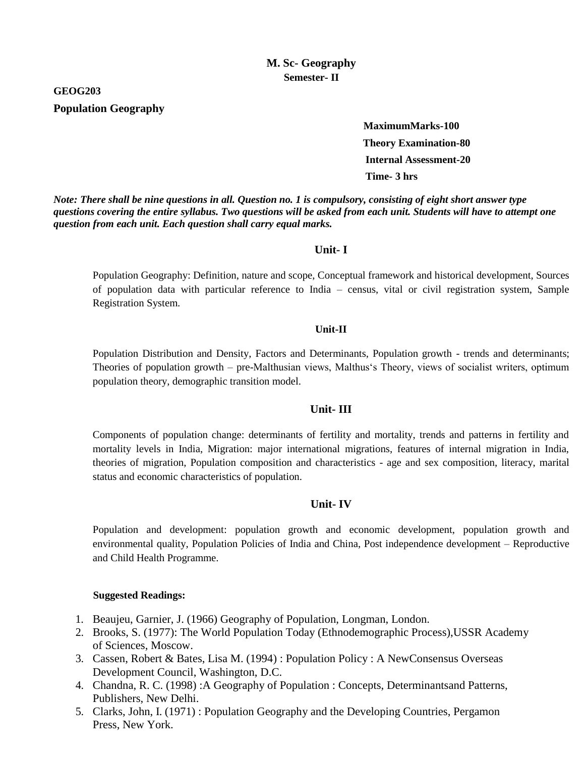**M. Sc- Geography**
**Semester- II**

**GEOG203**

**Population Geography**

**MaximumMarks-100**
**Theory Examination-80**
**Internal Assessment-20**
**Time- 3 hrs**

***Note: There shall be nine questions in all. Question no. 1 is compulsory, consisting of eight short answer type questions covering the entire syllabus. Two questions will be asked from each unit. Students will have to attempt one question from each unit. Each question shall carry equal marks.***

## Unit- I

Population Geography: Definition, nature and scope, Conceptual framework and historical development, Sources of population data with particular reference to India – census, vital or civil registration system, Sample Registration System.

## Unit-II

Population Distribution and Density, Factors and Determinants, Population growth - trends and determinants; Theories of population growth – pre-Malthusian views, Malthus's Theory, views of socialist writers, optimum population theory, demographic transition model.

## Unit- III

Components of population change: determinants of fertility and mortality, trends and patterns in fertility and mortality levels in India, Migration: major international migrations, features of internal migration in India, theories of migration, Population composition and characteristics - age and sex composition, literacy, marital status and economic characteristics of population.

## Unit- IV

Population and development: population growth and economic development, population growth and environmental quality, Population Policies of India and China, Post independence development – Reproductive and Child Health Programme.

**Suggested Readings:**

1. Beaujeu, Garnier, J. (1966) Geography of Population, Longman, London.
2. Brooks, S. (1977): The World Population Today (Ethnodemographic Process),USSR Academy of Sciences, Moscow.
3. Cassen, Robert & Bates, Lisa M. (1994) : Population Policy : A NewConsensus Overseas Development Council, Washington, D.C.
4. Chandna, R. C. (1998) :A Geography of Population : Concepts, Determinantsand Patterns, Publishers, New Delhi.
5. Clarks, John, I. (1971) : Population Geography and the Developing Countries, Pergamon Press, New York.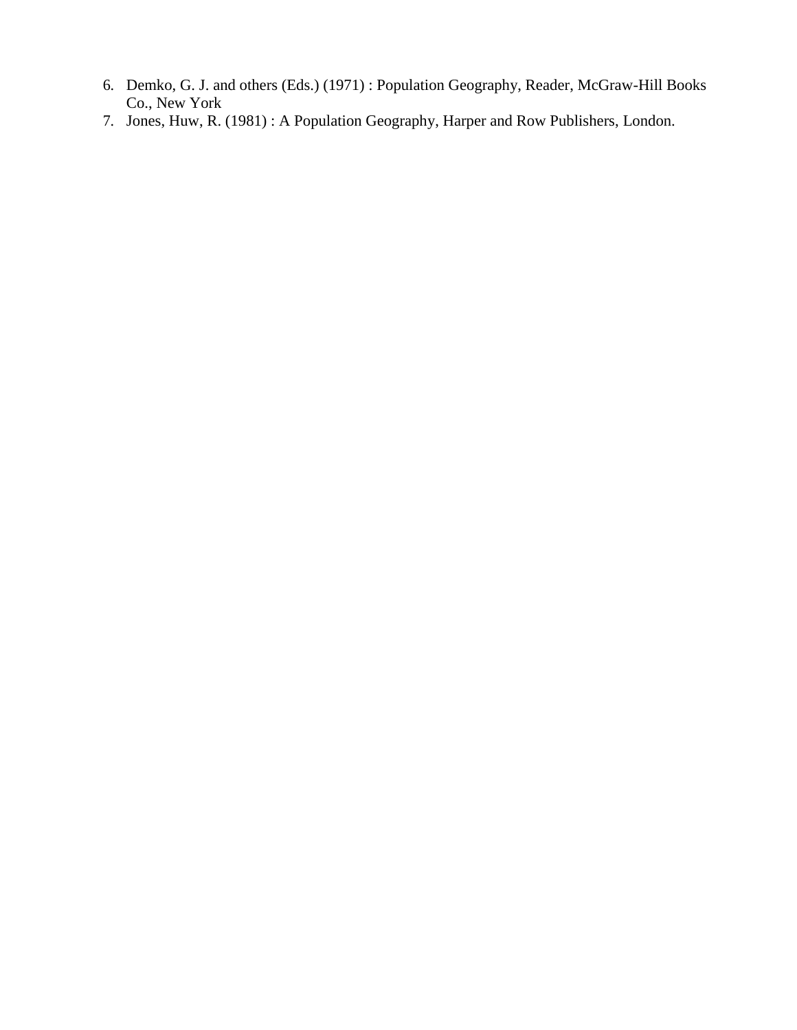6. Demko, G. J. and others (Eds.) (1971) : Population Geography, Reader, McGraw-Hill Books Co., New York
7. Jones, Huw, R. (1981) : A Population Geography, Harper and Row Publishers, London.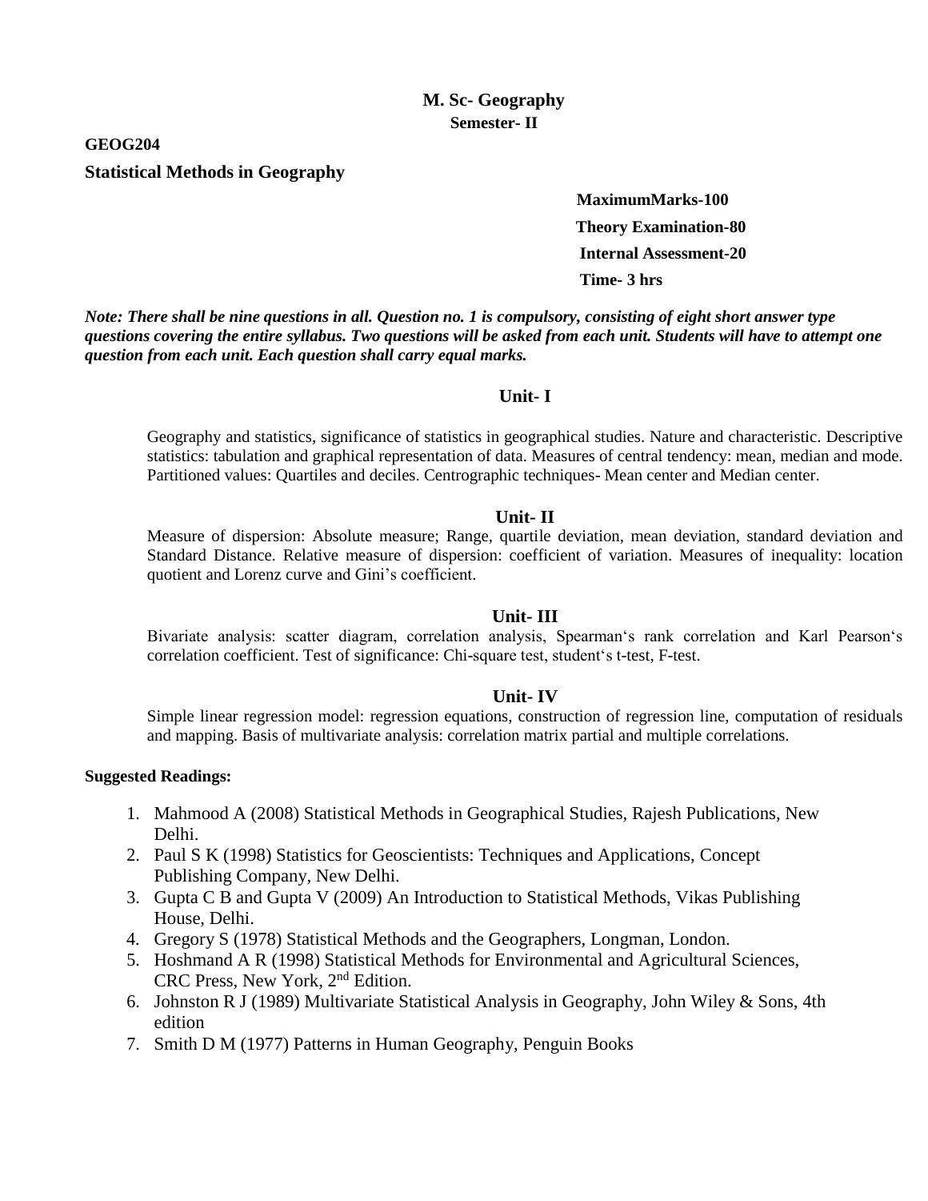# M. Sc- Geography

## Semester- II

**GEOG204**

**Statistical Methods in Geography**

**MaximumMarks-100**

**Theory Examination-80**

**Internal Assessment-20**

**Time- 3 hrs**

***Note: There shall be nine questions in all. Question no. 1 is compulsory, consisting of eight short answer type questions covering the entire syllabus. Two questions will be asked from each unit. Students will have to attempt one question from each unit. Each question shall carry equal marks.***

### Unit- I

Geography and statistics, significance of statistics in geographical studies. Nature and characteristic. Descriptive statistics: tabulation and graphical representation of data. Measures of central tendency: mean, median and mode. Partitioned values: Quartiles and deciles. Centrographic techniques- Mean center and Median center.

### Unit- II

Measure of dispersion: Absolute measure; Range, quartile deviation, mean deviation, standard deviation and Standard Distance. Relative measure of dispersion: coefficient of variation. Measures of inequality: location quotient and Lorenz curve and Gini's coefficient.

### Unit- III

Bivariate analysis: scatter diagram, correlation analysis, Spearman's rank correlation and Karl Pearson's correlation coefficient. Test of significance: Chi-square test, student's t-test, F-test.

### Unit- IV

Simple linear regression model: regression equations, construction of regression line, computation of residuals and mapping. Basis of multivariate analysis: correlation matrix partial and multiple correlations.

**Suggested Readings:**

1. Mahmood A (2008) Statistical Methods in Geographical Studies, Rajesh Publications, New Delhi.
2. Paul S K (1998) Statistics for Geoscientists: Techniques and Applications, Concept Publishing Company, New Delhi.
3. Gupta C B and Gupta V (2009) An Introduction to Statistical Methods, Vikas Publishing House, Delhi.
4. Gregory S (1978) Statistical Methods and the Geographers, Longman, London.
5. Hoshmand A R (1998) Statistical Methods for Environmental and Agricultural Sciences, CRC Press, New York, 2nd Edition.
6. Johnston R J (1989) Multivariate Statistical Analysis in Geography, John Wiley & Sons, 4th edition
7. Smith D M (1977) Patterns in Human Geography, Penguin Books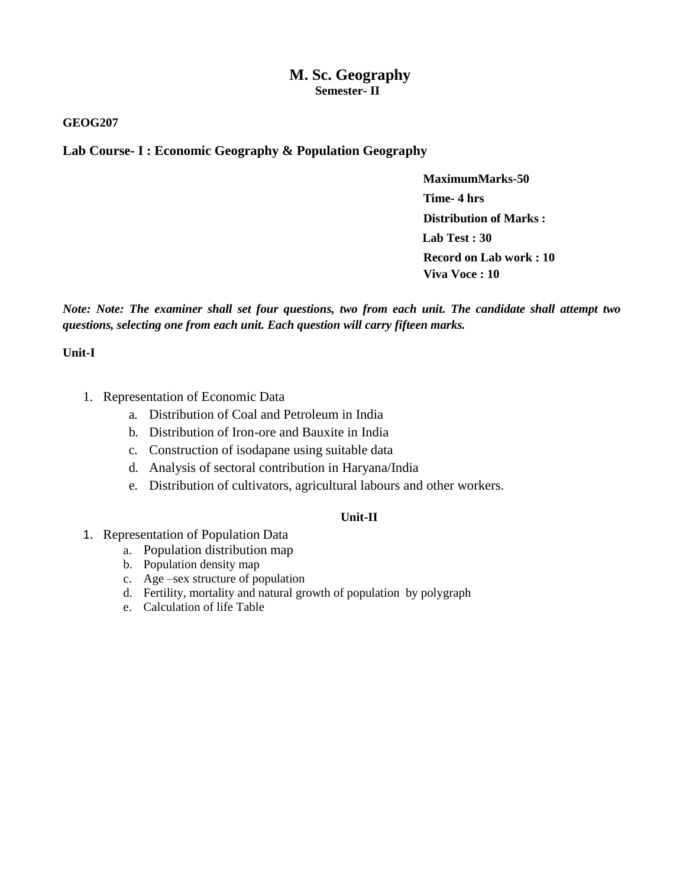# M. Sc. Geography

**Semester- II**

**GEOG207**

**Lab Course- I : Economic Geography & Population Geography**

**MaximumMarks-50**
**Time- 4 hrs**
**Distribution of Marks :**
**Lab Test : 30**
**Record on Lab work : 10**
**Viva Voce : 10**

***Note: Note: The examiner shall set four questions, two from each unit. The candidate shall attempt two questions, selecting one from each unit. Each question will carry fifteen marks.***

**Unit-I**

1. Representation of Economic Data
   a. Distribution of Coal and Petroleum in India
   b. Distribution of Iron-ore and Bauxite in India
   c. Construction of isodapane using suitable data
   d. Analysis of sectoral contribution in Haryana/India
   e. Distribution of cultivators, agricultural labours and other workers.

**Unit-II**

1. Representation of Population Data
   a. Population distribution map
   b. Population density map
   c. Age –sex structure of population
   d. Fertility, mortality and natural growth of population by polygraph
   e. Calculation of life Table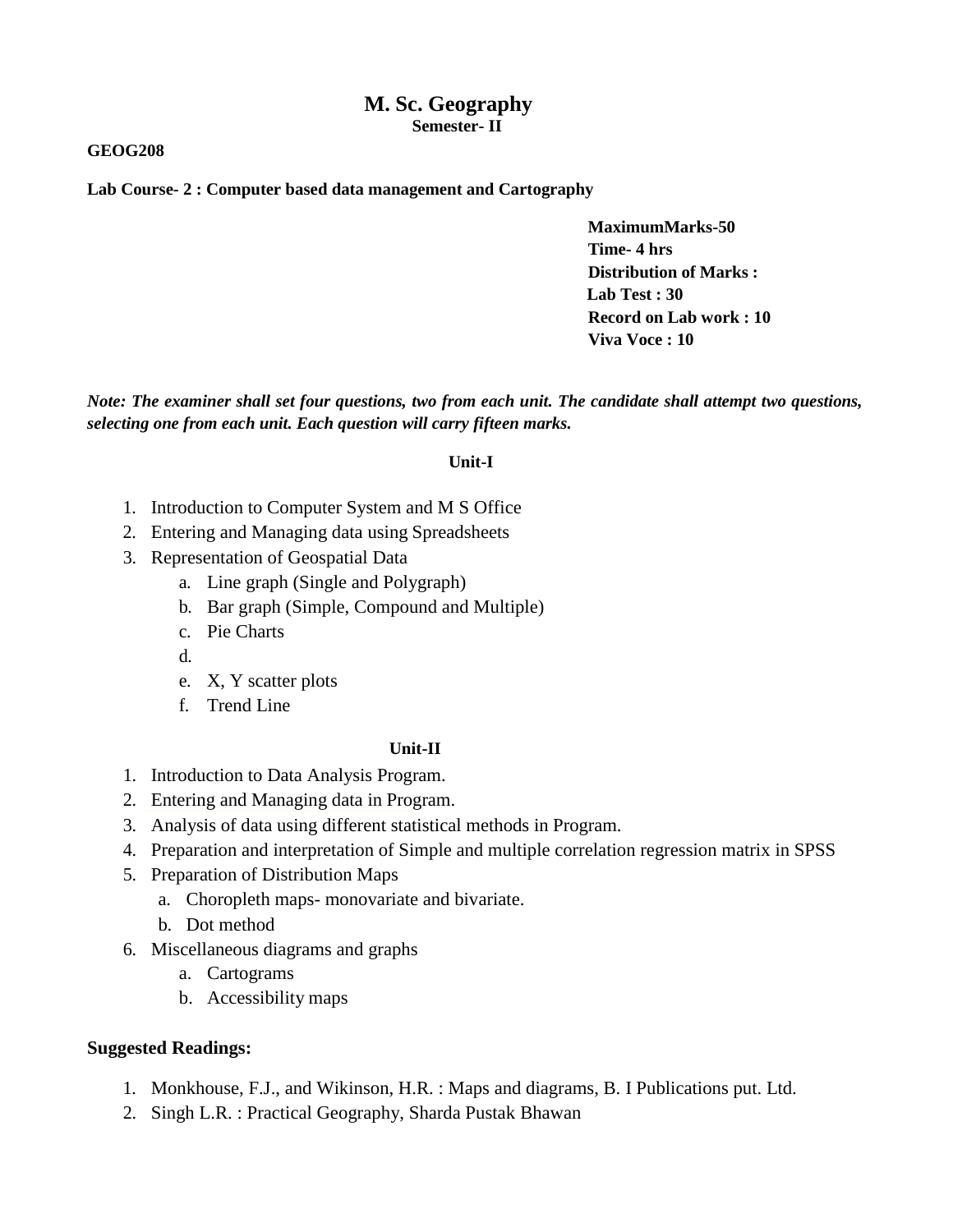# M. Sc. Geography

**Semester- II**

**GEOG208**

**Lab Course- 2 : Computer based data management and Cartography**

**MaximumMarks-50**
**Time- 4 hrs**
**Distribution of Marks :**
**Lab Test : 30**
**Record on Lab work : 10**
**Viva Voce : 10**

***Note: The examiner shall set four questions, two from each unit. The candidate shall attempt two questions, selecting one from each unit. Each question will carry fifteen marks.***

**Unit-I**

1. Introduction to Computer System and M S Office
2. Entering and Managing data using Spreadsheets
3. Representation of Geospatial Data
   a. Line graph (Single and Polygraph)
   b. Bar graph (Simple, Compound and Multiple)
   c. Pie Charts
   d. 
   e. X, Y scatter plots
   f. Trend Line

**Unit-II**

1. Introduction to Data Analysis Program.
2. Entering and Managing data in Program.
3. Analysis of data using different statistical methods in Program.
4. Preparation and interpretation of Simple and multiple correlation regression matrix in SPSS
5. Preparation of Distribution Maps
   a. Choropleth maps- monovariate and bivariate.
   b. Dot method
6. Miscellaneous diagrams and graphs
   a. Cartograms
   b. Accessibility maps

**Suggested Readings:**

1. Monkhouse, F.J., and Wikinson, H.R. : Maps and diagrams, B. I Publications put. Ltd.
2. Singh L.R. : Practical Geography, Sharda Pustak Bhawan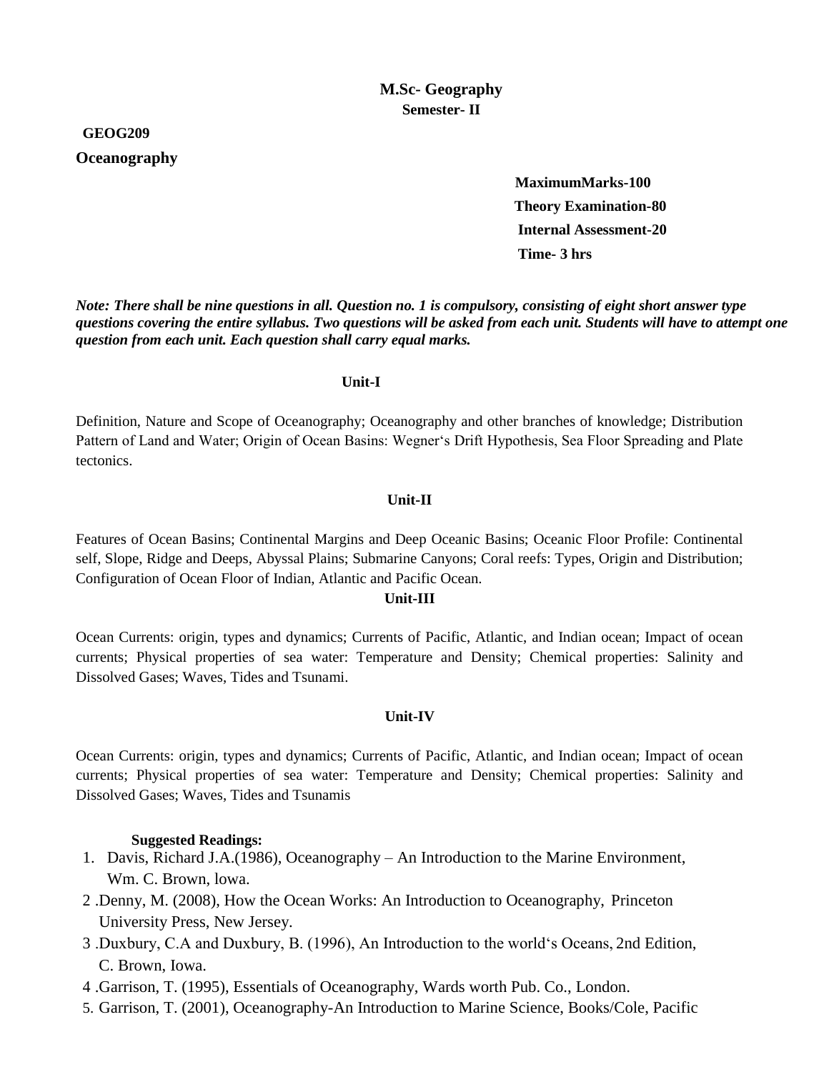**M.Sc- Geography**
**Semester- II**

**GEOG209**

**Oceanography**

**MaximumMarks-100**
**Theory Examination-80**
**Internal Assessment-20**
**Time- 3 hrs**

***Note: There shall be nine questions in all. Question no. 1 is compulsory, consisting of eight short answer type questions covering the entire syllabus. Two questions will be asked from each unit. Students will have to attempt one question from each unit. Each question shall carry equal marks.***

**Unit-I**

Definition, Nature and Scope of Oceanography; Oceanography and other branches of knowledge; Distribution Pattern of Land and Water; Origin of Ocean Basins: Wegner's Drift Hypothesis, Sea Floor Spreading and Plate tectonics.

**Unit-II**

Features of Ocean Basins; Continental Margins and Deep Oceanic Basins; Oceanic Floor Profile: Continental self, Slope, Ridge and Deeps, Abyssal Plains; Submarine Canyons; Coral reefs: Types, Origin and Distribution; Configuration of Ocean Floor of Indian, Atlantic and Pacific Ocean.

**Unit-III**

Ocean Currents: origin, types and dynamics; Currents of Pacific, Atlantic, and Indian ocean; Impact of ocean currents; Physical properties of sea water: Temperature and Density; Chemical properties: Salinity and Dissolved Gases; Waves, Tides and Tsunami.

**Unit-IV**

Ocean Currents: origin, types and dynamics; Currents of Pacific, Atlantic, and Indian ocean; Impact of ocean currents; Physical properties of sea water: Temperature and Density; Chemical properties: Salinity and Dissolved Gases; Waves, Tides and Tsunamis

**Suggested Readings:**

1. Davis, Richard J.A.(1986), Oceanography – An Introduction to the Marine Environment, Wm. C. Brown, lowa.
2. Denny, M. (2008), How the Ocean Works: An Introduction to Oceanography, Princeton University Press, New Jersey.
3. Duxbury, C.A and Duxbury, B. (1996), An Introduction to the world's Oceans, 2nd Edition, C. Brown, Iowa.
4. Garrison, T. (1995), Essentials of Oceanography, Wards worth Pub. Co., London.
5. Garrison, T. (2001), Oceanography-An Introduction to Marine Science, Books/Cole, Pacific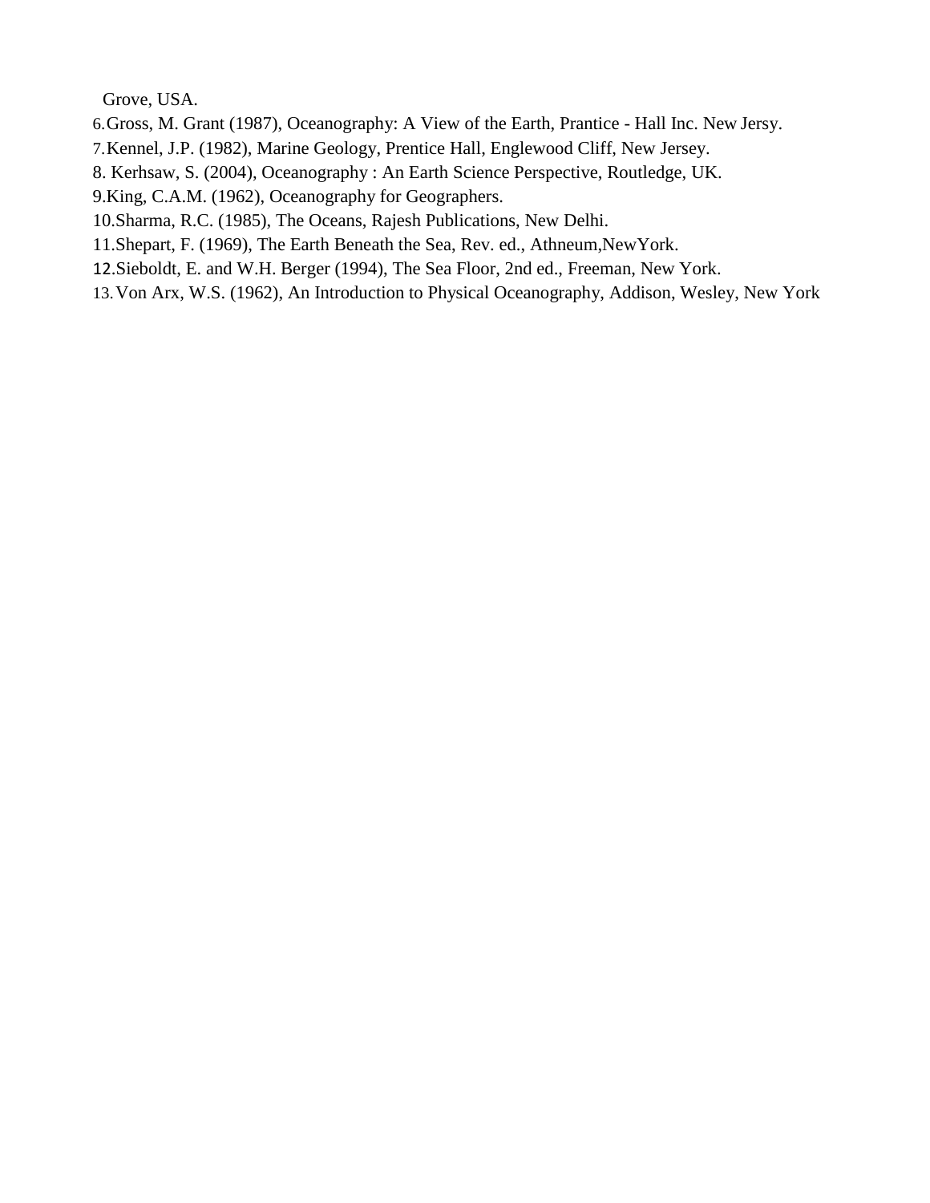Grove, USA.

6. Gross, M. Grant (1987), Oceanography: A View of the Earth, Prantice - Hall Inc. New Jersy.
7. Kennel, J.P. (1982), Marine Geology, Prentice Hall, Englewood Cliff, New Jersey.
8. Kerhsaw, S. (2004), Oceanography : An Earth Science Perspective, Routledge, UK.
9. King, C.A.M. (1962), Oceanography for Geographers.
10. Sharma, R.C. (1985), The Oceans, Rajesh Publications, New Delhi.
11. Shepart, F. (1969), The Earth Beneath the Sea, Rev. ed., Athneum,NewYork.
12. Sieboldt, E. and W.H. Berger (1994), The Sea Floor, 2nd ed., Freeman, New York.
13. Von Arx, W.S. (1962), An Introduction to Physical Oceanography, Addison, Wesley, New York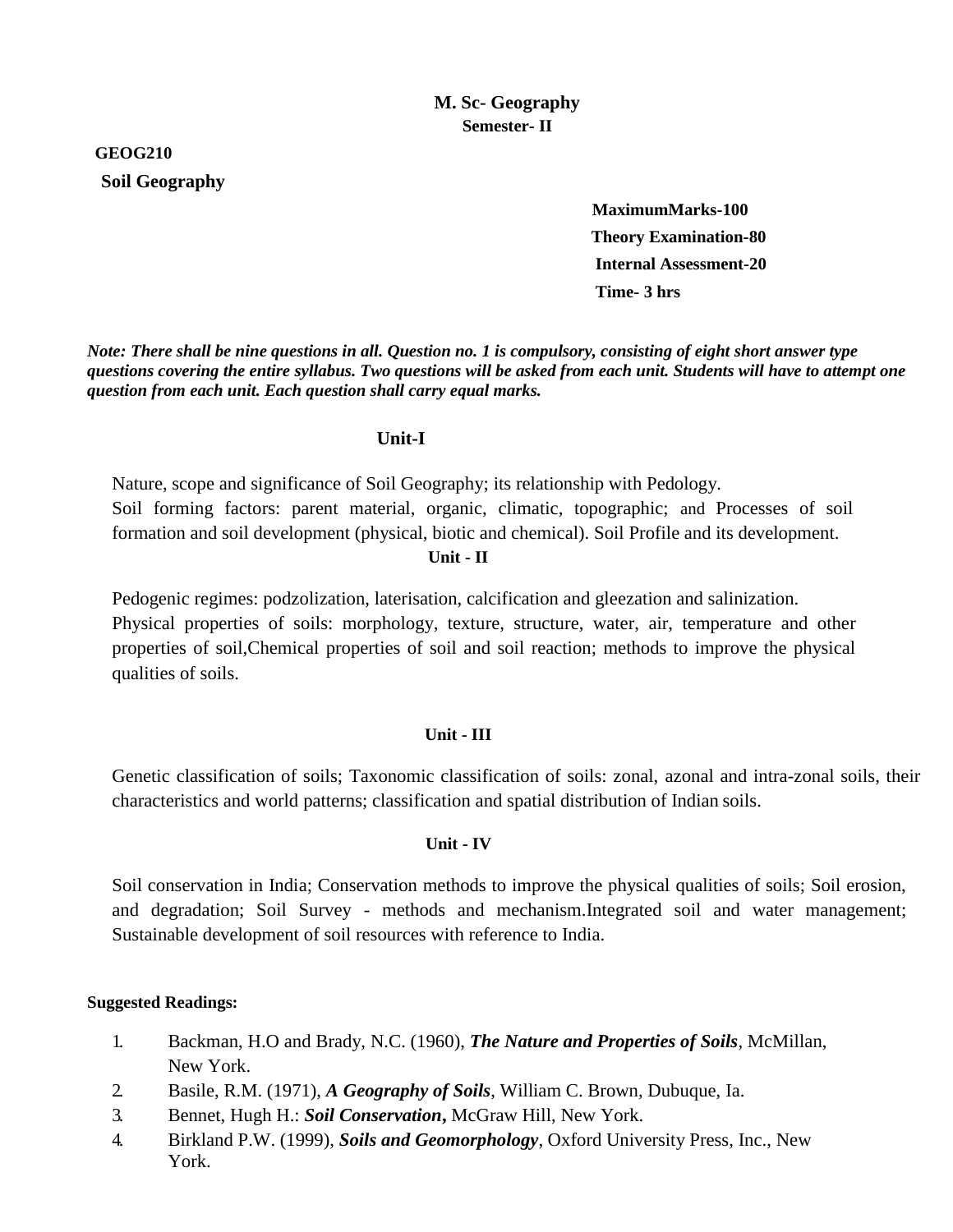# M. Sc- Geography

## Semester- II

**GEOG210**

**Soil Geography**

**MaximumMarks-100**
**Theory Examination-80**
**Internal Assessment-20**
**Time- 3 hrs**

***Note: There shall be nine questions in all. Question no. 1 is compulsory, consisting of eight short answer type questions covering the entire syllabus. Two questions will be asked from each unit. Students will have to attempt one question from each unit. Each question shall carry equal marks.***

### Unit-I

Nature, scope and significance of Soil Geography; its relationship with Pedology.
Soil forming factors: parent material, organic, climatic, topographic; and Processes of soil formation and soil development (physical, biotic and chemical). Soil Profile and its development.

### Unit - II

Pedogenic regimes: podzolization, laterisation, calcification and gleezation and salinization.
Physical properties of soils: morphology, texture, structure, water, air, temperature and other properties of soil,Chemical properties of soil and soil reaction; methods to improve the physical qualities of soils.

### Unit - III

Genetic classification of soils; Taxonomic classification of soils: zonal, azonal and intra-zonal soils, their characteristics and world patterns; classification and spatial distribution of Indian soils.

### Unit - IV

Soil conservation in India; Conservation methods to improve the physical qualities of soils; Soil erosion, and degradation; Soil Survey - methods and mechanism.Integrated soil and water management; Sustainable development of soil resources with reference to India.

**Suggested Readings:**

1. Backman, H.O and Brady, N.C. (1960), ***The Nature and Properties of Soils***, McMillan, New York.
2. Basile, R.M. (1971), ***A Geography of Soils***, William C. Brown, Dubuque, Ia.
3. Bennet, Hugh H.: ***Soil Conservation*****,** McGraw Hill, New York.
4. Birkland P.W. (1999), ***Soils and Geomorphology***, Oxford University Press, Inc., New York.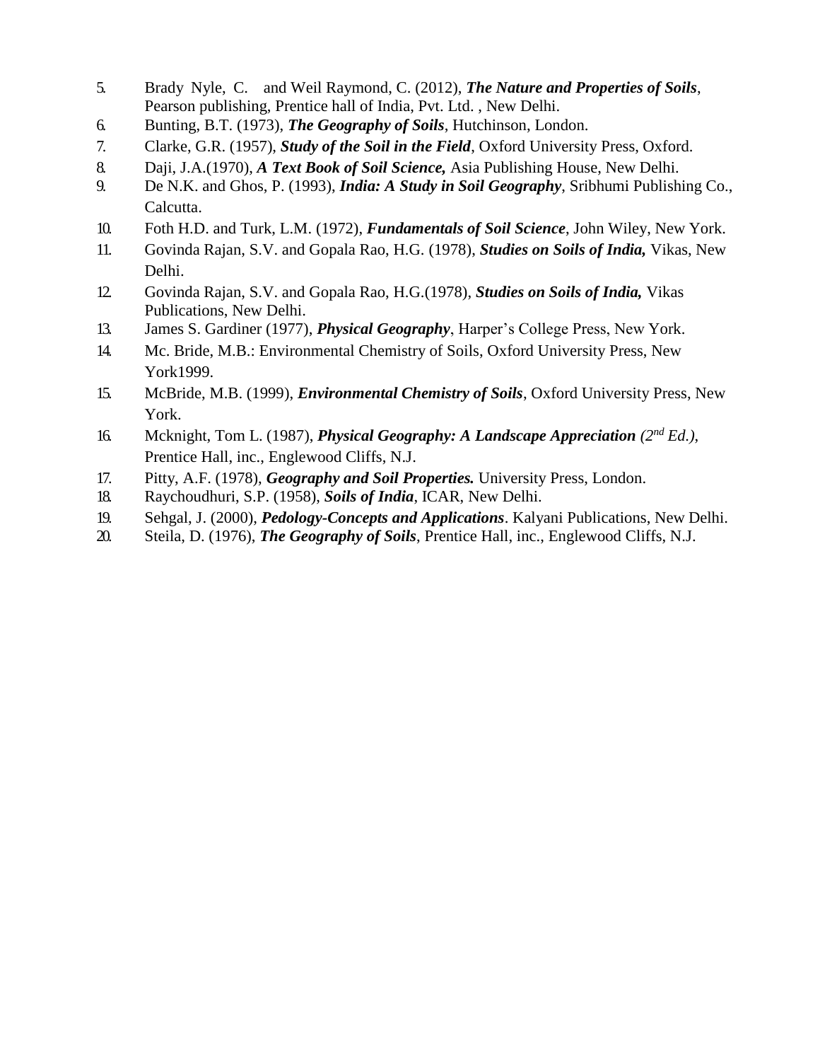5. Brady Nyle, C. and Weil Raymond, C. (2012), ***The Nature and Properties of Soils***, Pearson publishing, Prentice hall of India, Pvt. Ltd. , New Delhi.
6. Bunting, B.T. (1973), ***The Geography of Soils***, Hutchinson, London.
7. Clarke, G.R. (1957), ***Study of the Soil in the Field***, Oxford University Press, Oxford.
8. Daji, J.A.(1970), ***A Text Book of Soil Science,*** Asia Publishing House, New Delhi.
9. De N.K. and Ghos, P. (1993), ***India: A Study in Soil Geography***, Sribhumi Publishing Co., Calcutta.
10. Foth H.D. and Turk, L.M. (1972), ***Fundamentals of Soil Science***, John Wiley, New York.
11. Govinda Rajan, S.V. and Gopala Rao, H.G. (1978), ***Studies on Soils of India,*** Vikas, New Delhi.
12. Govinda Rajan, S.V. and Gopala Rao, H.G.(1978), ***Studies on Soils of India,*** Vikas Publications, New Delhi.
13. James S. Gardiner (1977), ***Physical Geography***, Harper's College Press, New York.
14. Mc. Bride, M.B.: Environmental Chemistry of Soils, Oxford University Press, New York1999.
15. McBride, M.B. (1999), ***Environmental Chemistry of Soils***, Oxford University Press, New York.
16. Mcknight, Tom L. (1987), ***Physical Geography: A Landscape Appreciation*** *(2nd Ed.)*, Prentice Hall, inc., Englewood Cliffs, N.J.
17. Pitty, A.F. (1978), ***Geography and Soil Properties.*** University Press, London.
18. Raychoudhuri, S.P. (1958), ***Soils of India***, ICAR, New Delhi.
19. Sehgal, J. (2000), ***Pedology-Concepts and Applications***. Kalyani Publications, New Delhi.
20. Steila, D. (1976), ***The Geography of Soils***, Prentice Hall, inc., Englewood Cliffs, N.J.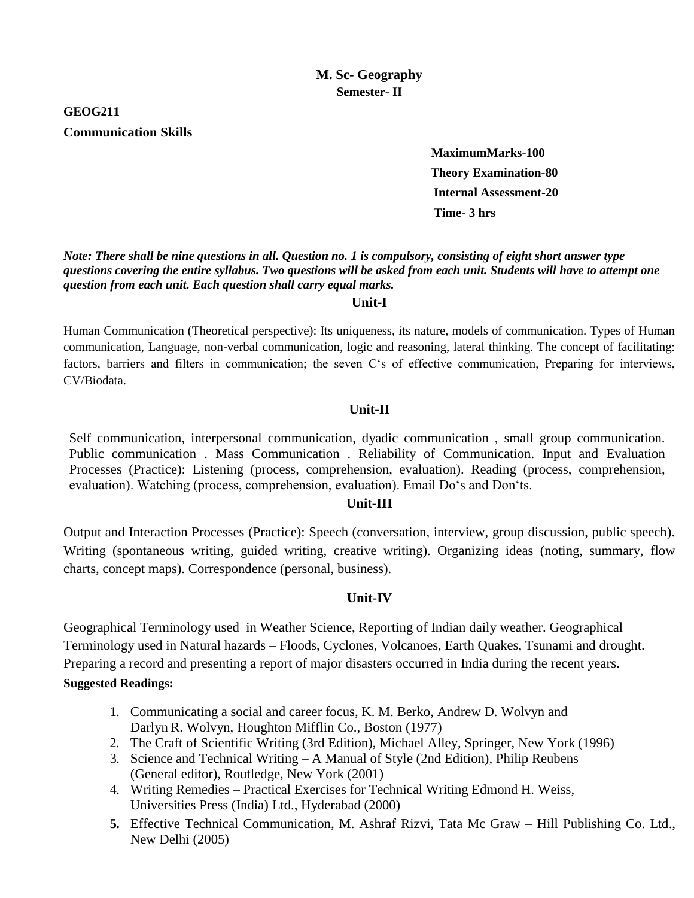# M. Sc- Geography

## Semester- II

**GEOG211**

**Communication Skills**

**MaximumMarks-100**
**Theory Examination-80**
**Internal Assessment-20**
**Time- 3 hrs**

***Note: There shall be nine questions in all. Question no. 1 is compulsory, consisting of eight short answer type questions covering the entire syllabus. Two questions will be asked from each unit. Students will have to attempt one question from each unit. Each question shall carry equal marks.***

### Unit-I

Human Communication (Theoretical perspective): Its uniqueness, its nature, models of communication. Types of Human communication, Language, non-verbal communication, logic and reasoning, lateral thinking. The concept of facilitating: factors, barriers and filters in communication; the seven C's of effective communication, Preparing for interviews, CV/Biodata.

### Unit-II

Self communication, interpersonal communication, dyadic communication , small group communication. Public communication . Mass Communication . Reliability of Communication. Input and Evaluation Processes (Practice): Listening (process, comprehension, evaluation). Reading (process, comprehension, evaluation). Watching (process, comprehension, evaluation). Email Do's and Don'ts.

### Unit-III

Output and Interaction Processes (Practice): Speech (conversation, interview, group discussion, public speech). Writing (spontaneous writing, guided writing, creative writing). Organizing ideas (noting, summary, flow charts, concept maps). Correspondence (personal, business).

### Unit-IV

Geographical Terminology used in Weather Science, Reporting of Indian daily weather. Geographical Terminology used in Natural hazards – Floods, Cyclones, Volcanoes, Earth Quakes, Tsunami and drought. Preparing a record and presenting a report of major disasters occurred in India during the recent years.

**Suggested Readings:**

1. Communicating a social and career focus, K. M. Berko, Andrew D. Wolvyn and Darlyn R. Wolvyn, Houghton Mifflin Co., Boston (1977)
2. The Craft of Scientific Writing (3rd Edition), Michael Alley, Springer, New York (1996)
3. Science and Technical Writing – A Manual of Style (2nd Edition), Philip Reubens (General editor), Routledge, New York (2001)
4. Writing Remedies – Practical Exercises for Technical Writing Edmond H. Weiss, Universities Press (India) Ltd., Hyderabad (2000)
5. Effective Technical Communication, M. Ashraf Rizvi, Tata Mc Graw – Hill Publishing Co. Ltd., New Delhi (2005)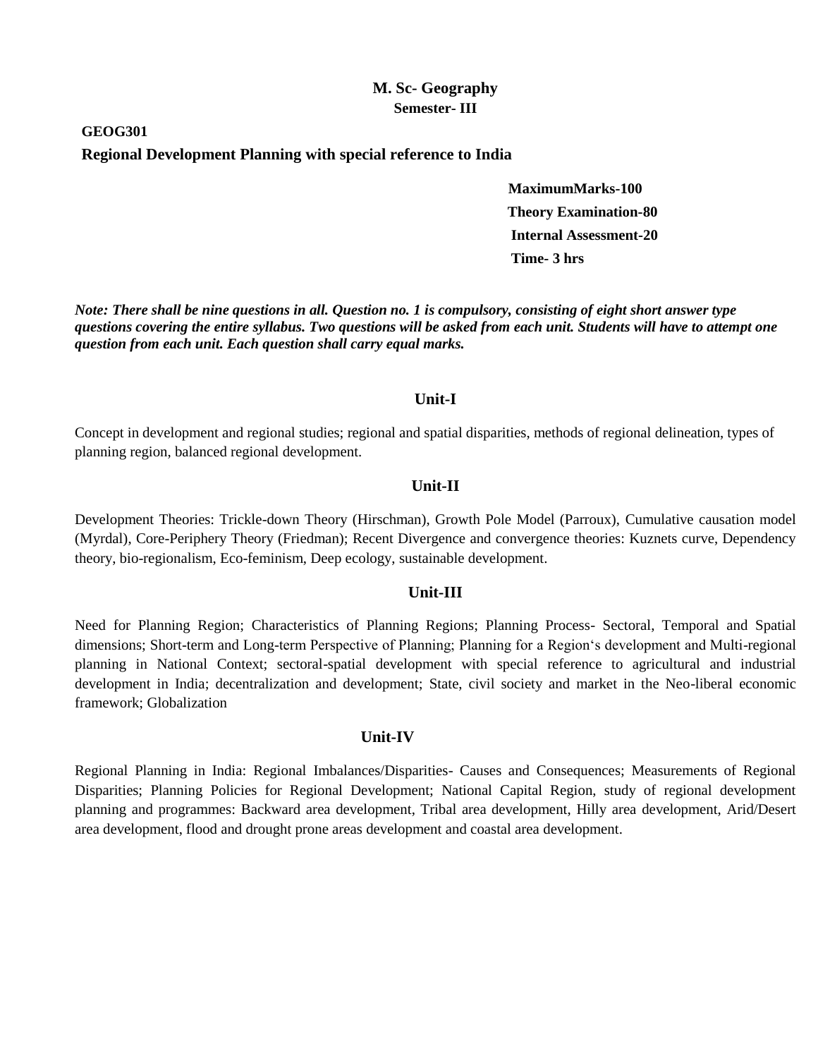# M. Sc- Geography

## Semester- III

**GEOG301**

**Regional Development Planning with special reference to India**

**MaximumMarks-100**
**Theory Examination-80**
**Internal Assessment-20**
**Time- 3 hrs**

***Note: There shall be nine questions in all. Question no. 1 is compulsory, consisting of eight short answer type questions covering the entire syllabus. Two questions will be asked from each unit. Students will have to attempt one question from each unit. Each question shall carry equal marks.***

### Unit-I

Concept in development and regional studies; regional and spatial disparities, methods of regional delineation, types of planning region, balanced regional development.

### Unit-II

Development Theories: Trickle-down Theory (Hirschman), Growth Pole Model (Parroux), Cumulative causation model (Myrdal), Core-Periphery Theory (Friedman); Recent Divergence and convergence theories: Kuznets curve, Dependency theory, bio-regionalism, Eco-feminism, Deep ecology, sustainable development.

### Unit-III

Need for Planning Region; Characteristics of Planning Regions; Planning Process- Sectoral, Temporal and Spatial dimensions; Short-term and Long-term Perspective of Planning; Planning for a Region‘s development and Multi-regional planning in National Context; sectoral-spatial development with special reference to agricultural and industrial development in India; decentralization and development; State, civil society and market in the Neo-liberal economic framework; Globalization

### Unit-IV

Regional Planning in India: Regional Imbalances/Disparities- Causes and Consequences; Measurements of Regional Disparities; Planning Policies for Regional Development; National Capital Region, study of regional development planning and programmes: Backward area development, Tribal area development, Hilly area development, Arid/Desert area development, flood and drought prone areas development and coastal area development.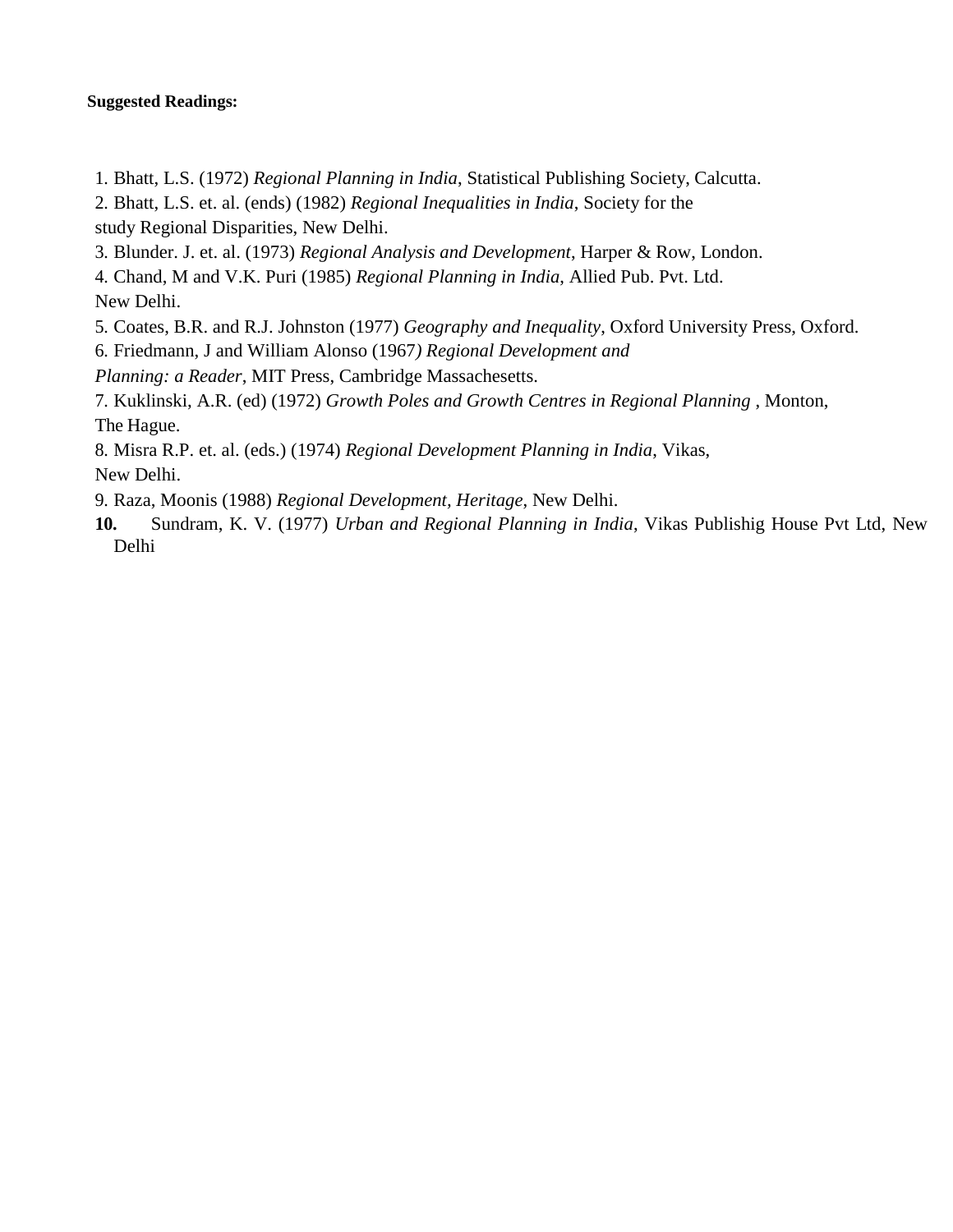**Suggested Readings:**

1. Bhatt, L.S. (1972) *Regional Planning in India*, Statistical Publishing Society, Calcutta.
2. Bhatt, L.S. et. al. (ends) (1982) *Regional Inequalities in India*, Society for the study Regional Disparities, New Delhi.
3. Blunder. J. et. al. (1973) *Regional Analysis and Development*, Harper & Row, London.
4. Chand, M and V.K. Puri (1985) *Regional Planning in India,* Allied Pub. Pvt. Ltd. New Delhi.
5. Coates, B.R. and R.J. Johnston (1977) *Geography and Inequality*, Oxford University Press, Oxford.
6. Friedmann, J and William Alonso (1967*) Regional Development and Planning: a Reader*, MIT Press, Cambridge Massachesetts.
7. Kuklinski, A.R. (ed) (1972) *Growth Poles and Growth Centres in Regional Planning* , Monton, The Hague.
8. Misra R.P. et. al. (eds.) (1974) *Regional Development Planning in India*, Vikas, New Delhi.
9. Raza, Moonis (1988) *Regional Development, Heritage*, New Delhi.
10. Sundram, K. V. (1977) *Urban and Regional Planning in India*, Vikas Publishig House Pvt Ltd, New Delhi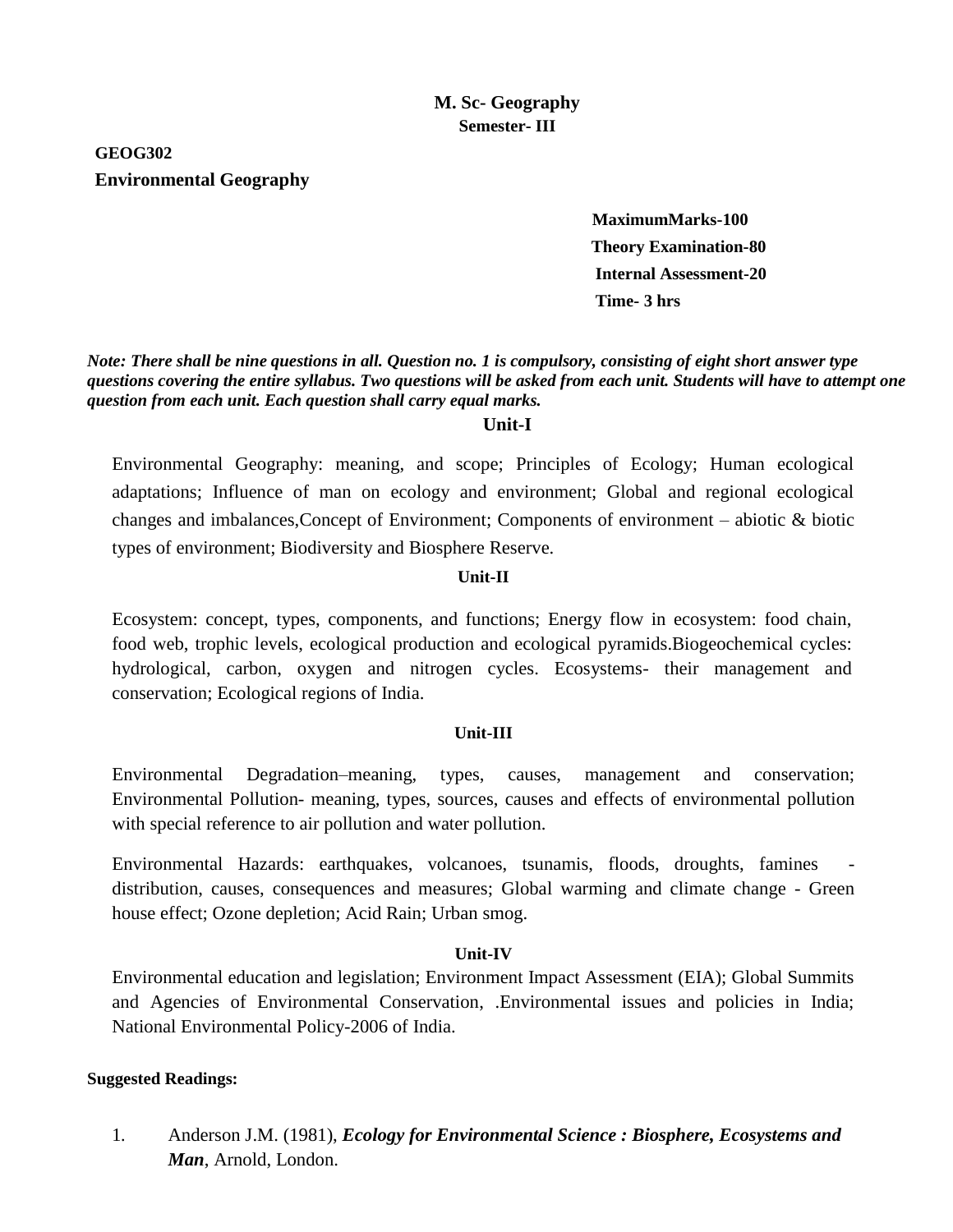# M. Sc- Geography

## Semester- III

**GEOG302**

**Environmental Geography**

**MaximumMarks-100**

**Theory Examination-80**

**Internal Assessment-20**

**Time- 3 hrs**

***Note: There shall be nine questions in all. Question no. 1 is compulsory, consisting of eight short answer type questions covering the entire syllabus. Two questions will be asked from each unit. Students will have to attempt one question from each unit. Each question shall carry equal marks.***

### Unit-I

Environmental Geography: meaning, and scope; Principles of Ecology; Human ecological adaptations; Influence of man on ecology and environment; Global and regional ecological changes and imbalances,Concept of Environment; Components of environment – abiotic & biotic types of environment; Biodiversity and Biosphere Reserve.

### Unit-II

Ecosystem: concept, types, components, and functions; Energy flow in ecosystem: food chain, food web, trophic levels, ecological production and ecological pyramids.Biogeochemical cycles: hydrological, carbon, oxygen and nitrogen cycles. Ecosystems- their management and conservation; Ecological regions of India.

### Unit-III

Environmental Degradation–meaning, types, causes, management and conservation; Environmental Pollution- meaning, types, sources, causes and effects of environmental pollution with special reference to air pollution and water pollution.

Environmental Hazards: earthquakes, volcanoes, tsunamis, floods, droughts, famines - distribution, causes, consequences and measures; Global warming and climate change - Green house effect; Ozone depletion; Acid Rain; Urban smog.

### Unit-IV

Environmental education and legislation; Environment Impact Assessment (EIA); Global Summits and Agencies of Environmental Conservation, .Environmental issues and policies in India; National Environmental Policy-2006 of India.

**Suggested Readings:**

1. Anderson J.M. (1981), ***Ecology for Environmental Science : Biosphere, Ecosystems and Man***, Arnold, London.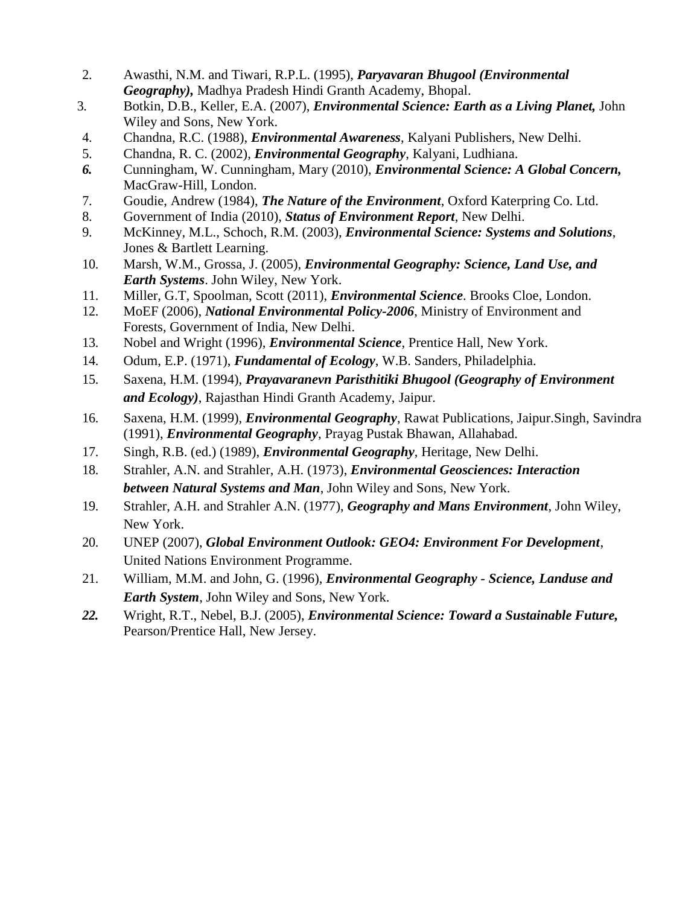2. Awasthi, N.M. and Tiwari, R.P.L. (1995), ***Paryavaran Bhugool (Environmental Geography),*** Madhya Pradesh Hindi Granth Academy, Bhopal.
3. Botkin, D.B., Keller, E.A. (2007), ***Environmental Science: Earth as a Living Planet,*** John Wiley and Sons, New York.
4. Chandna, R.C. (1988), ***Environmental Awareness***, Kalyani Publishers, New Delhi.
5. Chandna, R. C. (2002), ***Environmental Geography***, Kalyani, Ludhiana.
6. Cunningham, W. Cunningham, Mary (2010), ***Environmental Science: A Global Concern,*** MacGraw-Hill, London.
7. Goudie, Andrew (1984), ***The Nature of the Environment***, Oxford Katerpring Co. Ltd.
8. Government of India (2010), ***Status of Environment Report***, New Delhi.
9. McKinney, M.L., Schoch, R.M. (2003), ***Environmental Science: Systems and Solutions***, Jones & Bartlett Learning.
10. Marsh, W.M., Grossa, J. (2005), ***Environmental Geography: Science, Land Use, and Earth Systems***. John Wiley, New York.
11. Miller, G.T, Spoolman, Scott (2011), ***Environmental Science***. Brooks Cloe, London.
12. MoEF (2006), ***National Environmental Policy-2006***, Ministry of Environment and Forests, Government of India, New Delhi.
13. Nobel and Wright (1996), ***Environmental Science***, Prentice Hall, New York.
14. Odum, E.P. (1971), ***Fundamental of Ecology***, W.B. Sanders, Philadelphia.
15. Saxena, H.M. (1994), ***Prayavaranevn Paristhitiki Bhugool (Geography of Environment and Ecology)***, Rajasthan Hindi Granth Academy, Jaipur.
16. Saxena, H.M. (1999), ***Environmental Geography***, Rawat Publications, Jaipur.Singh, Savindra (1991), ***Environmental Geography***, Prayag Pustak Bhawan, Allahabad.
17. Singh, R.B. (ed.) (1989), ***Environmental Geography***, Heritage, New Delhi.
18. Strahler, A.N. and Strahler, A.H. (1973), ***Environmental Geosciences: Interaction between Natural Systems and Man***, John Wiley and Sons, New York.
19. Strahler, A.H. and Strahler A.N. (1977), ***Geography and Mans Environment***, John Wiley, New York.
20. UNEP (2007), ***Global Environment Outlook: GEO4: Environment For Development***, United Nations Environment Programme.
21. William, M.M. and John, G. (1996), ***Environmental Geography - Science, Landuse and Earth System***, John Wiley and Sons, New York.
22. Wright, R.T., Nebel, B.J. (2005), ***Environmental Science: Toward a Sustainable Future,*** Pearson/Prentice Hall, New Jersey.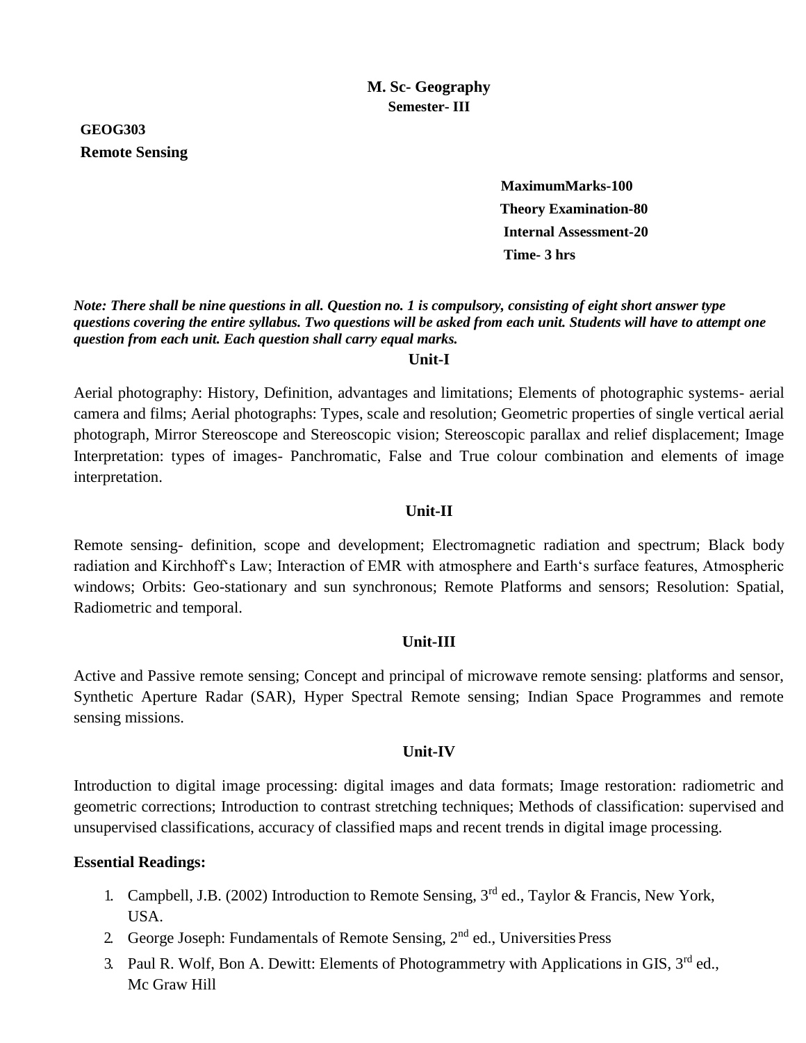# M. Sc- Geography

## Semester- III

**GEOG303**
**Remote Sensing**

**MaximumMarks-100**
**Theory Examination-80**
**Internal Assessment-20**
**Time- 3 hrs**

***Note: There shall be nine questions in all. Question no. 1 is compulsory, consisting of eight short answer type questions covering the entire syllabus. Two questions will be asked from each unit. Students will have to attempt one question from each unit. Each question shall carry equal marks.***

### Unit-I

Aerial photography: History, Definition, advantages and limitations; Elements of photographic systems- aerial camera and films; Aerial photographs: Types, scale and resolution; Geometric properties of single vertical aerial photograph, Mirror Stereoscope and Stereoscopic vision; Stereoscopic parallax and relief displacement; Image Interpretation: types of images- Panchromatic, False and True colour combination and elements of image interpretation.

### Unit-II

Remote sensing- definition, scope and development; Electromagnetic radiation and spectrum; Black body radiation and Kirchhoff's Law; Interaction of EMR with atmosphere and Earth's surface features, Atmospheric windows; Orbits: Geo-stationary and sun synchronous; Remote Platforms and sensors; Resolution: Spatial, Radiometric and temporal.

### Unit-III

Active and Passive remote sensing; Concept and principal of microwave remote sensing: platforms and sensor, Synthetic Aperture Radar (SAR), Hyper Spectral Remote sensing; Indian Space Programmes and remote sensing missions.

### Unit-IV

Introduction to digital image processing: digital images and data formats; Image restoration: radiometric and geometric corrections; Introduction to contrast stretching techniques; Methods of classification: supervised and unsupervised classifications, accuracy of classified maps and recent trends in digital image processing.

**Essential Readings:**

1. Campbell, J.B. (2002) Introduction to Remote Sensing, 3rd ed., Taylor & Francis, New York, USA.
2. George Joseph: Fundamentals of Remote Sensing, 2nd ed., Universities Press
3. Paul R. Wolf, Bon A. Dewitt: Elements of Photogrammetry with Applications in GIS, 3rd ed., Mc Graw Hill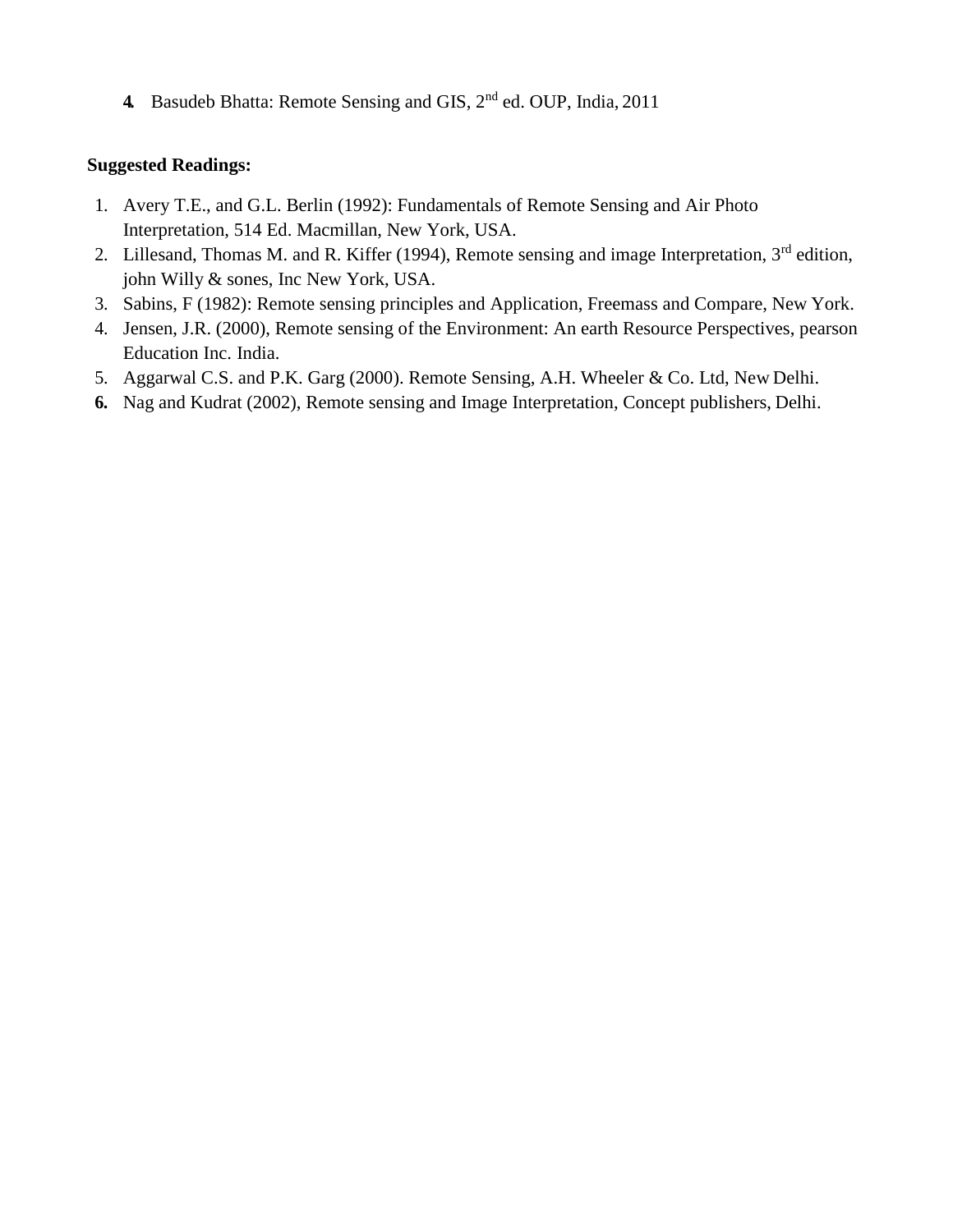4. Basudeb Bhatta: Remote Sensing and GIS, 2nd ed. OUP, India, 2011

**Suggested Readings:**

1. Avery T.E., and G.L. Berlin (1992): Fundamentals of Remote Sensing and Air Photo Interpretation, 514 Ed. Macmillan, New York, USA.
2. Lillesand, Thomas M. and R. Kiffer (1994), Remote sensing and image Interpretation, 3rd edition, john Willy & sones, Inc New York, USA.
3. Sabins, F (1982): Remote sensing principles and Application, Freemass and Compare, New York.
4. Jensen, J.R. (2000), Remote sensing of the Environment: An earth Resource Perspectives, pearson Education Inc. India.
5. Aggarwal C.S. and P.K. Garg (2000). Remote Sensing, A.H. Wheeler & Co. Ltd, New Delhi.
6. Nag and Kudrat (2002), Remote sensing and Image Interpretation, Concept publishers, Delhi.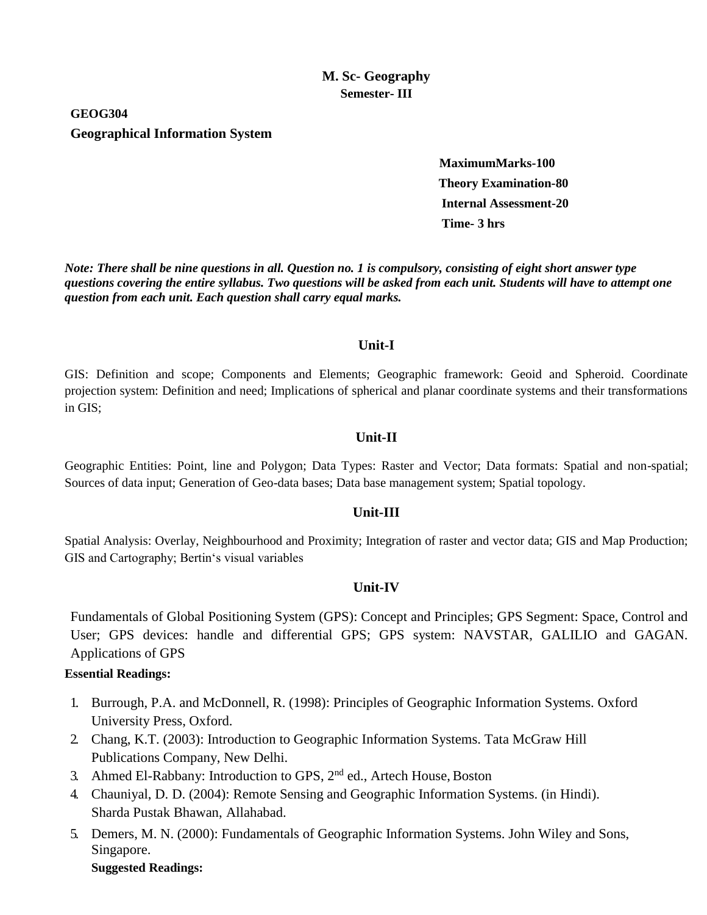**M. Sc- Geography**
**Semester- III**

**GEOG304**
**Geographical Information System**

**MaximumMarks-100**
**Theory Examination-80**
**Internal Assessment-20**
**Time- 3 hrs**

***Note: There shall be nine questions in all. Question no. 1 is compulsory, consisting of eight short answer type questions covering the entire syllabus. Two questions will be asked from each unit. Students will have to attempt one question from each unit. Each question shall carry equal marks.***

## Unit-I

GIS: Definition and scope; Components and Elements; Geographic framework: Geoid and Spheroid. Coordinate projection system: Definition and need; Implications of spherical and planar coordinate systems and their transformations in GIS;

## Unit-II

Geographic Entities: Point, line and Polygon; Data Types: Raster and Vector; Data formats: Spatial and non-spatial; Sources of data input; Generation of Geo-data bases; Data base management system; Spatial topology.

## Unit-III

Spatial Analysis: Overlay, Neighbourhood and Proximity; Integration of raster and vector data; GIS and Map Production; GIS and Cartography; Bertin's visual variables

## Unit-IV

Fundamentals of Global Positioning System (GPS): Concept and Principles; GPS Segment: Space, Control and User; GPS devices: handle and differential GPS; GPS system: NAVSTAR, GALILIO and GAGAN. Applications of GPS

**Essential Readings:**

1. Burrough, P.A. and McDonnell, R. (1998): Principles of Geographic Information Systems. Oxford University Press, Oxford.
2. Chang, K.T. (2003): Introduction to Geographic Information Systems. Tata McGraw Hill Publications Company, New Delhi.
3. Ahmed El-Rabbany: Introduction to GPS, 2nd ed., Artech House, Boston
4. Chauniyal, D. D. (2004): Remote Sensing and Geographic Information Systems. (in Hindi). Sharda Pustak Bhawan, Allahabad.
5. Demers, M. N. (2000): Fundamentals of Geographic Information Systems. John Wiley and Sons, Singapore.

**Suggested Readings:**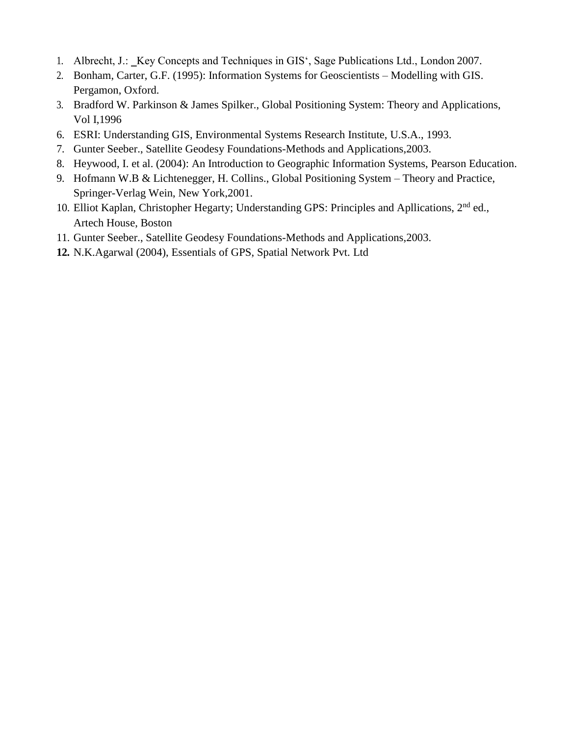1. Albrecht, J.: _Key Concepts and Techniques in GIS‘, Sage Publications Ltd., London 2007.
2. Bonham, Carter, G.F. (1995): Information Systems for Geoscientists – Modelling with GIS. Pergamon, Oxford.
3. Bradford W. Parkinson & James Spilker., Global Positioning System: Theory and Applications, Vol I,1996
6. ESRI: Understanding GIS, Environmental Systems Research Institute, U.S.A., 1993.
7. Gunter Seeber., Satellite Geodesy Foundations-Methods and Applications,2003.
8. Heywood, I. et al. (2004): An Introduction to Geographic Information Systems, Pearson Education.
9. Hofmann W.B & Lichtenegger, H. Collins., Global Positioning System – Theory and Practice, Springer-Verlag Wein, New York,2001.
10. Elliot Kaplan, Christopher Hegarty; Understanding GPS: Principles and Apllications, 2nd ed., Artech House, Boston
11. Gunter Seeber., Satellite Geodesy Foundations-Methods and Applications,2003.
12. N.K.Agarwal (2004), Essentials of GPS, Spatial Network Pvt. Ltd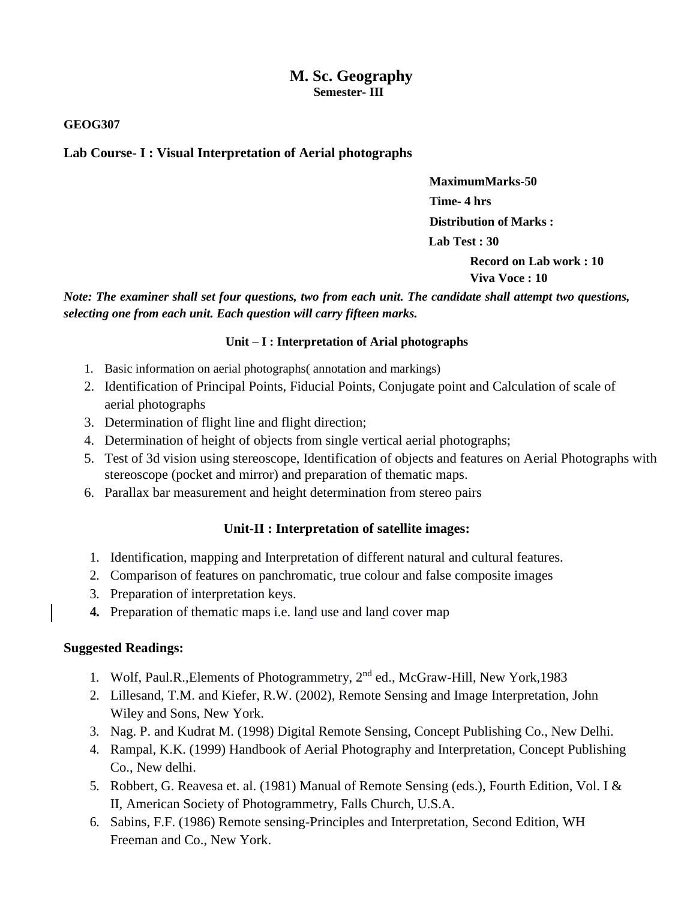# M. Sc. Geography
**Semester- III**

**GEOG307**

**Lab Course- I : Visual Interpretation of Aerial photographs**

**MaximumMarks-50**

**Time- 4 hrs**

**Distribution of Marks :**

**Lab Test : 30**

**Record on Lab work : 10**

**Viva Voce : 10**

***Note: The examiner shall set four questions, two from each unit. The candidate shall attempt two questions, selecting one from each unit. Each question will carry fifteen marks.***

**Unit – I : Interpretation of Arial photographs**

1. Basic information on aerial photographs( annotation and markings)
2. Identification of Principal Points, Fiducial Points, Conjugate point and Calculation of scale of aerial photographs
3. Determination of flight line and flight direction;
4. Determination of height of objects from single vertical aerial photographs;
5. Test of 3d vision using stereoscope, Identification of objects and features on Aerial Photographs with stereoscope (pocket and mirror) and preparation of thematic maps.
6. Parallax bar measurement and height determination from stereo pairs

**Unit-II : Interpretation of satellite images:**

1. Identification, mapping and Interpretation of different natural and cultural features.
2. Comparison of features on panchromatic, true colour and false composite images
3. Preparation of interpretation keys.
4. Preparation of thematic maps i.e. land use and land cover map

**Suggested Readings:**

1. Wolf, Paul.R.,Elements of Photogrammetry, 2nd ed., McGraw-Hill, New York,1983
2. Lillesand, T.M. and Kiefer, R.W. (2002), Remote Sensing and Image Interpretation, John Wiley and Sons, New York.
3. Nag. P. and Kudrat M. (1998) Digital Remote Sensing, Concept Publishing Co., New Delhi.
4. Rampal, K.K. (1999) Handbook of Aerial Photography and Interpretation, Concept Publishing Co., New delhi.
5. Robbert, G. Reavesa et. al. (1981) Manual of Remote Sensing (eds.), Fourth Edition, Vol. I & II, American Society of Photogrammetry, Falls Church, U.S.A.
6. Sabins, F.F. (1986) Remote sensing-Principles and Interpretation, Second Edition, WH Freeman and Co., New York.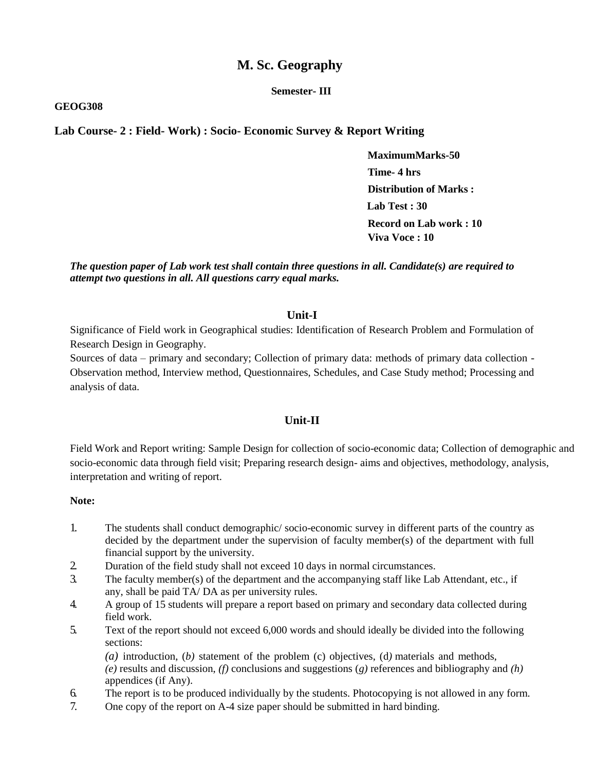# M. Sc. Geography

**Semester- III**

**GEOG308**

## Lab Course- 2 : Field- Work) : Socio- Economic Survey & Report Writing

**MaximumMarks-50**
**Time- 4 hrs**
**Distribution of Marks :**
**Lab Test : 30**
**Record on Lab work : 10**
**Viva Voce : 10**

***The question paper of Lab work test shall contain three questions in all. Candidate(s) are required to attempt two questions in all. All questions carry equal marks.***

### Unit-I

Significance of Field work in Geographical studies: Identification of Research Problem and Formulation of Research Design in Geography.

Sources of data – primary and secondary; Collection of primary data: methods of primary data collection - Observation method, Interview method, Questionnaires, Schedules, and Case Study method; Processing and analysis of data.

### Unit-II

Field Work and Report writing: Sample Design for collection of socio-economic data; Collection of demographic and socio-economic data through field visit; Preparing research design- aims and objectives, methodology, analysis, interpretation and writing of report.

**Note:**

1. The students shall conduct demographic/ socio-economic survey in different parts of the country as decided by the department under the supervision of faculty member(s) of the department with full financial support by the university.
2. Duration of the field study shall not exceed 10 days in normal circumstances.
3. The faculty member(s) of the department and the accompanying staff like Lab Attendant, etc., if any, shall be paid TA/ DA as per university rules.
4. A group of 15 students will prepare a report based on primary and secondary data collected during field work.
5. Text of the report should not exceed 6,000 words and should ideally be divided into the following sections:
   *(a)* introduction, (*b)* statement of the problem (c) objectives, (d*)* materials and methods, *(e)* results and discussion, *(f)* conclusions and suggestions (*g)* references and bibliography and *(h)* appendices (if Any).
6. The report is to be produced individually by the students. Photocopying is not allowed in any form.
7. One copy of the report on A-4 size paper should be submitted in hard binding.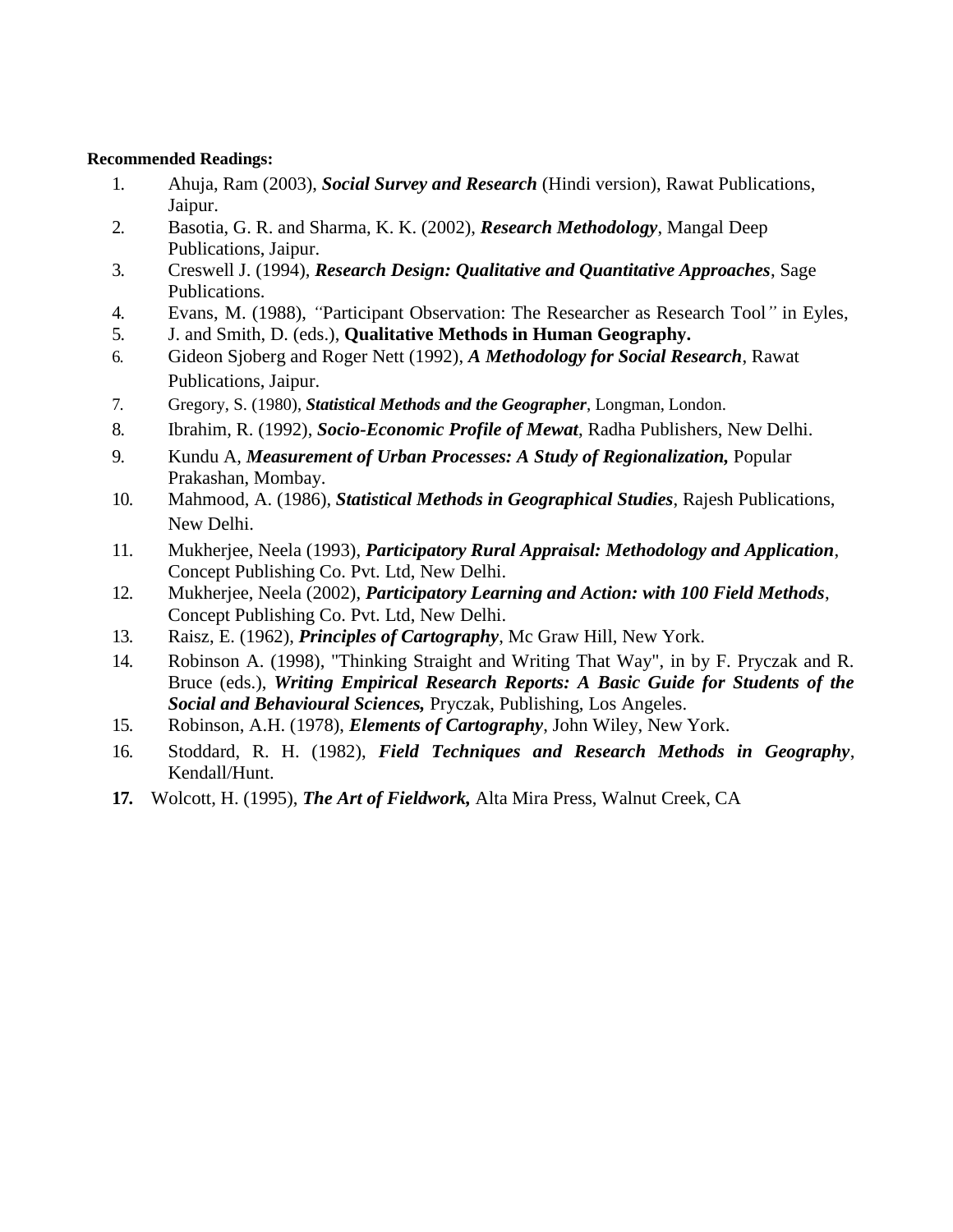**Recommended Readings:**

1. Ahuja, Ram (2003), ***Social Survey and Research*** (Hindi version), Rawat Publications, Jaipur.
2. Basotia, G. R. and Sharma, K. K. (2002), ***Research Methodology***, Mangal Deep Publications, Jaipur.
3. Creswell J. (1994), ***Research Design: Qualitative and Quantitative Approaches***, Sage Publications.
4. Evans, M. (1988), *"*Participant Observation: The Researcher as Research Tool*"* in Eyles,
5. J. and Smith, D. (eds.), **Qualitative Methods in Human Geography.**
6. Gideon Sjoberg and Roger Nett (1992), ***A Methodology for Social Research***, Rawat Publications, Jaipur.
7. Gregory, S. (1980), ***Statistical Methods and the Geographer***, Longman, London.
8. Ibrahim, R. (1992), ***Socio-Economic Profile of Mewat***, Radha Publishers, New Delhi.
9. Kundu A, ***Measurement of Urban Processes: A Study of Regionalization,*** Popular Prakashan, Mombay.
10. Mahmood, A. (1986), ***Statistical Methods in Geographical Studies***, Rajesh Publications, New Delhi.
11. Mukherjee, Neela (1993), ***Participatory Rural Appraisal: Methodology and Application***, Concept Publishing Co. Pvt. Ltd, New Delhi.
12. Mukherjee, Neela (2002), ***Participatory Learning and Action: with 100 Field Methods***, Concept Publishing Co. Pvt. Ltd, New Delhi.
13. Raisz, E. (1962), ***Principles of Cartography***, Mc Graw Hill, New York.
14. Robinson A. (1998), "Thinking Straight and Writing That Way", in by F. Pryczak and R. Bruce (eds.), ***Writing Empirical Research Reports: A Basic Guide for Students of the Social and Behavioural Sciences,*** Pryczak, Publishing, Los Angeles.
15. Robinson, A.H. (1978), ***Elements of Cartography***, John Wiley, New York.
16. Stoddard, R. H. (1982), ***Field Techniques and Research Methods in Geography***, Kendall/Hunt.
17. Wolcott, H. (1995), ***The Art of Fieldwork,*** Alta Mira Press, Walnut Creek, CA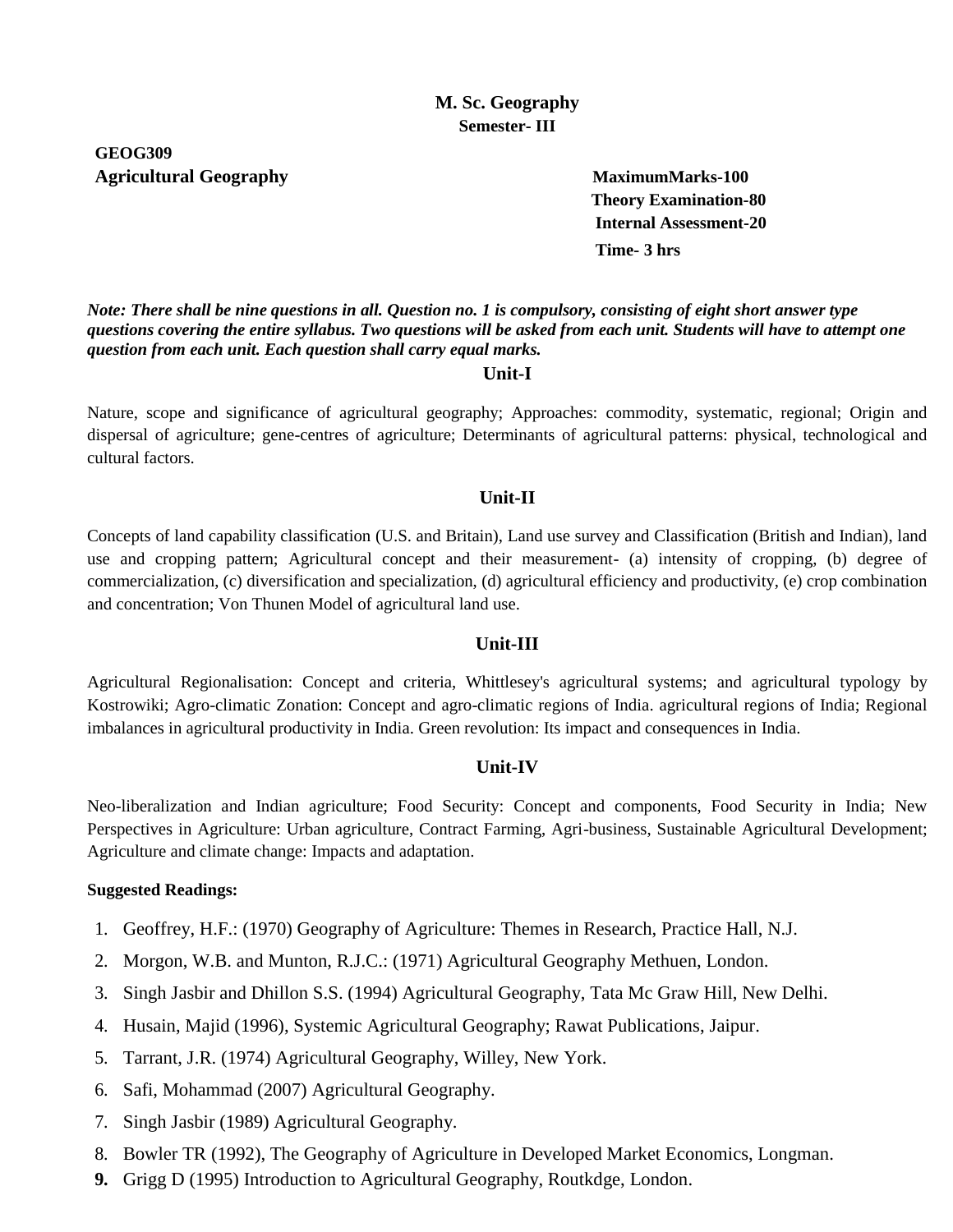# M. Sc. Geography

## Semester- III

**GEOG309**

**Agricultural Geography**

**MaximumMarks-100**
**Theory Examination-80**
**Internal Assessment-20**
**Time- 3 hrs**

***Note: There shall be nine questions in all. Question no. 1 is compulsory, consisting of eight short answer type questions covering the entire syllabus. Two questions will be asked from each unit. Students will have to attempt one question from each unit. Each question shall carry equal marks.***

### Unit-I

Nature, scope and significance of agricultural geography; Approaches: commodity, systematic, regional; Origin and dispersal of agriculture; gene-centres of agriculture; Determinants of agricultural patterns: physical, technological and cultural factors.

### Unit-II

Concepts of land capability classification (U.S. and Britain), Land use survey and Classification (British and Indian), land use and cropping pattern; Agricultural concept and their measurement- (a) intensity of cropping, (b) degree of commercialization, (c) diversification and specialization, (d) agricultural efficiency and productivity, (e) crop combination and concentration; Von Thunen Model of agricultural land use.

### Unit-III

Agricultural Regionalisation: Concept and criteria, Whittlesey's agricultural systems; and agricultural typology by Kostrowiki; Agro-climatic Zonation: Concept and agro-climatic regions of India. agricultural regions of India; Regional imbalances in agricultural productivity in India. Green revolution: Its impact and consequences in India.

### Unit-IV

Neo-liberalization and Indian agriculture; Food Security: Concept and components, Food Security in India; New Perspectives in Agriculture: Urban agriculture, Contract Farming, Agri-business, Sustainable Agricultural Development; Agriculture and climate change: Impacts and adaptation.

**Suggested Readings:**

1. Geoffrey, H.F.: (1970) Geography of Agriculture: Themes in Research, Practice Hall, N.J.
2. Morgon, W.B. and Munton, R.J.C.: (1971) Agricultural Geography Methuen, London.
3. Singh Jasbir and Dhillon S.S. (1994) Agricultural Geography, Tata Mc Graw Hill, New Delhi.
4. Husain, Majid (1996), Systemic Agricultural Geography; Rawat Publications, Jaipur.
5. Tarrant, J.R. (1974) Agricultural Geography, Willey, New York.
6. Safi, Mohammad (2007) Agricultural Geography.
7. Singh Jasbir (1989) Agricultural Geography.
8. Bowler TR (1992), The Geography of Agriculture in Developed Market Economics, Longman.
9. Grigg D (1995) Introduction to Agricultural Geography, Routkdge, London.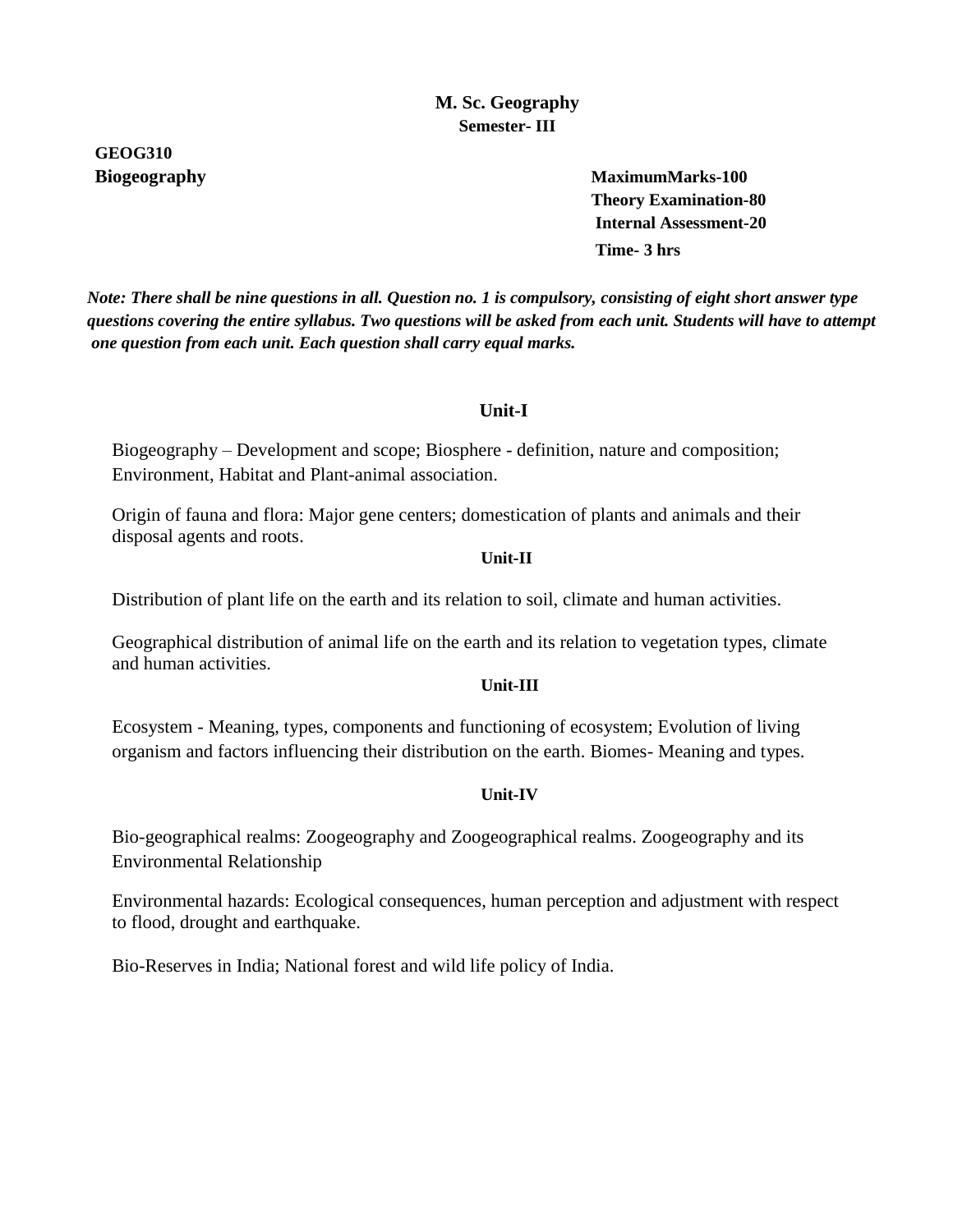## M. Sc. Geography
### Semester- III

**GEOG310**
**Biogeography**

**MaximumMarks-100**
**Theory Examination-80**
**Internal Assessment-20**
**Time- 3 hrs**

***Note: There shall be nine questions in all. Question no. 1 is compulsory, consisting of eight short answer type questions covering the entire syllabus. Two questions will be asked from each unit. Students will have to attempt one question from each unit. Each question shall carry equal marks.***

### Unit-I

Biogeography – Development and scope; Biosphere - definition, nature and composition; Environment, Habitat and Plant-animal association.

Origin of fauna and flora: Major gene centers; domestication of plants and animals and their disposal agents and roots.

### Unit-II

Distribution of plant life on the earth and its relation to soil, climate and human activities.

Geographical distribution of animal life on the earth and its relation to vegetation types, climate and human activities.

### Unit-III

Ecosystem - Meaning, types, components and functioning of ecosystem; Evolution of living organism and factors influencing their distribution on the earth. Biomes- Meaning and types.

### Unit-IV

Bio-geographical realms: Zoogeography and Zoogeographical realms. Zoogeography and its Environmental Relationship

Environmental hazards: Ecological consequences, human perception and adjustment with respect to flood, drought and earthquake.

Bio-Reserves in India; National forest and wild life policy of India.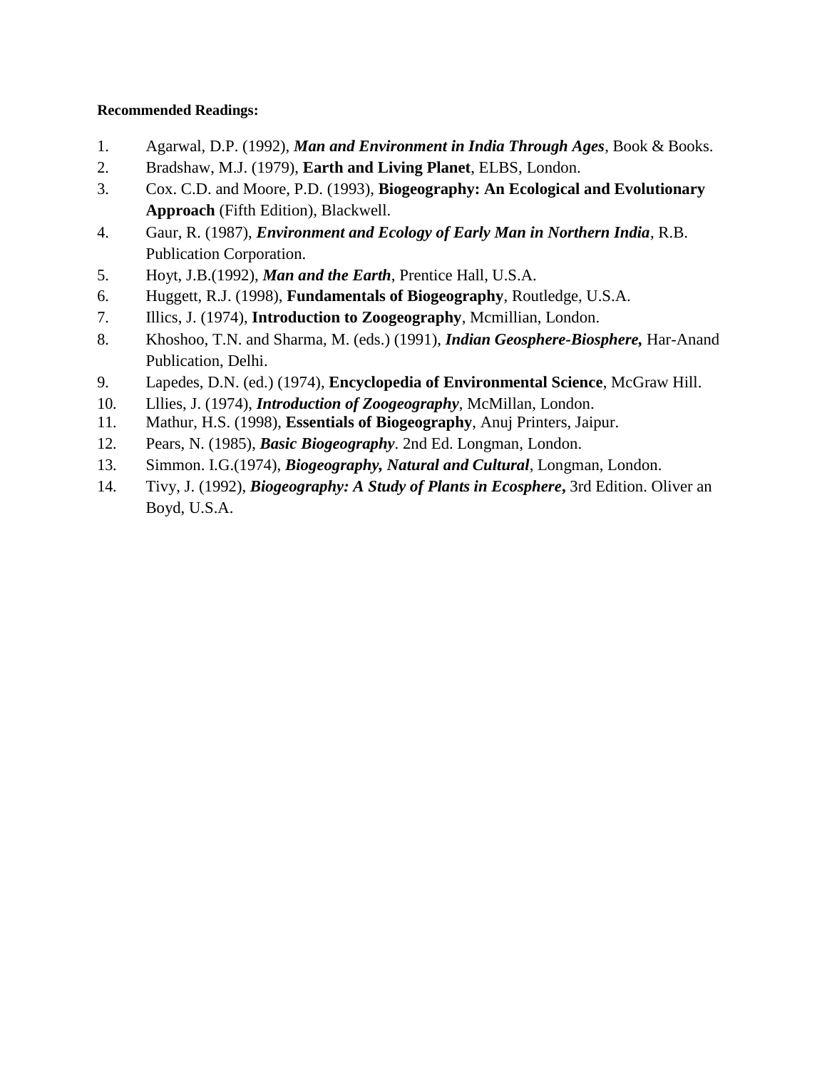**Recommended Readings:**

1. Agarwal, D.P. (1992), ***Man and Environment in India Through Ages***, Book & Books.
2. Bradshaw, M.J. (1979), **Earth and Living Planet**, ELBS, London.
3. Cox. C.D. and Moore, P.D. (1993), **Biogeography: An Ecological and Evolutionary Approach** (Fifth Edition), Blackwell.
4. Gaur, R. (1987), ***Environment and Ecology of Early Man in Northern India***, R.B. Publication Corporation.
5. Hoyt, J.B.(1992), ***Man and the Earth***, Prentice Hall, U.S.A.
6. Huggett, R.J. (1998), **Fundamentals of Biogeography**, Routledge, U.S.A.
7. Illics, J. (1974), **Introduction to Zoogeography**, Mcmillian, London.
8. Khoshoo, T.N. and Sharma, M. (eds.) (1991), ***Indian Geosphere-Biosphere,*** Har-Anand Publication, Delhi.
9. Lapedes, D.N. (ed.) (1974), **Encyclopedia of Environmental Science**, McGraw Hill.
10. Lllies, J. (1974), ***Introduction of Zoogeography***, McMillan, London.
11. Mathur, H.S. (1998), **Essentials of Biogeography**, Anuj Printers, Jaipur.
12. Pears, N. (1985), ***Basic Biogeography***. 2nd Ed. Longman, London.
13. Simmon. I.G.(1974), ***Biogeography, Natural and Cultural***, Longman, London.
14. Tivy, J. (1992), ***Biogeography: A Study of Plants in Ecosphere,*** 3rd Edition. Oliver an Boyd, U.S.A.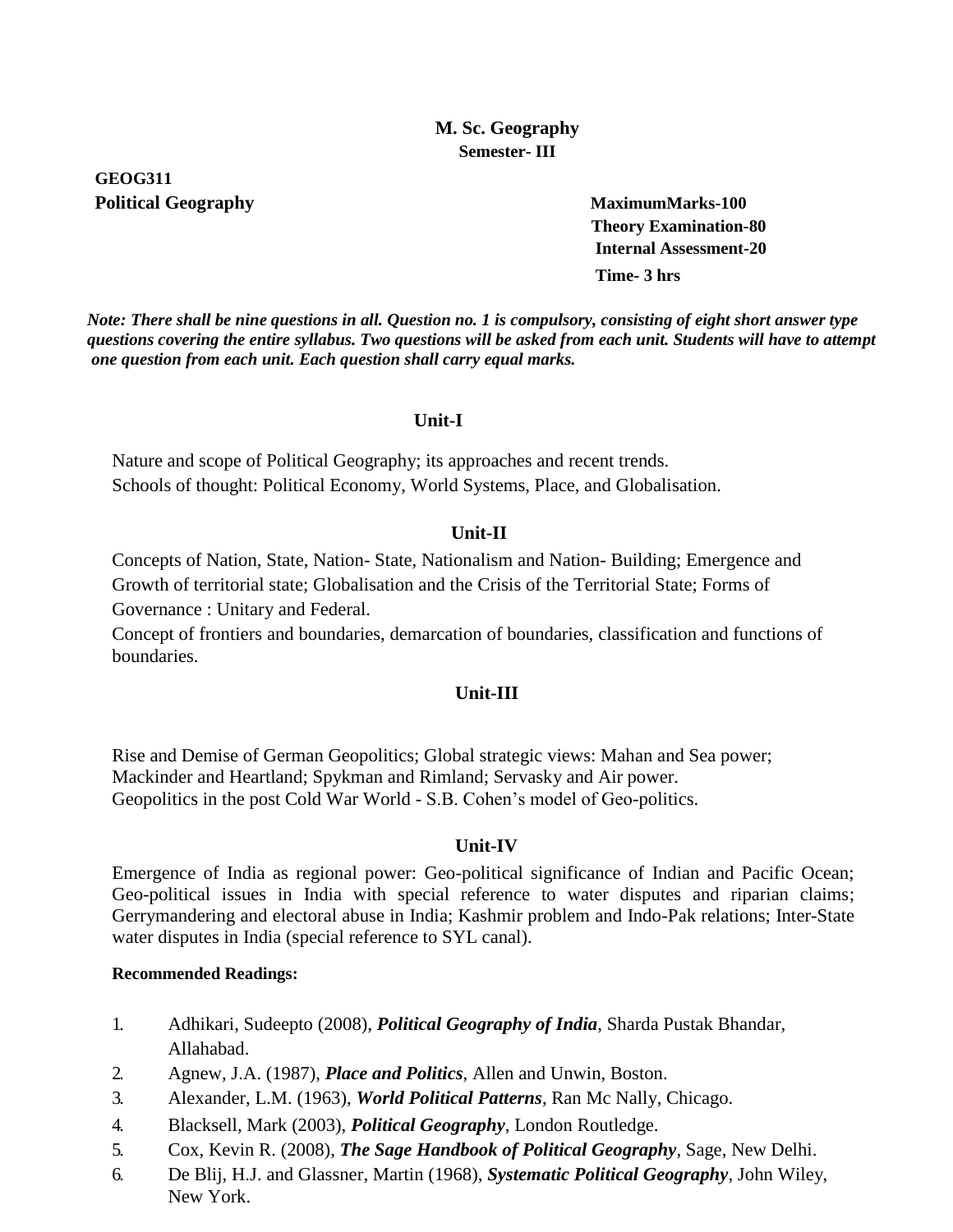**M. Sc. Geography**

**Semester- III**

**GEOG311**

**Political Geography**

**MaximumMarks-100**
**Theory Examination-80**
**Internal Assessment-20**
**Time- 3 hrs**

***Note: There shall be nine questions in all. Question no. 1 is compulsory, consisting of eight short answer type questions covering the entire syllabus. Two questions will be asked from each unit. Students will have to attempt one question from each unit. Each question shall carry equal marks.***

### Unit-I

Nature and scope of Political Geography; its approaches and recent trends.
Schools of thought: Political Economy, World Systems, Place, and Globalisation.

### Unit-II

Concepts of Nation, State, Nation- State, Nationalism and Nation- Building; Emergence and Growth of territorial state; Globalisation and the Crisis of the Territorial State; Forms of Governance : Unitary and Federal.
Concept of frontiers and boundaries, demarcation of boundaries, classification and functions of boundaries.

### Unit-III

Rise and Demise of German Geopolitics; Global strategic views: Mahan and Sea power; Mackinder and Heartland; Spykman and Rimland; Servasky and Air power.
Geopolitics in the post Cold War World - S.B. Cohen's model of Geo-politics.

### Unit-IV

Emergence of India as regional power: Geo-political significance of Indian and Pacific Ocean; Geo-political issues in India with special reference to water disputes and riparian claims; Gerrymandering and electoral abuse in India; Kashmir problem and Indo-Pak relations; Inter-State water disputes in India (special reference to SYL canal).

**Recommended Readings:**

1. Adhikari, Sudeepto (2008), ***Political Geography of India***, Sharda Pustak Bhandar, Allahabad.
2. Agnew, J.A. (1987), ***Place and Politics***, Allen and Unwin, Boston.
3. Alexander, L.M. (1963), ***World Political Patterns***, Ran Mc Nally, Chicago.
4. Blacksell, Mark (2003), ***Political Geography***, London Routledge.
5. Cox, Kevin R. (2008), ***The Sage Handbook of Political Geography***, Sage, New Delhi.
6. De Blij, H.J. and Glassner, Martin (1968), ***Systematic Political Geography***, John Wiley, New York.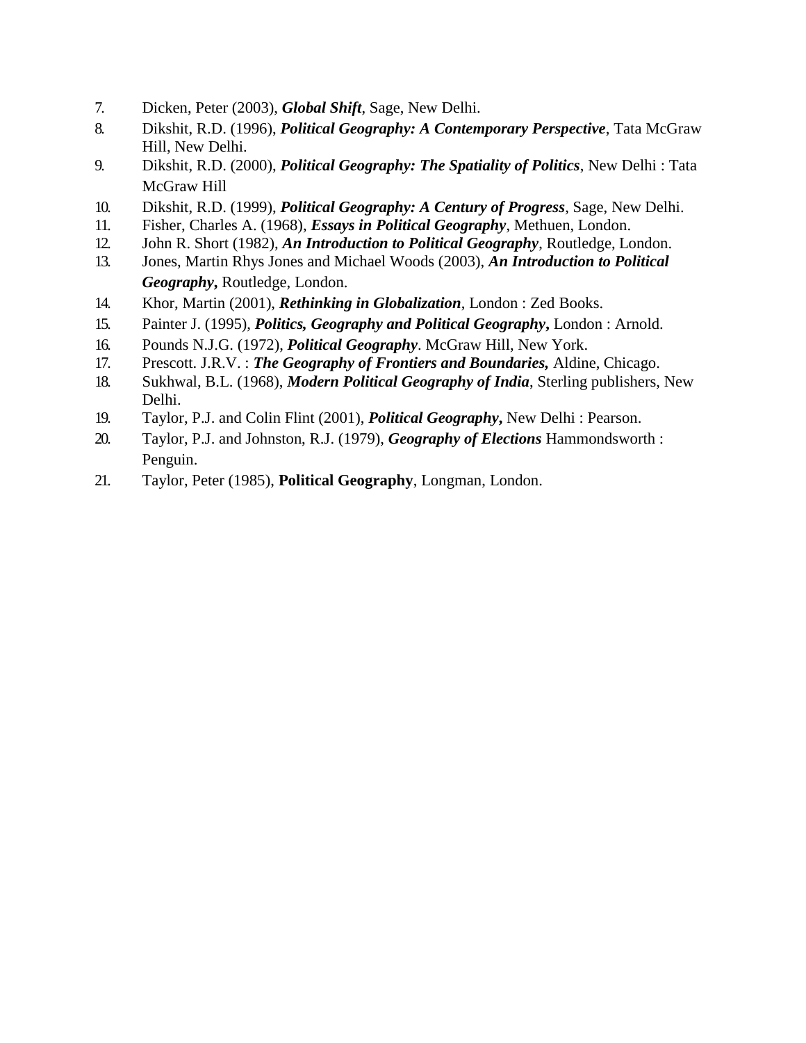7. Dicken, Peter (2003), ***Global Shift***, Sage, New Delhi.
8. Dikshit, R.D. (1996), ***Political Geography: A Contemporary Perspective***, Tata McGraw Hill, New Delhi.
9. Dikshit, R.D. (2000), ***Political Geography: The Spatiality of Politics***, New Delhi : Tata McGraw Hill
10. Dikshit, R.D. (1999), ***Political Geography: A Century of Progress***, Sage, New Delhi.
11. Fisher, Charles A. (1968), ***Essays in Political Geography***, Methuen, London.
12. John R. Short (1982), ***An Introduction to Political Geography***, Routledge, London.
13. Jones, Martin Rhys Jones and Michael Woods (2003), ***An Introduction to Political Geography*****,** Routledge, London.
14. Khor, Martin (2001), ***Rethinking in Globalization***, London : Zed Books.
15. Painter J. (1995), ***Politics, Geography and Political Geography*****,** London : Arnold.
16. Pounds N.J.G. (1972), ***Political Geography***. McGraw Hill, New York.
17. Prescott. J.R.V. : ***The Geography of Frontiers and Boundaries,*** Aldine, Chicago.
18. Sukhwal, B.L. (1968), ***Modern Political Geography of India***, Sterling publishers, New Delhi.
19. Taylor, P.J. and Colin Flint (2001), ***Political Geography*****,** New Delhi : Pearson.
20. Taylor, P.J. and Johnston, R.J. (1979), ***Geography of Elections*** Hammondsworth : Penguin.
21. Taylor, Peter (1985), **Political Geography**, Longman, London.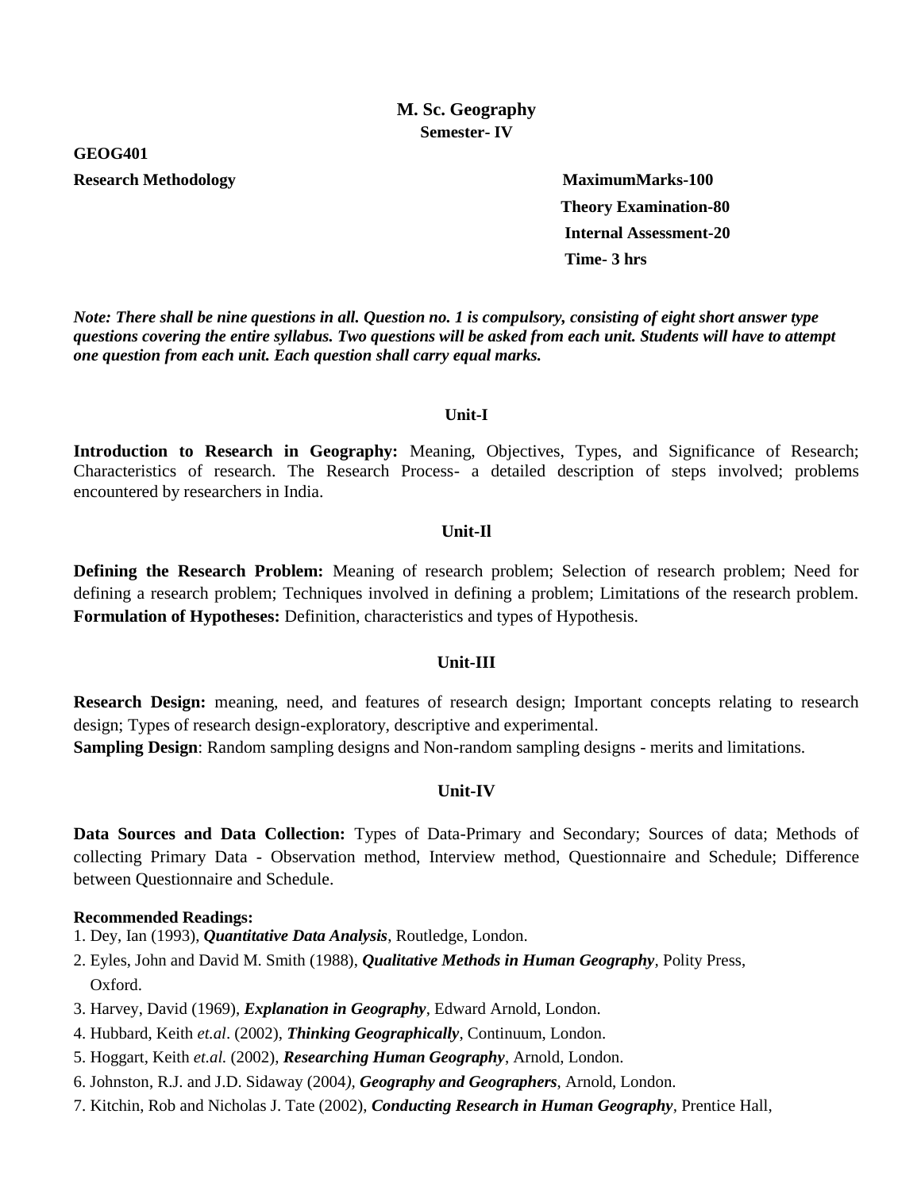## M. Sc. Geography
### Semester- IV

**GEOG401**

**Research Methodology**

**MaximumMarks-100**
**Theory Examination-80**
**Internal Assessment-20**
**Time- 3 hrs**

***Note: There shall be nine questions in all. Question no. 1 is compulsory, consisting of eight short answer type questions covering the entire syllabus. Two questions will be asked from each unit. Students will have to attempt one question from each unit. Each question shall carry equal marks.***

### Unit-I

**Introduction to Research in Geography:** Meaning, Objectives, Types, and Significance of Research; Characteristics of research. The Research Process- a detailed description of steps involved; problems encountered by researchers in India.

### Unit-Il

**Defining the Research Problem:** Meaning of research problem; Selection of research problem; Need for defining a research problem; Techniques involved in defining a problem; Limitations of the research problem.
**Formulation of Hypotheses:** Definition, characteristics and types of Hypothesis.

### Unit-III

**Research Design:** meaning, need, and features of research design; Important concepts relating to research design; Types of research design-exploratory, descriptive and experimental.
**Sampling Design**: Random sampling designs and Non-random sampling designs - merits and limitations.

### Unit-IV

**Data Sources and Data Collection:** Types of Data-Primary and Secondary; Sources of data; Methods of collecting Primary Data - Observation method, Interview method, Questionnaire and Schedule; Difference between Questionnaire and Schedule.

**Recommended Readings:**

1. Dey, Ian (1993), ***Quantitative Data Analysis***, Routledge, London.
2. Eyles, John and David M. Smith (1988), ***Qualitative Methods in Human Geography***, Polity Press, Oxford.
3. Harvey, David (1969), ***Explanation in Geography***, Edward Arnold, London.
4. Hubbard, Keith *et.al*. (2002), ***Thinking Geographically***, Continuum, London.
5. Hoggart, Keith *et.al.* (2002), ***Researching Human Geography***, Arnold, London.
6. Johnston, R.J. and J.D. Sidaway (2004), ***Geography and Geographers***, Arnold, London.
7. Kitchin, Rob and Nicholas J. Tate (2002), ***Conducting Research in Human Geography***, Prentice Hall,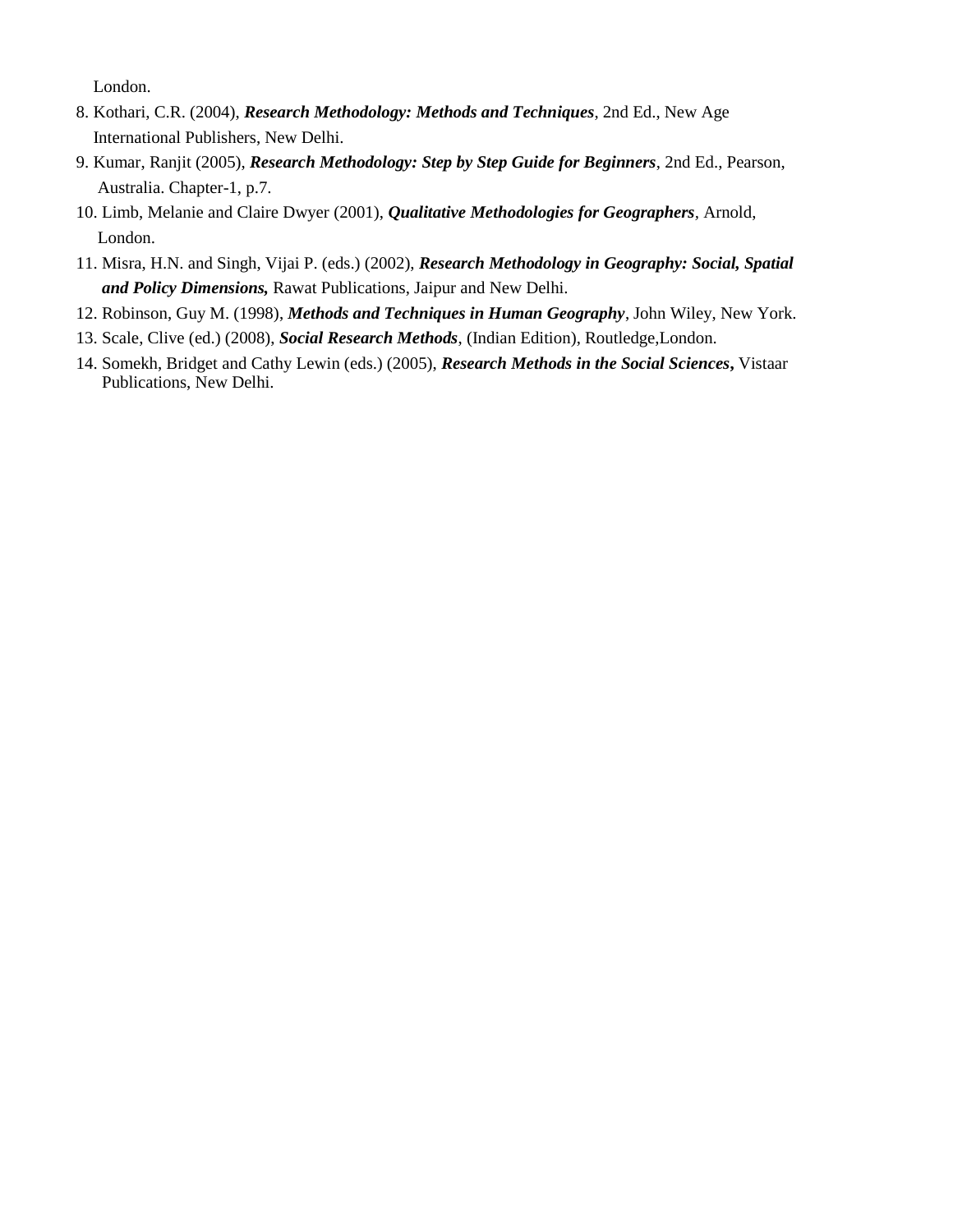London.

8. Kothari, C.R. (2004), ***Research Methodology: Methods and Techniques***, 2nd Ed., New Age International Publishers, New Delhi.
9. Kumar, Ranjit (2005), ***Research Methodology: Step by Step Guide for Beginners***, 2nd Ed., Pearson, Australia. Chapter-1, p.7.
10. Limb, Melanie and Claire Dwyer (2001), ***Qualitative Methodologies for Geographers***, Arnold, London.
11. Misra, H.N. and Singh, Vijai P. (eds.) (2002), ***Research Methodology in Geography: Social, Spatial and Policy Dimensions,*** Rawat Publications, Jaipur and New Delhi.
12. Robinson, Guy M. (1998), ***Methods and Techniques in Human Geography***, John Wiley, New York.
13. Scale, Clive (ed.) (2008), ***Social Research Methods***, (Indian Edition), Routledge,London.
14. Somekh, Bridget and Cathy Lewin (eds.) (2005), ***Research Methods in the Social Sciences*,** Vistaar Publications, New Delhi.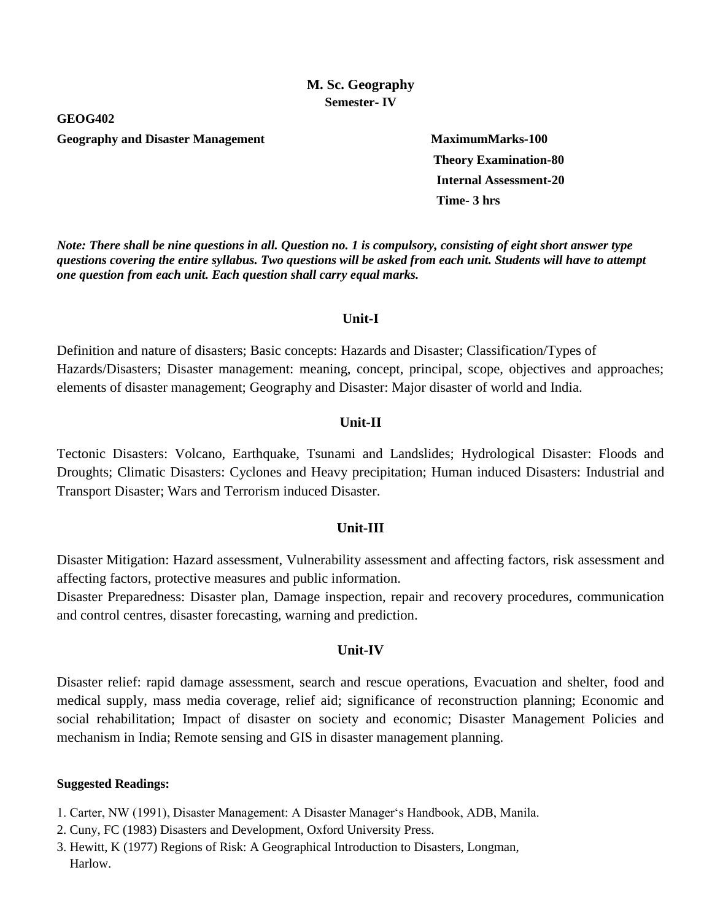## M. Sc. Geography

### Semester- IV

**GEOG402**

**Geography and Disaster Management**

**MaximumMarks-100**
**Theory Examination-80**
**Internal Assessment-20**
**Time- 3 hrs**

***Note: There shall be nine questions in all. Question no. 1 is compulsory, consisting of eight short answer type questions covering the entire syllabus. Two questions will be asked from each unit. Students will have to attempt one question from each unit. Each question shall carry equal marks.***

### Unit-I

Definition and nature of disasters; Basic concepts: Hazards and Disaster; Classification/Types of Hazards/Disasters; Disaster management: meaning, concept, principal, scope, objectives and approaches; elements of disaster management; Geography and Disaster: Major disaster of world and India.

### Unit-II

Tectonic Disasters: Volcano, Earthquake, Tsunami and Landslides; Hydrological Disaster: Floods and Droughts; Climatic Disasters: Cyclones and Heavy precipitation; Human induced Disasters: Industrial and Transport Disaster; Wars and Terrorism induced Disaster.

### Unit-III

Disaster Mitigation: Hazard assessment, Vulnerability assessment and affecting factors, risk assessment and affecting factors, protective measures and public information.

Disaster Preparedness: Disaster plan, Damage inspection, repair and recovery procedures, communication and control centres, disaster forecasting, warning and prediction.

### Unit-IV

Disaster relief: rapid damage assessment, search and rescue operations, Evacuation and shelter, food and medical supply, mass media coverage, relief aid; significance of reconstruction planning; Economic and social rehabilitation; Impact of disaster on society and economic; Disaster Management Policies and mechanism in India; Remote sensing and GIS in disaster management planning.

**Suggested Readings:**

1. Carter, NW (1991), Disaster Management: A Disaster Manager‘s Handbook, ADB, Manila.
2. Cuny, FC (1983) Disasters and Development, Oxford University Press.
3. Hewitt, K (1977) Regions of Risk: A Geographical Introduction to Disasters, Longman, Harlow.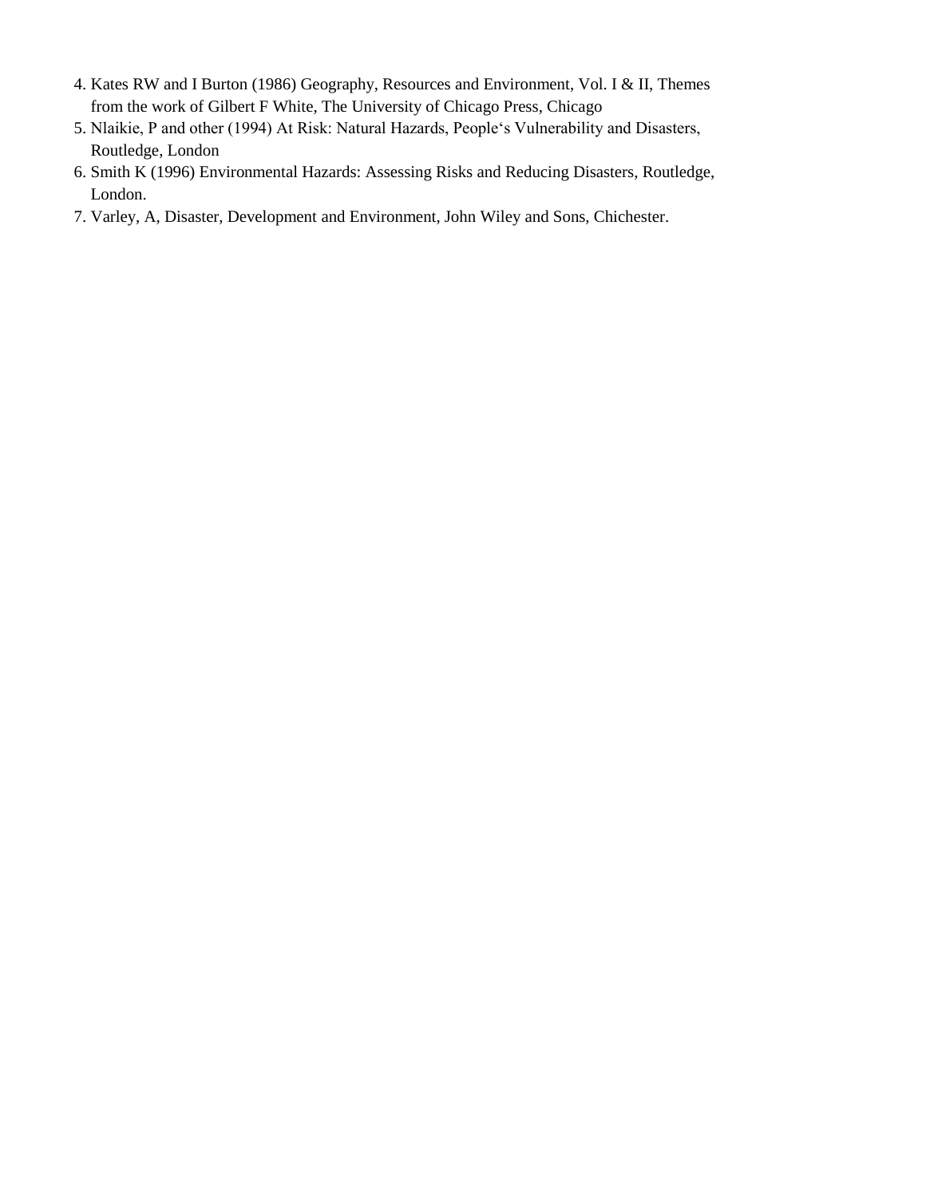4. Kates RW and I Burton (1986) Geography, Resources and Environment, Vol. I & II, Themes from the work of Gilbert F White, The University of Chicago Press, Chicago
5. Nlaikie, P and other (1994) At Risk: Natural Hazards, People's Vulnerability and Disasters, Routledge, London
6. Smith K (1996) Environmental Hazards: Assessing Risks and Reducing Disasters, Routledge, London.
7. Varley, A, Disaster, Development and Environment, John Wiley and Sons, Chichester.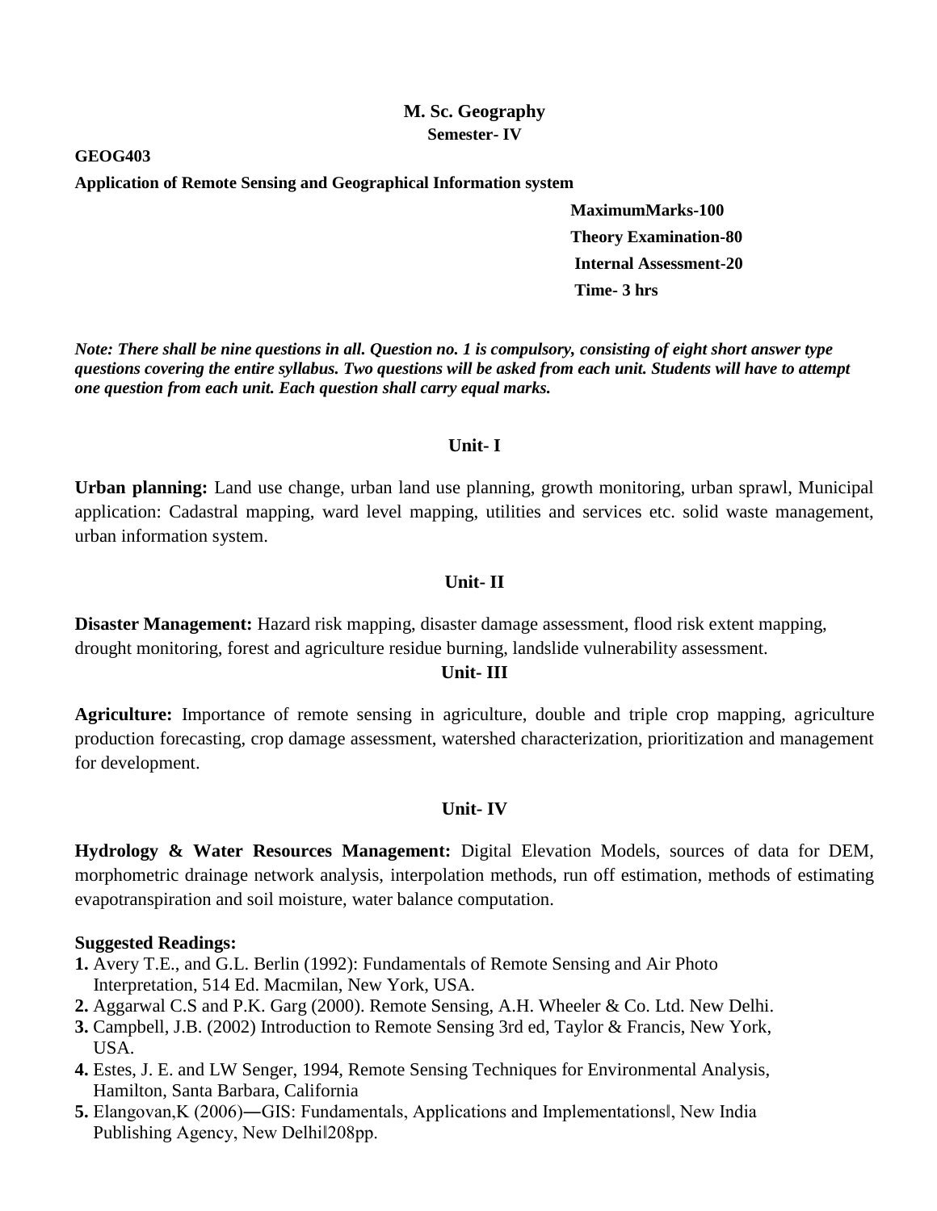# M. Sc. Geography

## Semester- IV

**GEOG403**

**Application of Remote Sensing and Geographical Information system**

**MaximumMarks-100**

**Theory Examination-80**

**Internal Assessment-20**

**Time- 3 hrs**

***Note: There shall be nine questions in all. Question no. 1 is compulsory, consisting of eight short answer type questions covering the entire syllabus. Two questions will be asked from each unit. Students will have to attempt one question from each unit. Each question shall carry equal marks.***

### Unit- I

**Urban planning:** Land use change, urban land use planning, growth monitoring, urban sprawl, Municipal application: Cadastral mapping, ward level mapping, utilities and services etc. solid waste management, urban information system.

### Unit- II

**Disaster Management:** Hazard risk mapping, disaster damage assessment, flood risk extent mapping, drought monitoring, forest and agriculture residue burning, landslide vulnerability assessment.

### Unit- III

**Agriculture:** Importance of remote sensing in agriculture, double and triple crop mapping, agriculture production forecasting, crop damage assessment, watershed characterization, prioritization and management for development.

### Unit- IV

**Hydrology & Water Resources Management:** Digital Elevation Models, sources of data for DEM, morphometric drainage network analysis, interpolation methods, run off estimation, methods of estimating evapotranspiration and soil moisture, water balance computation.

**Suggested Readings:**

1. Avery T.E., and G.L. Berlin (1992): Fundamentals of Remote Sensing and Air Photo Interpretation, 514 Ed. Macmilan, New York, USA.
2. Aggarwal C.S and P.K. Garg (2000). Remote Sensing, A.H. Wheeler & Co. Ltd. New Delhi.
3. Campbell, J.B. (2002) Introduction to Remote Sensing 3rd ed, Taylor & Francis, New York, USA.
4. Estes, J. E. and LW Senger, 1994, Remote Sensing Techniques for Environmental Analysis, Hamilton, Santa Barbara, California
5. Elangovan,K (2006)―GIS: Fundamentals, Applications and Implementations‖, New India Publishing Agency, New Delhi‖208pp.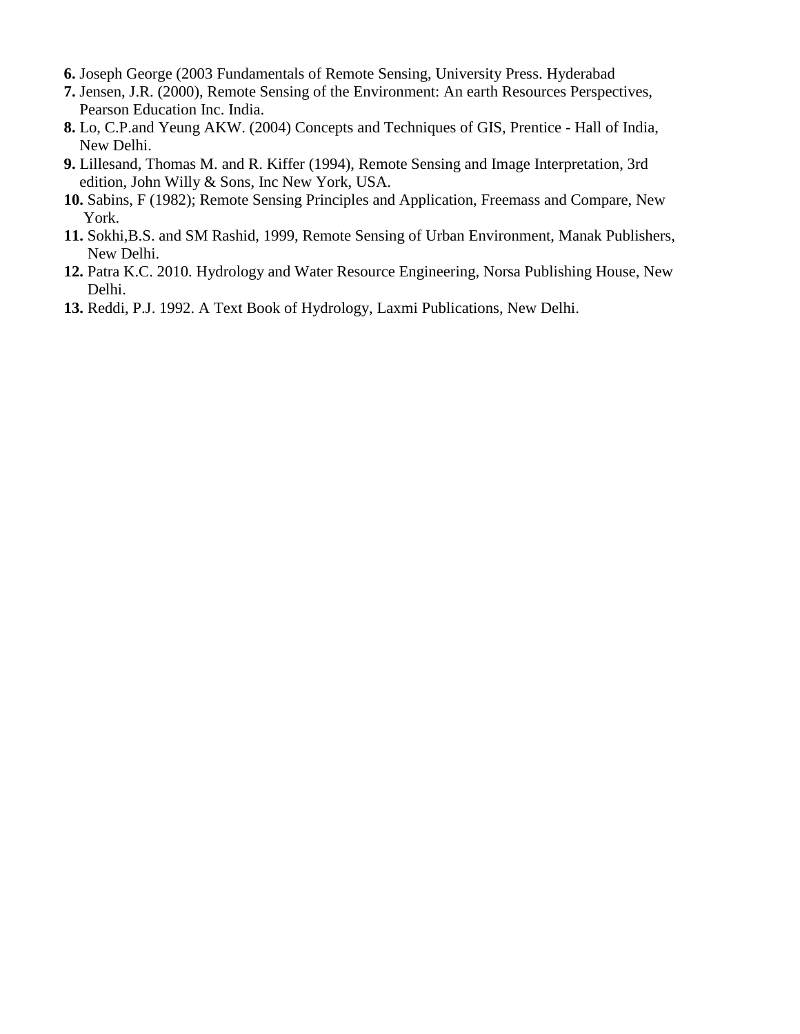6. Joseph George (2003 Fundamentals of Remote Sensing, University Press. Hyderabad
7. Jensen, J.R. (2000), Remote Sensing of the Environment: An earth Resources Perspectives, Pearson Education Inc. India.
8. Lo, C.P.and Yeung AKW. (2004) Concepts and Techniques of GIS, Prentice - Hall of India, New Delhi.
9. Lillesand, Thomas M. and R. Kiffer (1994), Remote Sensing and Image Interpretation, 3rd edition, John Willy & Sons, Inc New York, USA.
10. Sabins, F (1982); Remote Sensing Principles and Application, Freemass and Compare, New York.
11. Sokhi,B.S. and SM Rashid, 1999, Remote Sensing of Urban Environment, Manak Publishers, New Delhi.
12. Patra K.C. 2010. Hydrology and Water Resource Engineering, Norsa Publishing House, New Delhi.
13. Reddi, P.J. 1992. A Text Book of Hydrology, Laxmi Publications, New Delhi.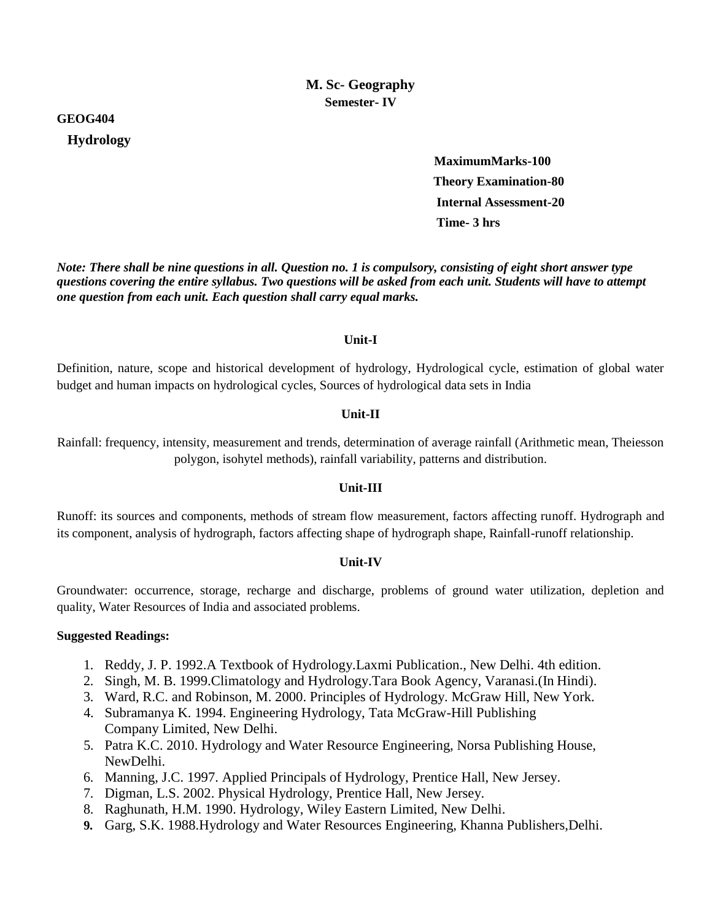**M. Sc- Geography**
**Semester- IV**

**GEOG404**

**Hydrology**

**MaximumMarks-100**
**Theory Examination-80**
**Internal Assessment-20**
**Time- 3 hrs**

***Note: There shall be nine questions in all. Question no. 1 is compulsory, consisting of eight short answer type questions covering the entire syllabus. Two questions will be asked from each unit. Students will have to attempt one question from each unit. Each question shall carry equal marks.***

**Unit-I**

Definition, nature, scope and historical development of hydrology, Hydrological cycle, estimation of global water budget and human impacts on hydrological cycles, Sources of hydrological data sets in India

**Unit-II**

Rainfall: frequency, intensity, measurement and trends, determination of average rainfall (Arithmetic mean, Theiesson polygon, isohytel methods), rainfall variability, patterns and distribution.

**Unit-III**

Runoff: its sources and components, methods of stream flow measurement, factors affecting runoff. Hydrograph and its component, analysis of hydrograph, factors affecting shape of hydrograph shape, Rainfall-runoff relationship.

**Unit-IV**

Groundwater: occurrence, storage, recharge and discharge, problems of ground water utilization, depletion and quality, Water Resources of India and associated problems.

**Suggested Readings:**

1. Reddy, J. P. 1992.A Textbook of Hydrology.Laxmi Publication., New Delhi. 4th edition.
2. Singh, M. B. 1999.Climatology and Hydrology.Tara Book Agency, Varanasi.(In Hindi).
3. Ward, R.C. and Robinson, M. 2000. Principles of Hydrology. McGraw Hill, New York.
4. Subramanya K. 1994. Engineering Hydrology, Tata McGraw-Hill Publishing Company Limited, New Delhi.
5. Patra K.C. 2010. Hydrology and Water Resource Engineering, Norsa Publishing House, NewDelhi.
6. Manning, J.C. 1997. Applied Principals of Hydrology, Prentice Hall, New Jersey.
7. Digman, L.S. 2002. Physical Hydrology, Prentice Hall, New Jersey.
8. Raghunath, H.M. 1990. Hydrology, Wiley Eastern Limited, New Delhi.
9. Garg, S.K. 1988.Hydrology and Water Resources Engineering, Khanna Publishers,Delhi.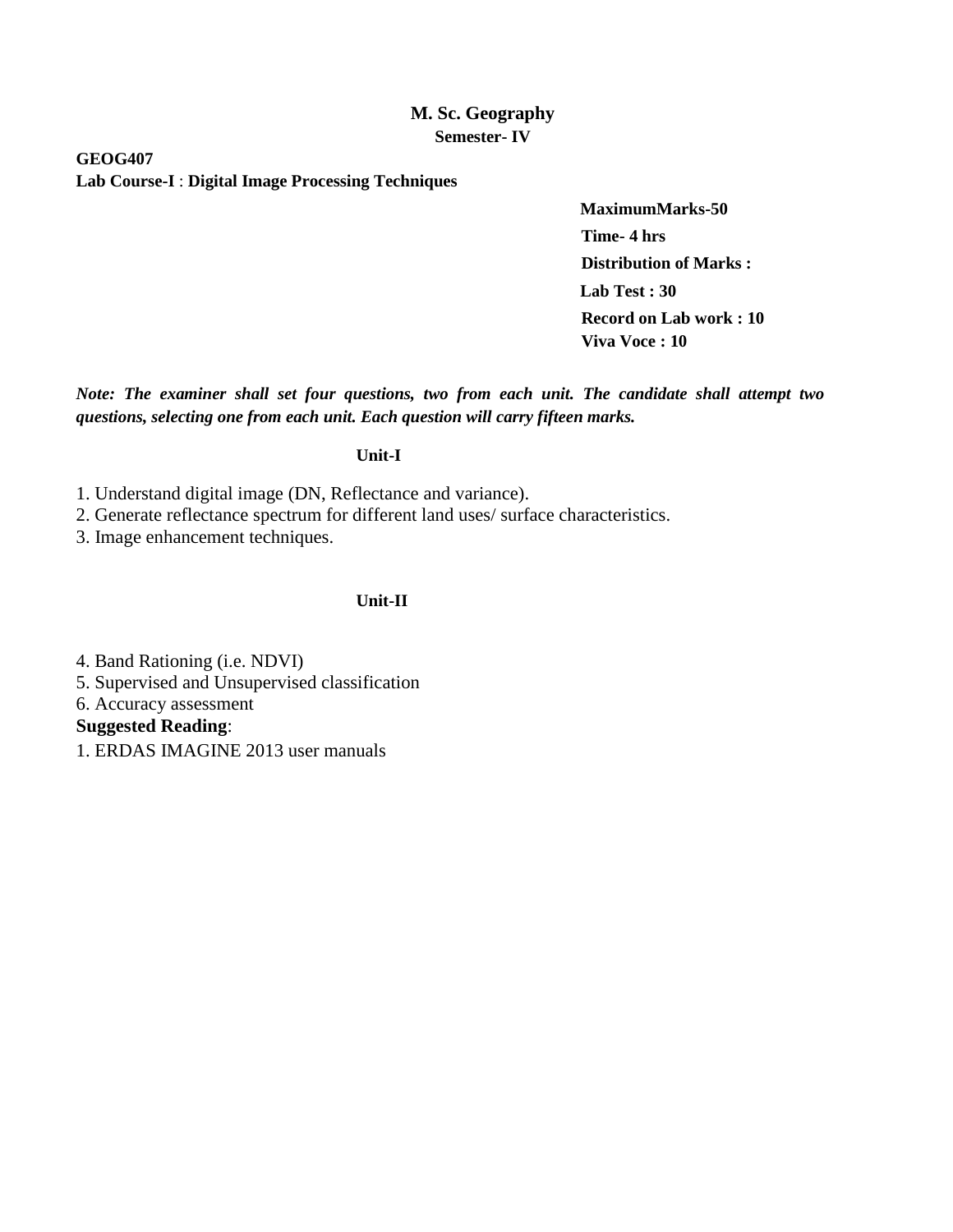# M. Sc. Geography

## Semester- IV

**GEOG407**

**Lab Course-I** : **Digital Image Processing Techniques**

**MaximumMarks-50**

**Time- 4 hrs**

**Distribution of Marks :**

**Lab Test : 30**

**Record on Lab work : 10**

**Viva Voce : 10**

***Note: The examiner shall set four questions, two from each unit. The candidate shall attempt two questions, selecting one from each unit. Each question will carry fifteen marks.***

### Unit-I

1. Understand digital image (DN, Reflectance and variance).
2. Generate reflectance spectrum for different land uses/ surface characteristics.
3. Image enhancement techniques.

### Unit-II

4. Band Rationing (i.e. NDVI)
5. Supervised and Unsupervised classification
6. Accuracy assessment

**Suggested Reading**:

1. ERDAS IMAGINE 2013 user manuals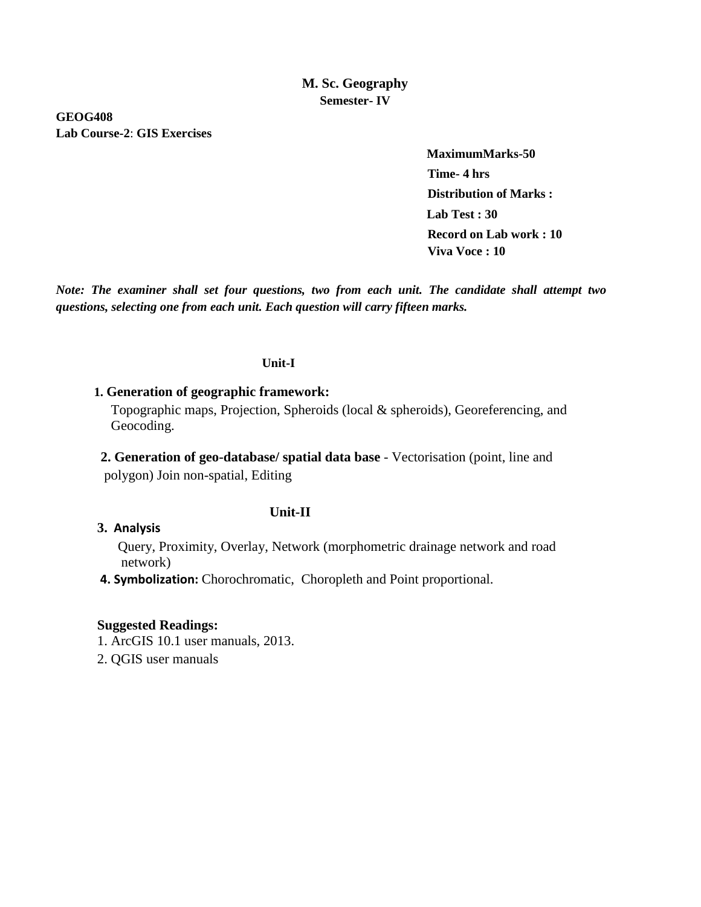## M. Sc. Geography
### Semester- IV

**GEOG408**
**Lab Course-2**: **GIS Exercises**

**MaximumMarks-50**
**Time- 4 hrs**
**Distribution of Marks :**
**Lab Test : 30**
**Record on Lab work : 10**
**Viva Voce : 10**

***Note: The examiner shall set four questions, two from each unit. The candidate shall attempt two questions, selecting one from each unit. Each question will carry fifteen marks.***

### Unit-I

**1. Generation of geographic framework:**
Topographic maps, Projection, Spheroids (local & spheroids), Georeferencing, and Geocoding.

**2. Generation of geo-database/ spatial data base** - Vectorisation (point, line and polygon) Join non-spatial, Editing

### Unit-II

**3. Analysis**
Query, Proximity, Overlay, Network (morphometric drainage network and road network)

**4. Symbolization:** Chorochromatic, Choropleth and Point proportional.

**Suggested Readings:**

1. ArcGIS 10.1 user manuals, 2013.
2. QGIS user manuals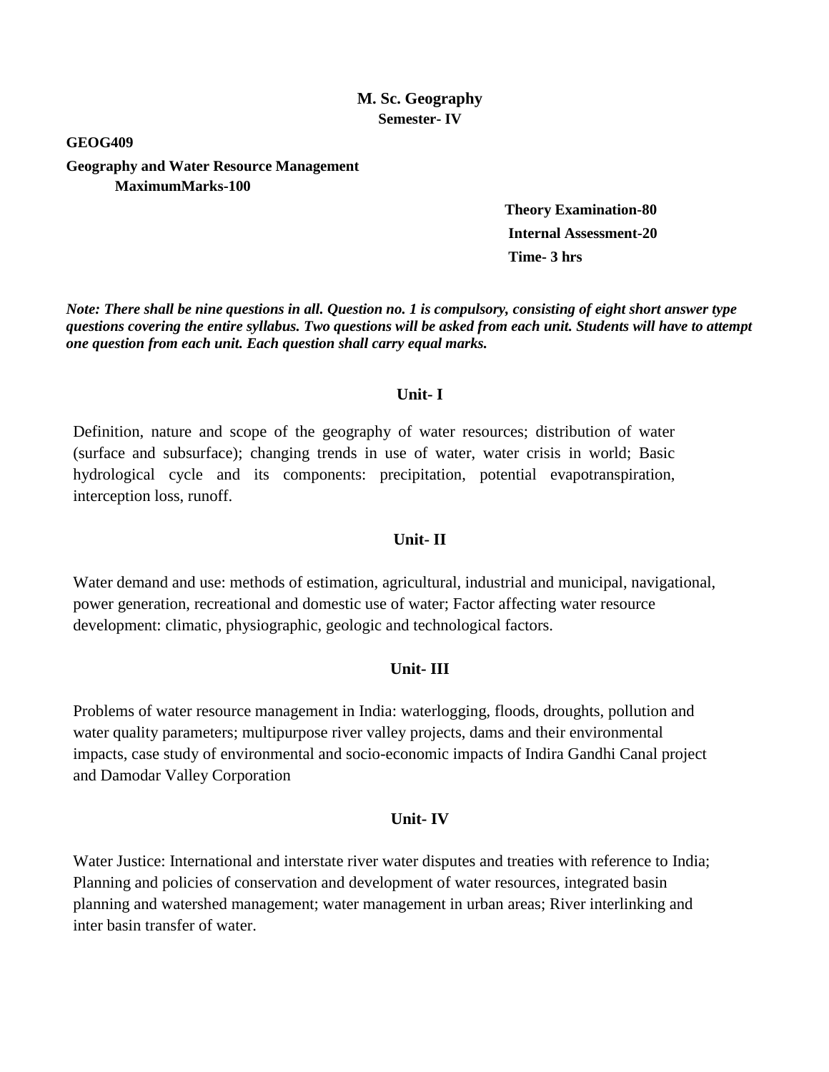**M. Sc. Geography**
**Semester- IV**

**GEOG409**

**Geography and Water Resource Management**
**MaximumMarks-100**

**Theory Examination-80**
**Internal Assessment-20**
**Time- 3 hrs**

***Note: There shall be nine questions in all. Question no. 1 is compulsory, consisting of eight short answer type questions covering the entire syllabus. Two questions will be asked from each unit. Students will have to attempt one question from each unit. Each question shall carry equal marks.***

## Unit- I

Definition, nature and scope of the geography of water resources; distribution of water (surface and subsurface); changing trends in use of water, water crisis in world; Basic hydrological cycle and its components: precipitation, potential evapotranspiration, interception loss, runoff.

## Unit- II

Water demand and use: methods of estimation, agricultural, industrial and municipal, navigational, power generation, recreational and domestic use of water; Factor affecting water resource development: climatic, physiographic, geologic and technological factors.

## Unit- III

Problems of water resource management in India: waterlogging, floods, droughts, pollution and water quality parameters; multipurpose river valley projects, dams and their environmental impacts, case study of environmental and socio-economic impacts of Indira Gandhi Canal project and Damodar Valley Corporation

## Unit- IV

Water Justice: International and interstate river water disputes and treaties with reference to India; Planning and policies of conservation and development of water resources, integrated basin planning and watershed management; water management in urban areas; River interlinking and inter basin transfer of water.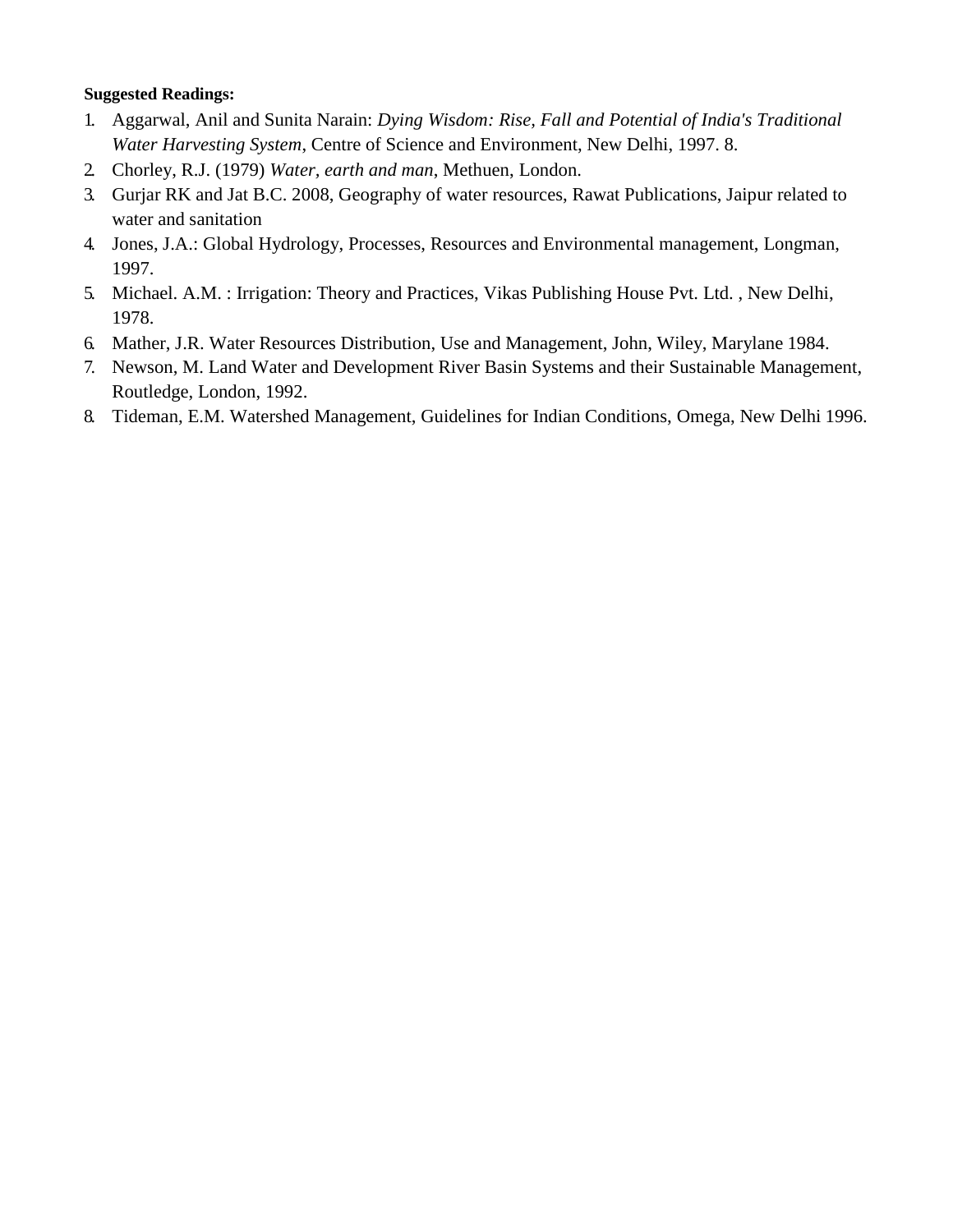**Suggested Readings:**

1. Aggarwal, Anil and Sunita Narain: *Dying Wisdom: Rise, Fall and Potential of India's Traditional Water Harvesting System*, Centre of Science and Environment, New Delhi, 1997. 8.
2. Chorley, R.J. (1979) *Water, earth and man*, Methuen, London.
3. Gurjar RK and Jat B.C. 2008, Geography of water resources, Rawat Publications, Jaipur related to water and sanitation
4. Jones, J.A.: Global Hydrology, Processes, Resources and Environmental management, Longman, 1997.
5. Michael. A.M. : Irrigation: Theory and Practices, Vikas Publishing House Pvt. Ltd. , New Delhi, 1978.
6. Mather, J.R. Water Resources Distribution, Use and Management, John, Wiley, Marylane 1984.
7. Newson, M. Land Water and Development River Basin Systems and their Sustainable Management, Routledge, London, 1992.
8. Tideman, E.M. Watershed Management, Guidelines for Indian Conditions, Omega, New Delhi 1996.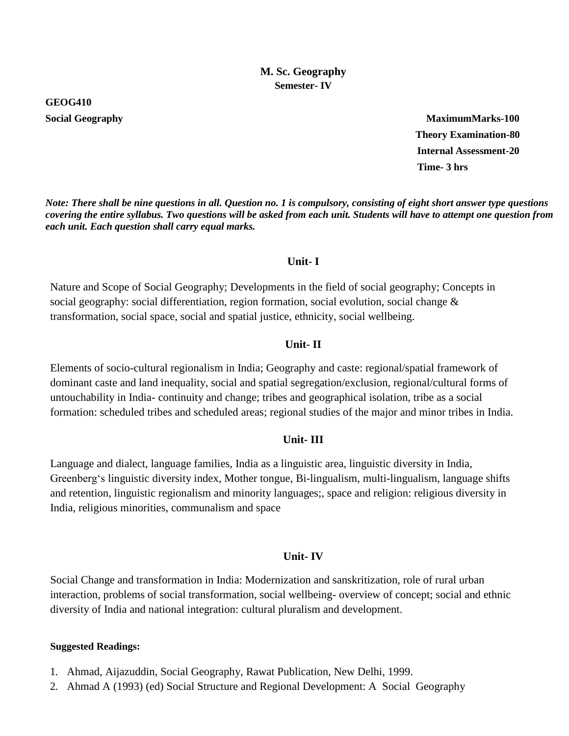# M. Sc. Geography

## Semester- IV

**GEOG410**

**Social Geography**

**MaximumMarks-100**
**Theory Examination-80**
**Internal Assessment-20**
**Time- 3 hrs**

***Note: There shall be nine questions in all. Question no. 1 is compulsory, consisting of eight short answer type questions covering the entire syllabus. Two questions will be asked from each unit. Students will have to attempt one question from each unit. Each question shall carry equal marks.***

### Unit- I

Nature and Scope of Social Geography; Developments in the field of social geography; Concepts in social geography: social differentiation, region formation, social evolution, social change & transformation, social space, social and spatial justice, ethnicity, social wellbeing.

### Unit- II

Elements of socio-cultural regionalism in India; Geography and caste: regional/spatial framework of dominant caste and land inequality, social and spatial segregation/exclusion, regional/cultural forms of untouchability in India- continuity and change; tribes and geographical isolation, tribe as a social formation: scheduled tribes and scheduled areas; regional studies of the major and minor tribes in India.

### Unit- III

Language and dialect, language families, India as a linguistic area, linguistic diversity in India, Greenberg‘s linguistic diversity index, Mother tongue, Bi-lingualism, multi-lingualism, language shifts and retention, linguistic regionalism and minority languages;, space and religion: religious diversity in India, religious minorities, communalism and space

### Unit- IV

Social Change and transformation in India: Modernization and sanskritization, role of rural urban interaction, problems of social transformation, social wellbeing- overview of concept; social and ethnic diversity of India and national integration: cultural pluralism and development.

**Suggested Readings:**

1. Ahmad, Aijazuddin, Social Geography, Rawat Publication, New Delhi, 1999.
2. Ahmad A (1993) (ed) Social Structure and Regional Development: A Social Geography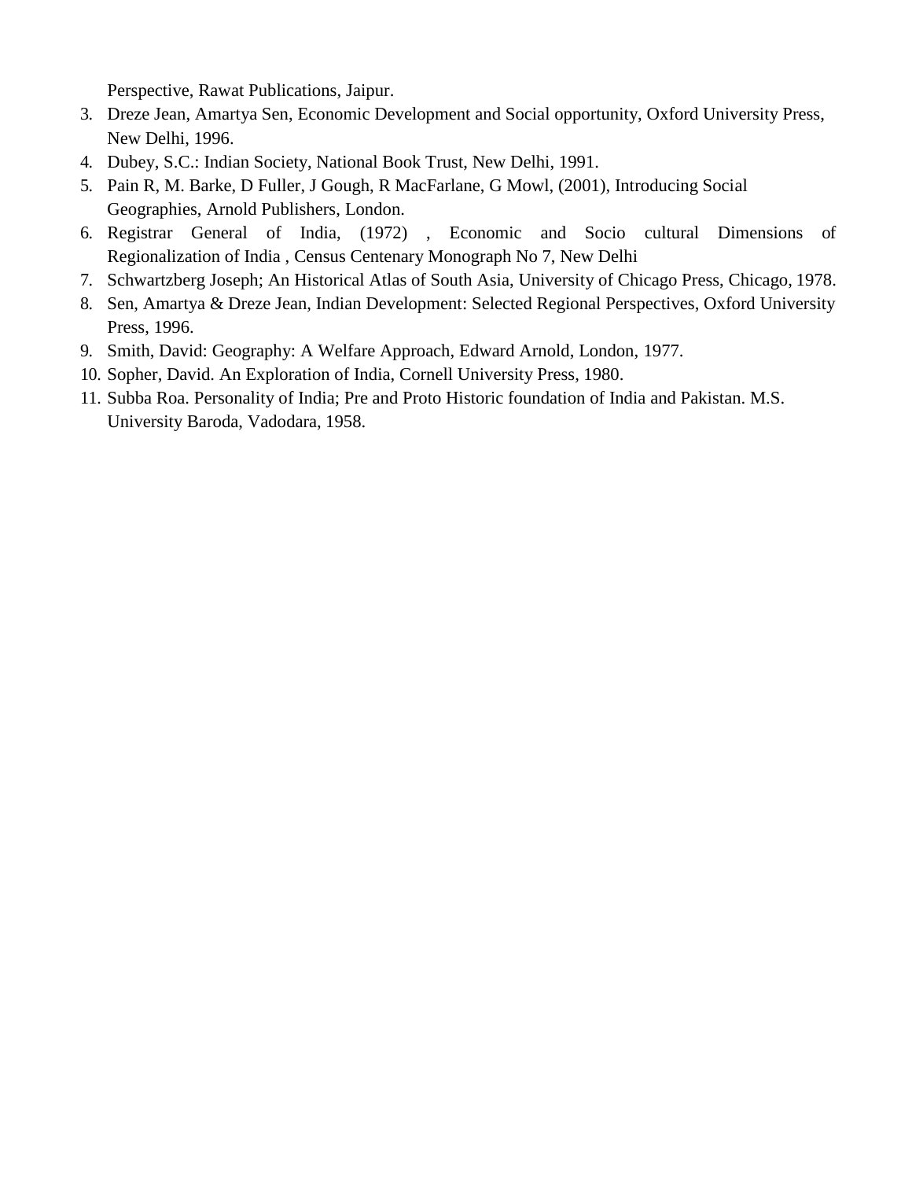Perspective, Rawat Publications, Jaipur.

3. Dreze Jean, Amartya Sen, Economic Development and Social opportunity, Oxford University Press, New Delhi, 1996.
4. Dubey, S.C.: Indian Society, National Book Trust, New Delhi, 1991.
5. Pain R, M. Barke, D Fuller, J Gough, R MacFarlane, G Mowl, (2001), Introducing Social Geographies, Arnold Publishers, London.
6. Registrar General of India, (1972) , Economic and Socio cultural Dimensions of Regionalization of India , Census Centenary Monograph No 7, New Delhi
7. Schwartzberg Joseph; An Historical Atlas of South Asia, University of Chicago Press, Chicago, 1978.
8. Sen, Amartya & Dreze Jean, Indian Development: Selected Regional Perspectives, Oxford University Press, 1996.
9. Smith, David: Geography: A Welfare Approach, Edward Arnold, London, 1977.
10. Sopher, David. An Exploration of India, Cornell University Press, 1980.
11. Subba Roa. Personality of India; Pre and Proto Historic foundation of India and Pakistan. M.S. University Baroda, Vadodara, 1958.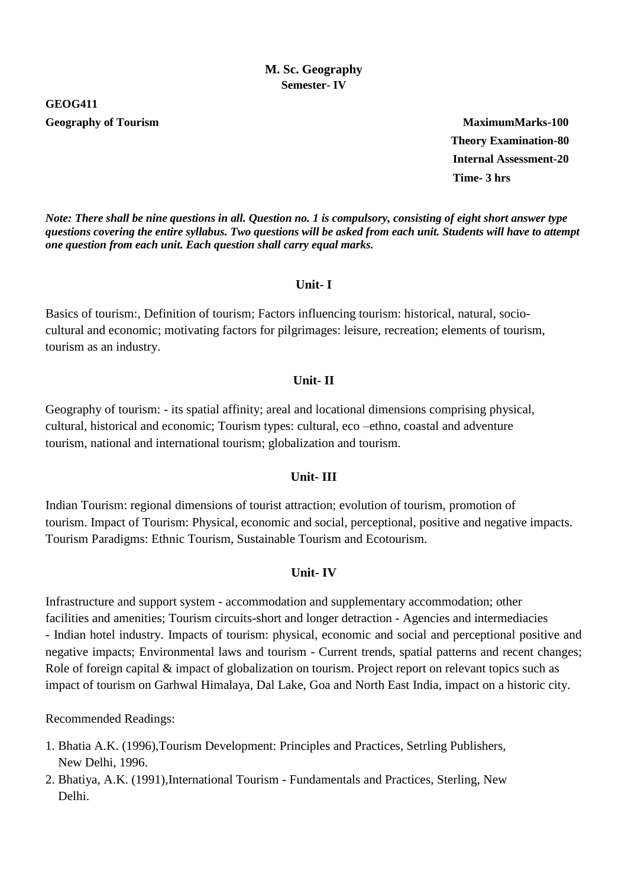# M. Sc. Geography

## Semester- IV

**GEOG411**

**Geography of Tourism**

**MaximumMarks-100**
**Theory Examination-80**
**Internal Assessment-20**
**Time- 3 hrs**

***Note: There shall be nine questions in all. Question no. 1 is compulsory, consisting of eight short answer type questions covering the entire syllabus. Two questions will be asked from each unit. Students will have to attempt one question from each unit. Each question shall carry equal marks.***

### Unit- I

Basics of tourism:, Definition of tourism; Factors influencing tourism: historical, natural, socio-cultural and economic; motivating factors for pilgrimages: leisure, recreation; elements of tourism, tourism as an industry.

### Unit- II

Geography of tourism: - its spatial affinity; areal and locational dimensions comprising physical, cultural, historical and economic; Tourism types: cultural, eco –ethno, coastal and adventure tourism, national and international tourism; globalization and tourism.

### Unit- III

Indian Tourism: regional dimensions of tourist attraction; evolution of tourism, promotion of tourism. Impact of Tourism: Physical, economic and social, perceptional, positive and negative impacts. Tourism Paradigms: Ethnic Tourism, Sustainable Tourism and Ecotourism.

### Unit- IV

Infrastructure and support system - accommodation and supplementary accommodation; other facilities and amenities; Tourism circuits-short and longer detraction - Agencies and intermediacies - Indian hotel industry. Impacts of tourism: physical, economic and social and perceptional positive and negative impacts; Environmental laws and tourism - Current trends, spatial patterns and recent changes; Role of foreign capital & impact of globalization on tourism. Project report on relevant topics such as impact of tourism on Garhwal Himalaya, Dal Lake, Goa and North East India, impact on a historic city.

Recommended Readings:

1. Bhatia A.K. (1996),Tourism Development: Principles and Practices, Setrling Publishers, New Delhi, 1996.
2. Bhatiya, A.K. (1991),International Tourism - Fundamentals and Practices, Sterling, New Delhi.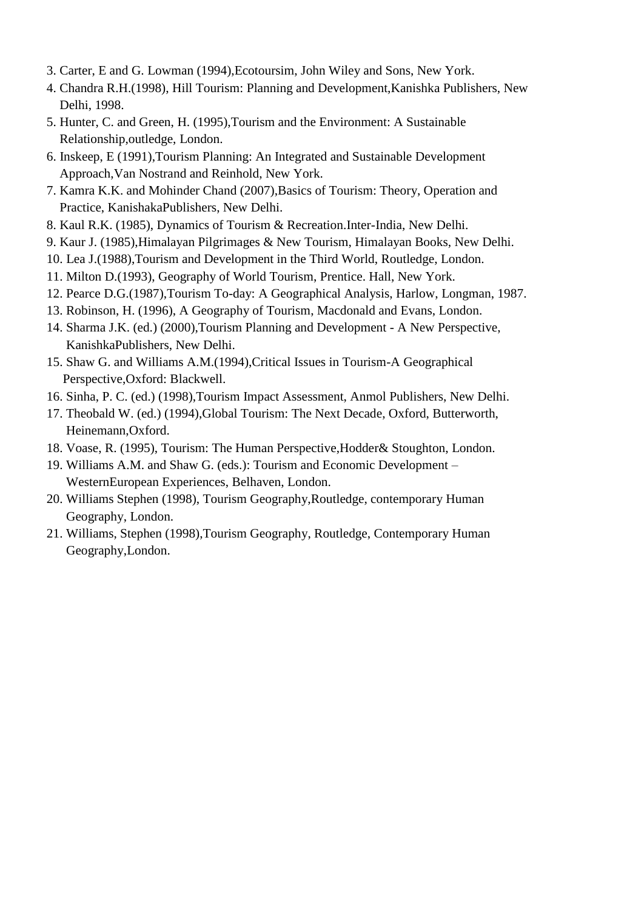3. Carter, E and G. Lowman (1994),Ecotoursim, John Wiley and Sons, New York.
4. Chandra R.H.(1998), Hill Tourism: Planning and Development,Kanishka Publishers, New Delhi, 1998.
5. Hunter, C. and Green, H. (1995),Tourism and the Environment: A Sustainable Relationship,outledge, London.
6. Inskeep, E (1991),Tourism Planning: An Integrated and Sustainable Development Approach,Van Nostrand and Reinhold, New York.
7. Kamra K.K. and Mohinder Chand (2007),Basics of Tourism: Theory, Operation and Practice, KanishakaPublishers, New Delhi.
8. Kaul R.K. (1985), Dynamics of Tourism & Recreation.Inter-India, New Delhi.
9. Kaur J. (1985),Himalayan Pilgrimages & New Tourism, Himalayan Books, New Delhi.
10. Lea J.(1988),Tourism and Development in the Third World, Routledge, London.
11. Milton D.(1993), Geography of World Tourism, Prentice. Hall, New York.
12. Pearce D.G.(1987),Tourism To-day: A Geographical Analysis, Harlow, Longman, 1987.
13. Robinson, H. (1996), A Geography of Tourism, Macdonald and Evans, London.
14. Sharma J.K. (ed.) (2000),Tourism Planning and Development - A New Perspective, KanishkaPublishers, New Delhi.
15. Shaw G. and Williams A.M.(1994),Critical Issues in Tourism-A Geographical Perspective,Oxford: Blackwell.
16. Sinha, P. C. (ed.) (1998),Tourism Impact Assessment, Anmol Publishers, New Delhi.
17. Theobald W. (ed.) (1994),Global Tourism: The Next Decade, Oxford, Butterworth, Heinemann,Oxford.
18. Voase, R. (1995), Tourism: The Human Perspective,Hodder& Stoughton, London.
19. Williams A.M. and Shaw G. (eds.): Tourism and Economic Development – WesternEuropean Experiences, Belhaven, London.
20. Williams Stephen (1998), Tourism Geography,Routledge, contemporary Human Geography, London.
21. Williams, Stephen (1998),Tourism Geography, Routledge, Contemporary Human Geography,London.